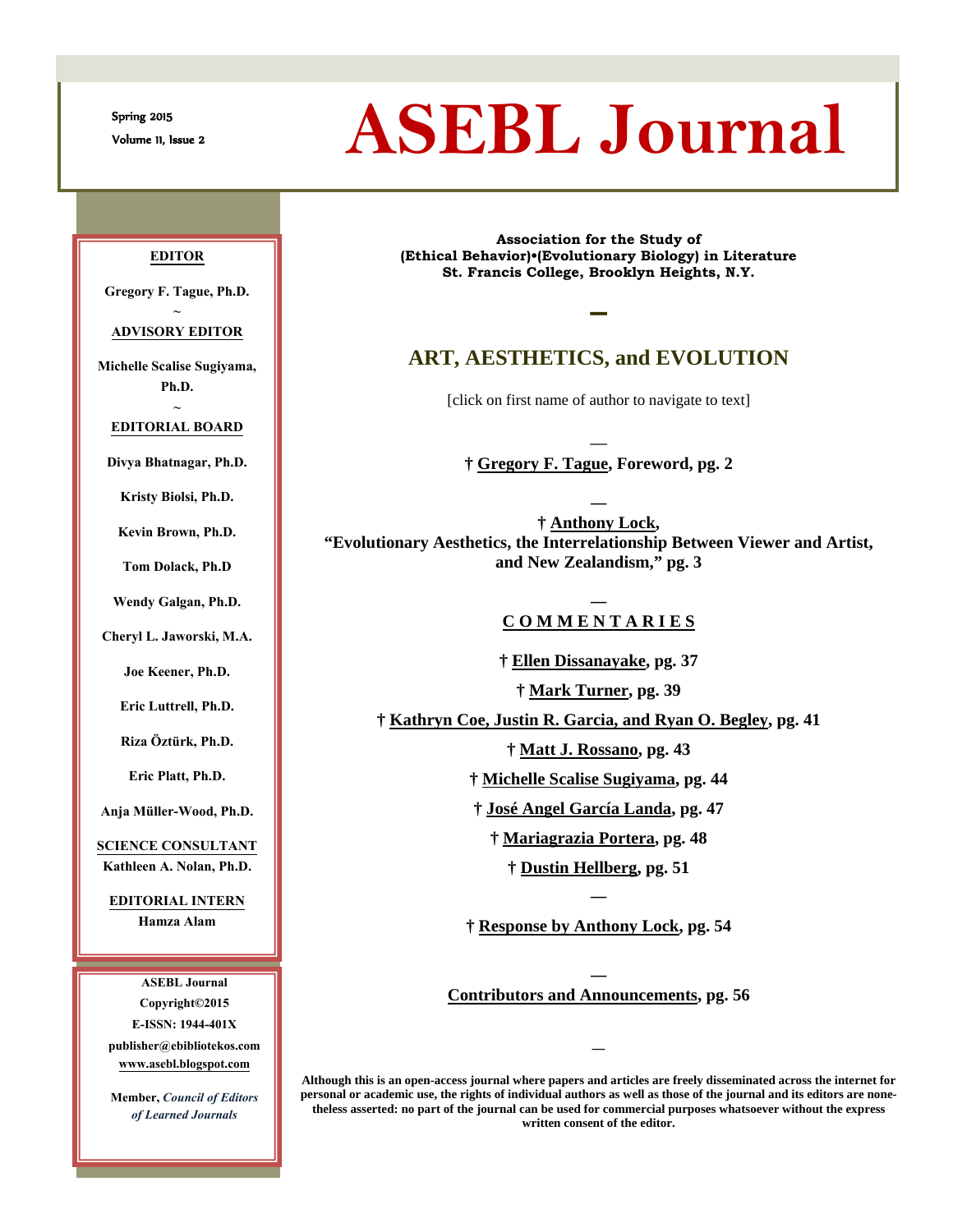Spring 2015

Volume 11, Issue 2

# ASEBL Journal

**EDITOR**

**Gregory F. Tague, Ph.D.**

~

**ADVISORY EDITOR**

**Michelle Scalise Sugiyama, Ph.D.**

~

**EDITORIAL BOARD**

**Divya Bhatnagar, Ph.D.**

**Kristy Biolsi, Ph.D.**

**Kevin Brown, Ph.D.**

**Tom Dolack, Ph.D**

**Wendy Galgan, Ph.D.**

**Cheryl L. Jaworski, M.A.**

**Joe Keener, Ph.D.**

**Eric Luttrell, Ph.D.**

**Riza Öztürk, Ph.D.**

**Eric Platt, Ph.D.**

**Anja Müller-Wood, Ph.D.**

**SCIENCE CONSULTANT**

**Kathleen A. Nolan, Ph.D.**

**EDITORIAL INTERN**

**Hamza Alam**

**ASEBL Journal**

**Copyright©2015**

**E-ISSN: 1944-401X**

**publisher@ebibliotekos.com**

**www.asebl.blogspot.com**

**Member, *Council of Editors of Learned Journals***

**Association for the Study of (Ethical Behavior)•(Evolutionary Biology) in Literature**
**St. Francis College, Brooklyn Heights, N.Y.**

## ART, AESTHETICS, and EVOLUTION

[click on first name of author to navigate to text]

—

**† Gregory F. Tague, Foreword, pg. 2**

—

**† Anthony Lock, "Evolutionary Aesthetics, the Interrelationship Between Viewer and Artist, and New Zealandism," pg. 3**

—

**COMMENTARIES**

**† Ellen Dissanayake, pg. 37**

**† Mark Turner, pg. 39**

**† Kathryn Coe, Justin R. Garcia, and Ryan O. Begley, pg. 41**

**† Matt J. Rossano, pg. 43**

**† Michelle Scalise Sugiyama, pg. 44**

**† José Angel García Landa, pg. 47**

**† Mariagrazia Portera, pg. 48**

**† Dustin Hellberg, pg. 51**

—

**† Response by Anthony Lock, pg. 54**

—

**Contributors and Announcements, pg. 56**

—

**Although this is an open-access journal where papers and articles are freely disseminated across the internet for personal or academic use, the rights of individual authors as well as those of the journal and its editors are nonetheless asserted: no part of the journal can be used for commercial purposes whatsoever without the express written consent of the editor.**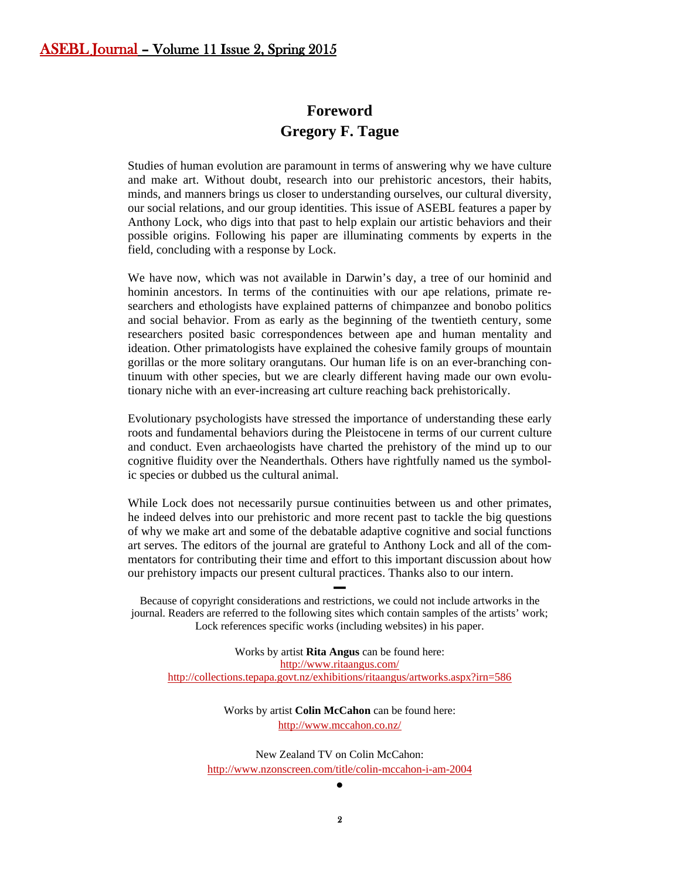# Foreword

## Gregory F. Tague

Studies of human evolution are paramount in terms of answering why we have culture and make art. Without doubt, research into our prehistoric ancestors, their habits, minds, and manners brings us closer to understanding ourselves, our cultural diversity, our social relations, and our group identities. This issue of ASEBL features a paper by Anthony Lock, who digs into that past to help explain our artistic behaviors and their possible origins. Following his paper are illuminating comments by experts in the field, concluding with a response by Lock.

We have now, which was not available in Darwin's day, a tree of our hominid and hominin ancestors. In terms of the continuities with our ape relations, primate researchers and ethologists have explained patterns of chimpanzee and bonobo politics and social behavior. From as early as the beginning of the twentieth century, some researchers posited basic correspondences between ape and human mentality and ideation. Other primatologists have explained the cohesive family groups of mountain gorillas or the more solitary orangutans. Our human life is on an ever-branching continuum with other species, but we are clearly different having made our own evolutionary niche with an ever-increasing art culture reaching back prehistorically.

Evolutionary psychologists have stressed the importance of understanding these early roots and fundamental behaviors during the Pleistocene in terms of our current culture and conduct. Even archaeologists have charted the prehistory of the mind up to our cognitive fluidity over the Neanderthals. Others have rightfully named us the symbolic species or dubbed us the cultural animal.

While Lock does not necessarily pursue continuities between us and other primates, he indeed delves into our prehistoric and more recent past to tackle the big questions of why we make art and some of the debatable adaptive cognitive and social functions art serves. The editors of the journal are grateful to Anthony Lock and all of the commentators for contributing their time and effort to this important discussion about how our prehistory impacts our present cultural practices. Thanks also to our intern.

---

Because of copyright considerations and restrictions, we could not include artworks in the journal. Readers are referred to the following sites which contain samples of the artists' work; Lock references specific works (including websites) in his paper.

Works by artist **Rita Angus** can be found here:
http://www.ritaangus.com/
http://collections.tepapa.govt.nz/exhibitions/ritaangus/artworks.aspx?irn=586

Works by artist **Colin McCahon** can be found here:
http://www.mccahon.co.nz/

New Zealand TV on Colin McCahon:
http://www.nzonscreen.com/title/colin-mccahon-i-am-2004

●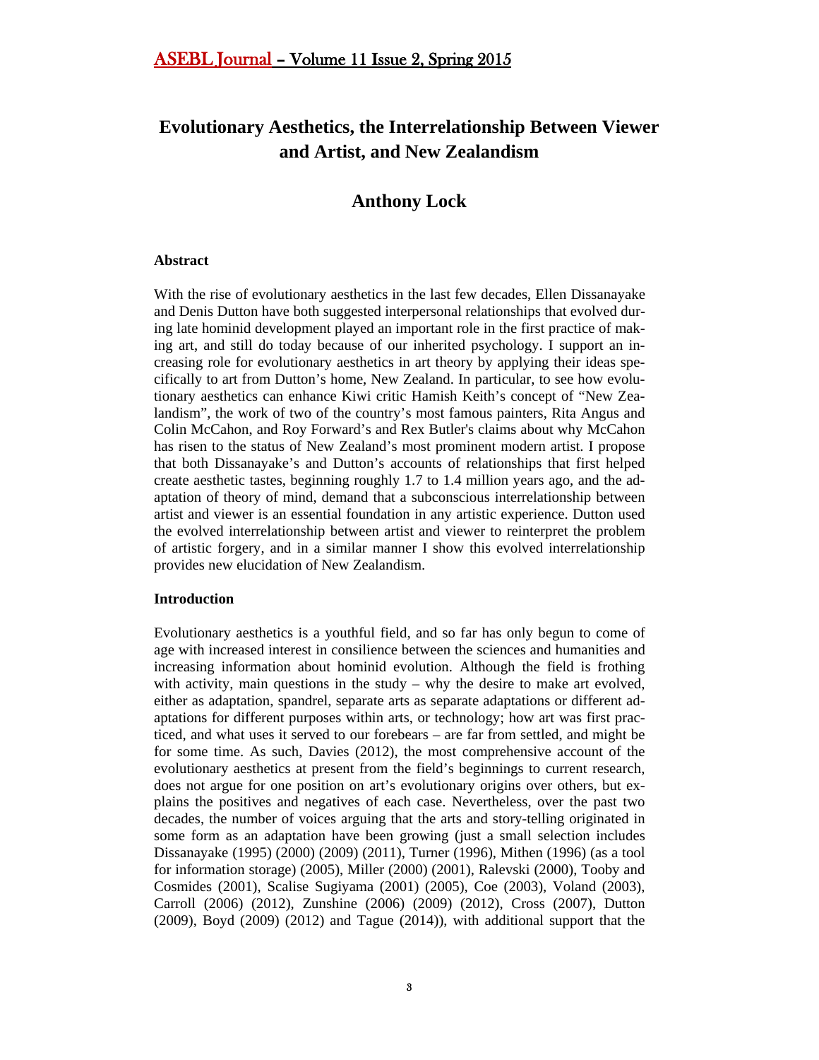# Evolutionary Aesthetics, the Interrelationship Between Viewer and Artist, and New Zealandism

## Anthony Lock

### Abstract

With the rise of evolutionary aesthetics in the last few decades, Ellen Dissanayake and Denis Dutton have both suggested interpersonal relationships that evolved during late hominid development played an important role in the first practice of making art, and still do today because of our inherited psychology. I support an increasing role for evolutionary aesthetics in art theory by applying their ideas specifically to art from Dutton's home, New Zealand. In particular, to see how evolutionary aesthetics can enhance Kiwi critic Hamish Keith's concept of "New Zealandism", the work of two of the country's most famous painters, Rita Angus and Colin McCahon, and Roy Forward's and Rex Butler's claims about why McCahon has risen to the status of New Zealand's most prominent modern artist. I propose that both Dissanayake's and Dutton's accounts of relationships that first helped create aesthetic tastes, beginning roughly 1.7 to 1.4 million years ago, and the adaptation of theory of mind, demand that a subconscious interrelationship between artist and viewer is an essential foundation in any artistic experience. Dutton used the evolved interrelationship between artist and viewer to reinterpret the problem of artistic forgery, and in a similar manner I show this evolved interrelationship provides new elucidation of New Zealandism.

### Introduction

Evolutionary aesthetics is a youthful field, and so far has only begun to come of age with increased interest in consilience between the sciences and humanities and increasing information about hominid evolution. Although the field is frothing with activity, main questions in the study – why the desire to make art evolved, either as adaptation, spandrel, separate arts as separate adaptations or different adaptations for different purposes within arts, or technology; how art was first practiced, and what uses it served to our forebears – are far from settled, and might be for some time. As such, Davies (2012), the most comprehensive account of the evolutionary aesthetics at present from the field's beginnings to current research, does not argue for one position on art's evolutionary origins over others, but explains the positives and negatives of each case. Nevertheless, over the past two decades, the number of voices arguing that the arts and story-telling originated in some form as an adaptation have been growing (just a small selection includes Dissanayake (1995) (2000) (2009) (2011), Turner (1996), Mithen (1996) (as a tool for information storage) (2005), Miller (2000) (2001), Ralevski (2000), Tooby and Cosmides (2001), Scalise Sugiyama (2001) (2005), Coe (2003), Voland (2003), Carroll (2006) (2012), Zunshine (2006) (2009) (2012), Cross (2007), Dutton (2009), Boyd (2009) (2012) and Tague (2014)), with additional support that the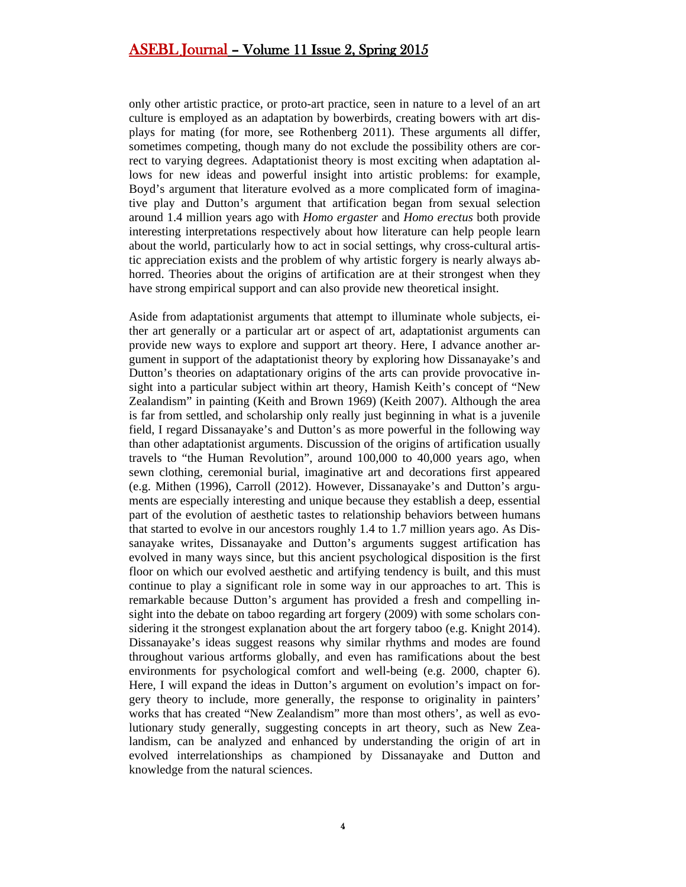only other artistic practice, or proto-art practice, seen in nature to a level of an art culture is employed as an adaptation by bowerbirds, creating bowers with art displays for mating (for more, see Rothenberg 2011). These arguments all differ, sometimes competing, though many do not exclude the possibility others are correct to varying degrees. Adaptationist theory is most exciting when adaptation allows for new ideas and powerful insight into artistic problems: for example, Boyd's argument that literature evolved as a more complicated form of imaginative play and Dutton's argument that artification began from sexual selection around 1.4 million years ago with *Homo ergaster* and *Homo erectus* both provide interesting interpretations respectively about how literature can help people learn about the world, particularly how to act in social settings, why cross-cultural artistic appreciation exists and the problem of why artistic forgery is nearly always abhorred. Theories about the origins of artification are at their strongest when they have strong empirical support and can also provide new theoretical insight.

Aside from adaptationist arguments that attempt to illuminate whole subjects, either art generally or a particular art or aspect of art, adaptationist arguments can provide new ways to explore and support art theory. Here, I advance another argument in support of the adaptationist theory by exploring how Dissanayake's and Dutton's theories on adaptationary origins of the arts can provide provocative insight into a particular subject within art theory, Hamish Keith's concept of "New Zealandism" in painting (Keith and Brown 1969) (Keith 2007). Although the area is far from settled, and scholarship only really just beginning in what is a juvenile field, I regard Dissanayake's and Dutton's as more powerful in the following way than other adaptationist arguments. Discussion of the origins of artification usually travels to "the Human Revolution", around 100,000 to 40,000 years ago, when sewn clothing, ceremonial burial, imaginative art and decorations first appeared (e.g. Mithen (1996), Carroll (2012). However, Dissanayake's and Dutton's arguments are especially interesting and unique because they establish a deep, essential part of the evolution of aesthetic tastes to relationship behaviors between humans that started to evolve in our ancestors roughly 1.4 to 1.7 million years ago. As Dissanayake writes, Dissanayake and Dutton's arguments suggest artification has evolved in many ways since, but this ancient psychological disposition is the first floor on which our evolved aesthetic and artifying tendency is built, and this must continue to play a significant role in some way in our approaches to art. This is remarkable because Dutton's argument has provided a fresh and compelling insight into the debate on taboo regarding art forgery (2009) with some scholars considering it the strongest explanation about the art forgery taboo (e.g. Knight 2014). Dissanayake's ideas suggest reasons why similar rhythms and modes are found throughout various artforms globally, and even has ramifications about the best environments for psychological comfort and well-being (e.g. 2000, chapter 6). Here, I will expand the ideas in Dutton's argument on evolution's impact on forgery theory to include, more generally, the response to originality in painters' works that has created "New Zealandism" more than most others', as well as evolutionary study generally, suggesting concepts in art theory, such as New Zealandism, can be analyzed and enhanced by understanding the origin of art in evolved interrelationships as championed by Dissanayake and Dutton and knowledge from the natural sciences.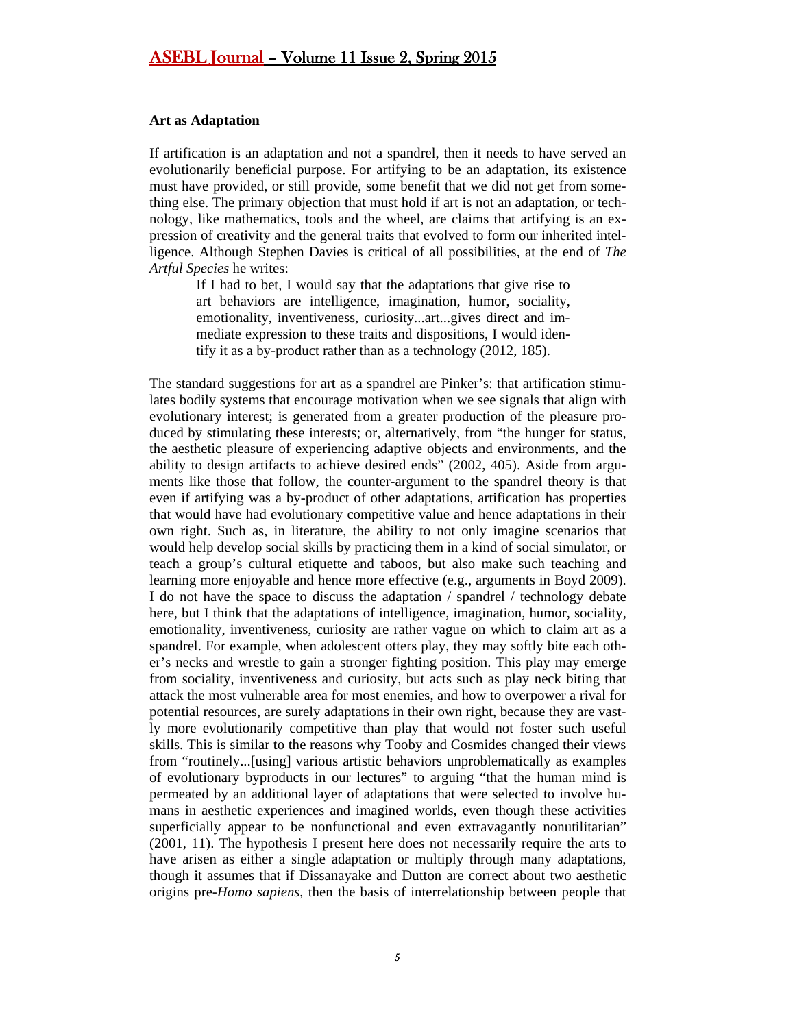**Art as Adaptation**

If artification is an adaptation and not a spandrel, then it needs to have served an evolutionarily beneficial purpose. For artifying to be an adaptation, its existence must have provided, or still provide, some benefit that we did not get from something else. The primary objection that must hold if art is not an adaptation, or technology, like mathematics, tools and the wheel, are claims that artifying is an expression of creativity and the general traits that evolved to form our inherited intelligence. Although Stephen Davies is critical of all possibilities, at the end of *The Artful Species* he writes:

> If I had to bet, I would say that the adaptations that give rise to art behaviors are intelligence, imagination, humor, sociality, emotionality, inventiveness, curiosity...art...gives direct and immediate expression to these traits and dispositions, I would identify it as a by-product rather than as a technology (2012, 185).

The standard suggestions for art as a spandrel are Pinker's: that artification stimulates bodily systems that encourage motivation when we see signals that align with evolutionary interest; is generated from a greater production of the pleasure produced by stimulating these interests; or, alternatively, from "the hunger for status, the aesthetic pleasure of experiencing adaptive objects and environments, and the ability to design artifacts to achieve desired ends" (2002, 405). Aside from arguments like those that follow, the counter-argument to the spandrel theory is that even if artifying was a by-product of other adaptations, artification has properties that would have had evolutionary competitive value and hence adaptations in their own right. Such as, in literature, the ability to not only imagine scenarios that would help develop social skills by practicing them in a kind of social simulator, or teach a group's cultural etiquette and taboos, but also make such teaching and learning more enjoyable and hence more effective (e.g., arguments in Boyd 2009). I do not have the space to discuss the adaptation / spandrel / technology debate here, but I think that the adaptations of intelligence, imagination, humor, sociality, emotionality, inventiveness, curiosity are rather vague on which to claim art as a spandrel. For example, when adolescent otters play, they may softly bite each other's necks and wrestle to gain a stronger fighting position. This play may emerge from sociality, inventiveness and curiosity, but acts such as play neck biting that attack the most vulnerable area for most enemies, and how to overpower a rival for potential resources, are surely adaptations in their own right, because they are vastly more evolutionarily competitive than play that would not foster such useful skills. This is similar to the reasons why Tooby and Cosmides changed their views from "routinely...[using] various artistic behaviors unproblematically as examples of evolutionary byproducts in our lectures" to arguing "that the human mind is permeated by an additional layer of adaptations that were selected to involve humans in aesthetic experiences and imagined worlds, even though these activities superficially appear to be nonfunctional and even extravagantly nonutilitarian" (2001, 11). The hypothesis I present here does not necessarily require the arts to have arisen as either a single adaptation or multiply through many adaptations, though it assumes that if Dissanayake and Dutton are correct about two aesthetic origins pre-*Homo sapiens*, then the basis of interrelationship between people that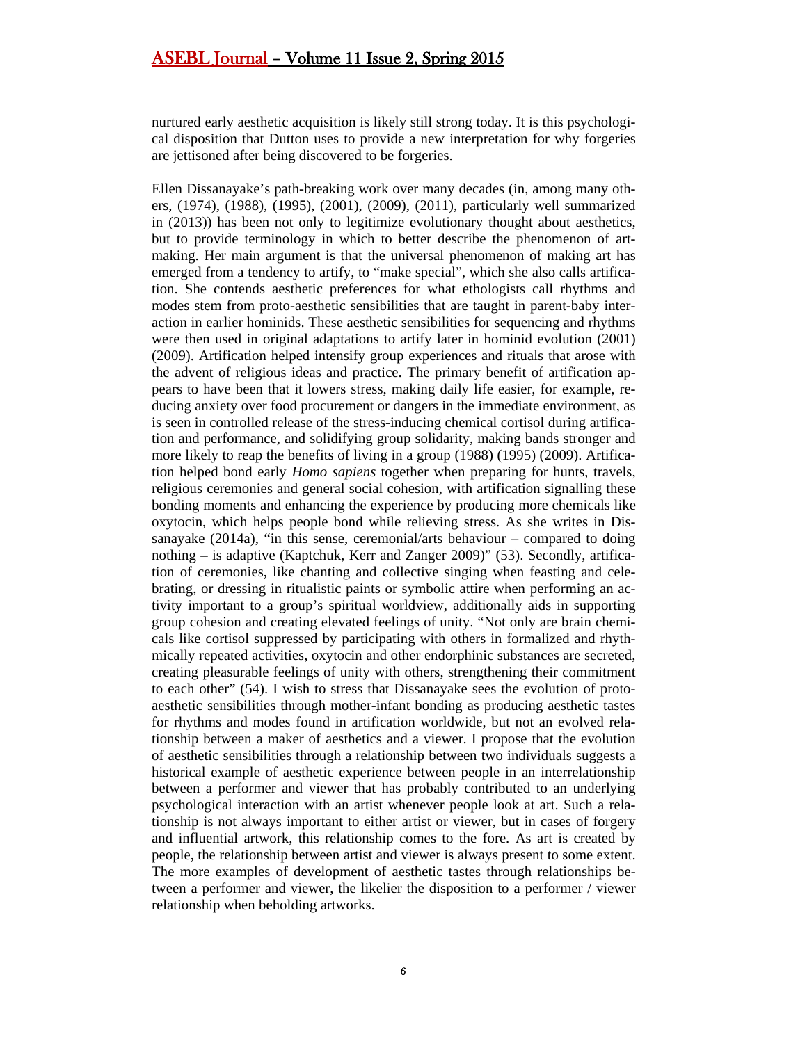nurtured early aesthetic acquisition is likely still strong today. It is this psychological disposition that Dutton uses to provide a new interpretation for why forgeries are jettisoned after being discovered to be forgeries.

Ellen Dissanayake's path-breaking work over many decades (in, among many others, (1974), (1988), (1995), (2001), (2009), (2011), particularly well summarized in (2013)) has been not only to legitimize evolutionary thought about aesthetics, but to provide terminology in which to better describe the phenomenon of art-making. Her main argument is that the universal phenomenon of making art has emerged from a tendency to artify, to "make special", which she also calls artification. She contends aesthetic preferences for what ethologists call rhythms and modes stem from proto-aesthetic sensibilities that are taught in parent-baby interaction in earlier hominids. These aesthetic sensibilities for sequencing and rhythms were then used in original adaptations to artify later in hominid evolution (2001) (2009). Artification helped intensify group experiences and rituals that arose with the advent of religious ideas and practice. The primary benefit of artification appears to have been that it lowers stress, making daily life easier, for example, reducing anxiety over food procurement or dangers in the immediate environment, as is seen in controlled release of the stress-inducing chemical cortisol during artification and performance, and solidifying group solidarity, making bands stronger and more likely to reap the benefits of living in a group (1988) (1995) (2009). Artification helped bond early *Homo sapiens* together when preparing for hunts, travels, religious ceremonies and general social cohesion, with artification signalling these bonding moments and enhancing the experience by producing more chemicals like oxytocin, which helps people bond while relieving stress. As she writes in Dissanayake (2014a), "in this sense, ceremonial/arts behaviour – compared to doing nothing – is adaptive (Kaptchuk, Kerr and Zanger 2009)" (53). Secondly, artification of ceremonies, like chanting and collective singing when feasting and celebrating, or dressing in ritualistic paints or symbolic attire when performing an activity important to a group's spiritual worldview, additionally aids in supporting group cohesion and creating elevated feelings of unity. "Not only are brain chemicals like cortisol suppressed by participating with others in formalized and rhythmically repeated activities, oxytocin and other endorphinic substances are secreted, creating pleasurable feelings of unity with others, strengthening their commitment to each other" (54). I wish to stress that Dissanayake sees the evolution of proto-aesthetic sensibilities through mother-infant bonding as producing aesthetic tastes for rhythms and modes found in artification worldwide, but not an evolved relationship between a maker of aesthetics and a viewer. I propose that the evolution of aesthetic sensibilities through a relationship between two individuals suggests a historical example of aesthetic experience between people in an interrelationship between a performer and viewer that has probably contributed to an underlying psychological interaction with an artist whenever people look at art. Such a relationship is not always important to either artist or viewer, but in cases of forgery and influential artwork, this relationship comes to the fore. As art is created by people, the relationship between artist and viewer is always present to some extent. The more examples of development of aesthetic tastes through relationships between a performer and viewer, the likelier the disposition to a performer / viewer relationship when beholding artworks.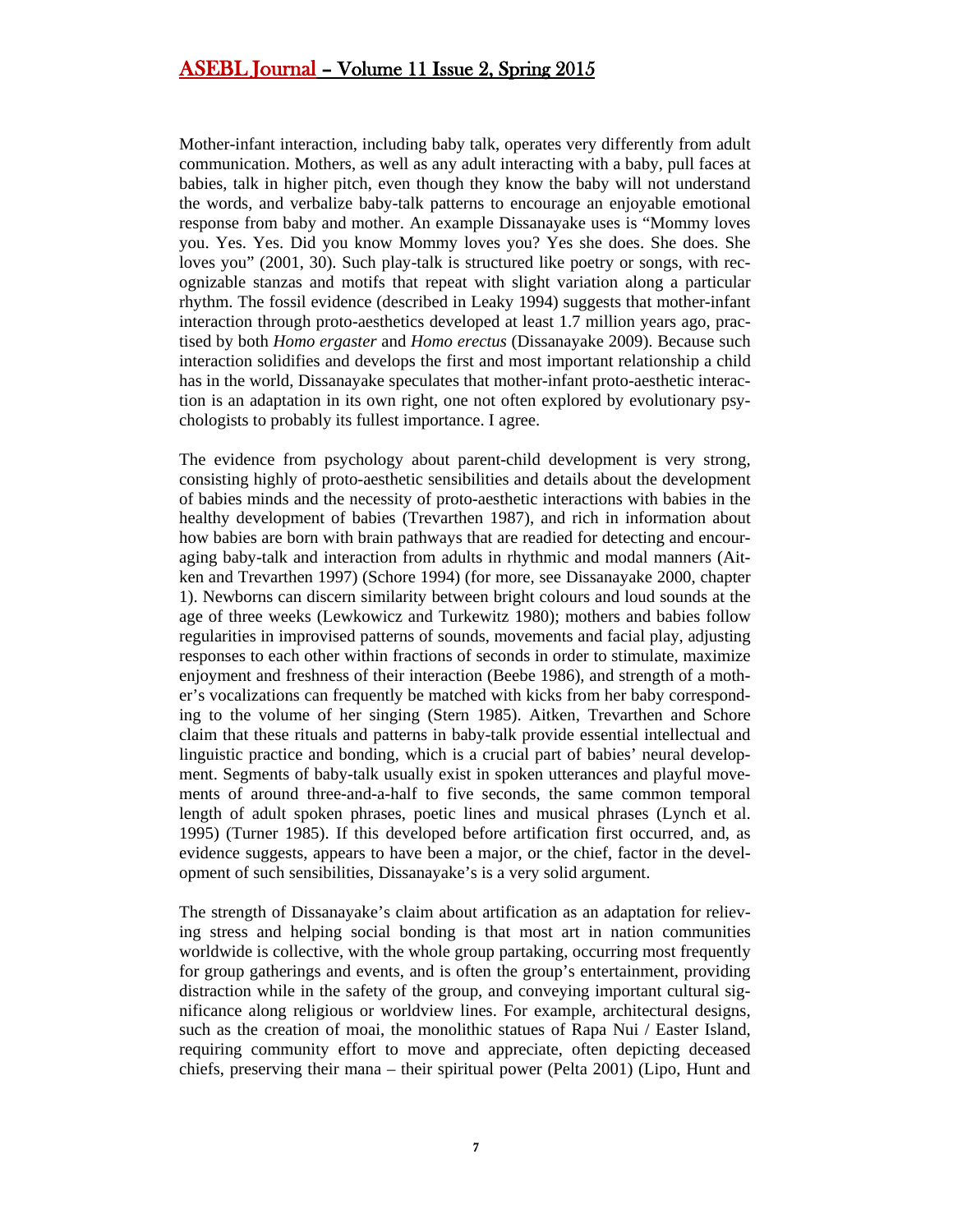Mother-infant interaction, including baby talk, operates very differently from adult communication. Mothers, as well as any adult interacting with a baby, pull faces at babies, talk in higher pitch, even though they know the baby will not understand the words, and verbalize baby-talk patterns to encourage an enjoyable emotional response from baby and mother. An example Dissanayake uses is "Mommy loves you. Yes. Yes. Did you know Mommy loves you? Yes she does. She does. She loves you" (2001, 30). Such play-talk is structured like poetry or songs, with recognizable stanzas and motifs that repeat with slight variation along a particular rhythm. The fossil evidence (described in Leaky 1994) suggests that mother-infant interaction through proto-aesthetics developed at least 1.7 million years ago, practised by both *Homo ergaster* and *Homo erectus* (Dissanayake 2009). Because such interaction solidifies and develops the first and most important relationship a child has in the world, Dissanayake speculates that mother-infant proto-aesthetic interaction is an adaptation in its own right, one not often explored by evolutionary psychologists to probably its fullest importance. I agree.

The evidence from psychology about parent-child development is very strong, consisting highly of proto-aesthetic sensibilities and details about the development of babies minds and the necessity of proto-aesthetic interactions with babies in the healthy development of babies (Trevarthen 1987), and rich in information about how babies are born with brain pathways that are readied for detecting and encouraging baby-talk and interaction from adults in rhythmic and modal manners (Aitken and Trevarthen 1997) (Schore 1994) (for more, see Dissanayake 2000, chapter 1). Newborns can discern similarity between bright colours and loud sounds at the age of three weeks (Lewkowicz and Turkewitz 1980); mothers and babies follow regularities in improvised patterns of sounds, movements and facial play, adjusting responses to each other within fractions of seconds in order to stimulate, maximize enjoyment and freshness of their interaction (Beebe 1986), and strength of a mother's vocalizations can frequently be matched with kicks from her baby corresponding to the volume of her singing (Stern 1985). Aitken, Trevarthen and Schore claim that these rituals and patterns in baby-talk provide essential intellectual and linguistic practice and bonding, which is a crucial part of babies' neural development. Segments of baby-talk usually exist in spoken utterances and playful movements of around three-and-a-half to five seconds, the same common temporal length of adult spoken phrases, poetic lines and musical phrases (Lynch et al. 1995) (Turner 1985). If this developed before artification first occurred, and, as evidence suggests, appears to have been a major, or the chief, factor in the development of such sensibilities, Dissanayake's is a very solid argument.

The strength of Dissanayake's claim about artification as an adaptation for relieving stress and helping social bonding is that most art in nation communities worldwide is collective, with the whole group partaking, occurring most frequently for group gatherings and events, and is often the group's entertainment, providing distraction while in the safety of the group, and conveying important cultural significance along religious or worldview lines. For example, architectural designs, such as the creation of moai, the monolithic statues of Rapa Nui / Easter Island, requiring community effort to move and appreciate, often depicting deceased chiefs, preserving their mana – their spiritual power (Pelta 2001) (Lipo, Hunt and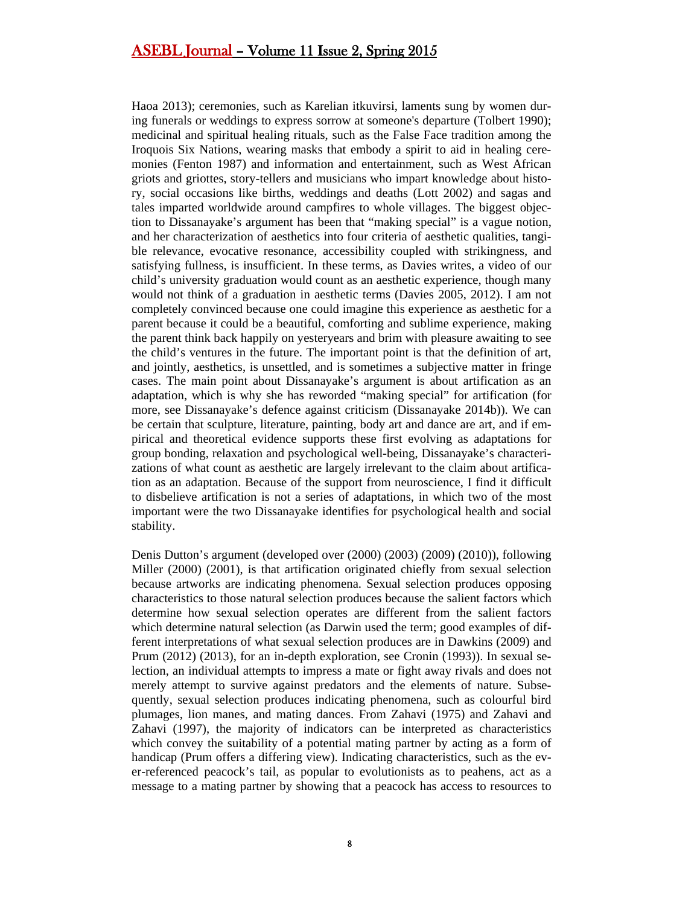Haoa 2013); ceremonies, such as Karelian itkuvirsi, laments sung by women during funerals or weddings to express sorrow at someone's departure (Tolbert 1990); medicinal and spiritual healing rituals, such as the False Face tradition among the Iroquois Six Nations, wearing masks that embody a spirit to aid in healing ceremonies (Fenton 1987) and information and entertainment, such as West African griots and griottes, story-tellers and musicians who impart knowledge about history, social occasions like births, weddings and deaths (Lott 2002) and sagas and tales imparted worldwide around campfires to whole villages. The biggest objection to Dissanayake's argument has been that "making special" is a vague notion, and her characterization of aesthetics into four criteria of aesthetic qualities, tangible relevance, evocative resonance, accessibility coupled with strikingness, and satisfying fullness, is insufficient. In these terms, as Davies writes, a video of our child's university graduation would count as an aesthetic experience, though many would not think of a graduation in aesthetic terms (Davies 2005, 2012). I am not completely convinced because one could imagine this experience as aesthetic for a parent because it could be a beautiful, comforting and sublime experience, making the parent think back happily on yesteryears and brim with pleasure awaiting to see the child's ventures in the future. The important point is that the definition of art, and jointly, aesthetics, is unsettled, and is sometimes a subjective matter in fringe cases. The main point about Dissanayake's argument is about artification as an adaptation, which is why she has reworded "making special" for artification (for more, see Dissanayake's defence against criticism (Dissanayake 2014b)). We can be certain that sculpture, literature, painting, body art and dance are art, and if empirical and theoretical evidence supports these first evolving as adaptations for group bonding, relaxation and psychological well-being, Dissanayake's characterizations of what count as aesthetic are largely irrelevant to the claim about artification as an adaptation. Because of the support from neuroscience, I find it difficult to disbelieve artification is not a series of adaptations, in which two of the most important were the two Dissanayake identifies for psychological health and social stability.

Denis Dutton's argument (developed over (2000) (2003) (2009) (2010)), following Miller (2000) (2001), is that artification originated chiefly from sexual selection because artworks are indicating phenomena. Sexual selection produces opposing characteristics to those natural selection produces because the salient factors which determine how sexual selection operates are different from the salient factors which determine natural selection (as Darwin used the term; good examples of different interpretations of what sexual selection produces are in Dawkins (2009) and Prum (2012) (2013), for an in-depth exploration, see Cronin (1993)). In sexual selection, an individual attempts to impress a mate or fight away rivals and does not merely attempt to survive against predators and the elements of nature. Subsequently, sexual selection produces indicating phenomena, such as colourful bird plumages, lion manes, and mating dances. From Zahavi (1975) and Zahavi and Zahavi (1997), the majority of indicators can be interpreted as characteristics which convey the suitability of a potential mating partner by acting as a form of handicap (Prum offers a differing view). Indicating characteristics, such as the ever-referenced peacock's tail, as popular to evolutionists as to peahens, act as a message to a mating partner by showing that a peacock has access to resources to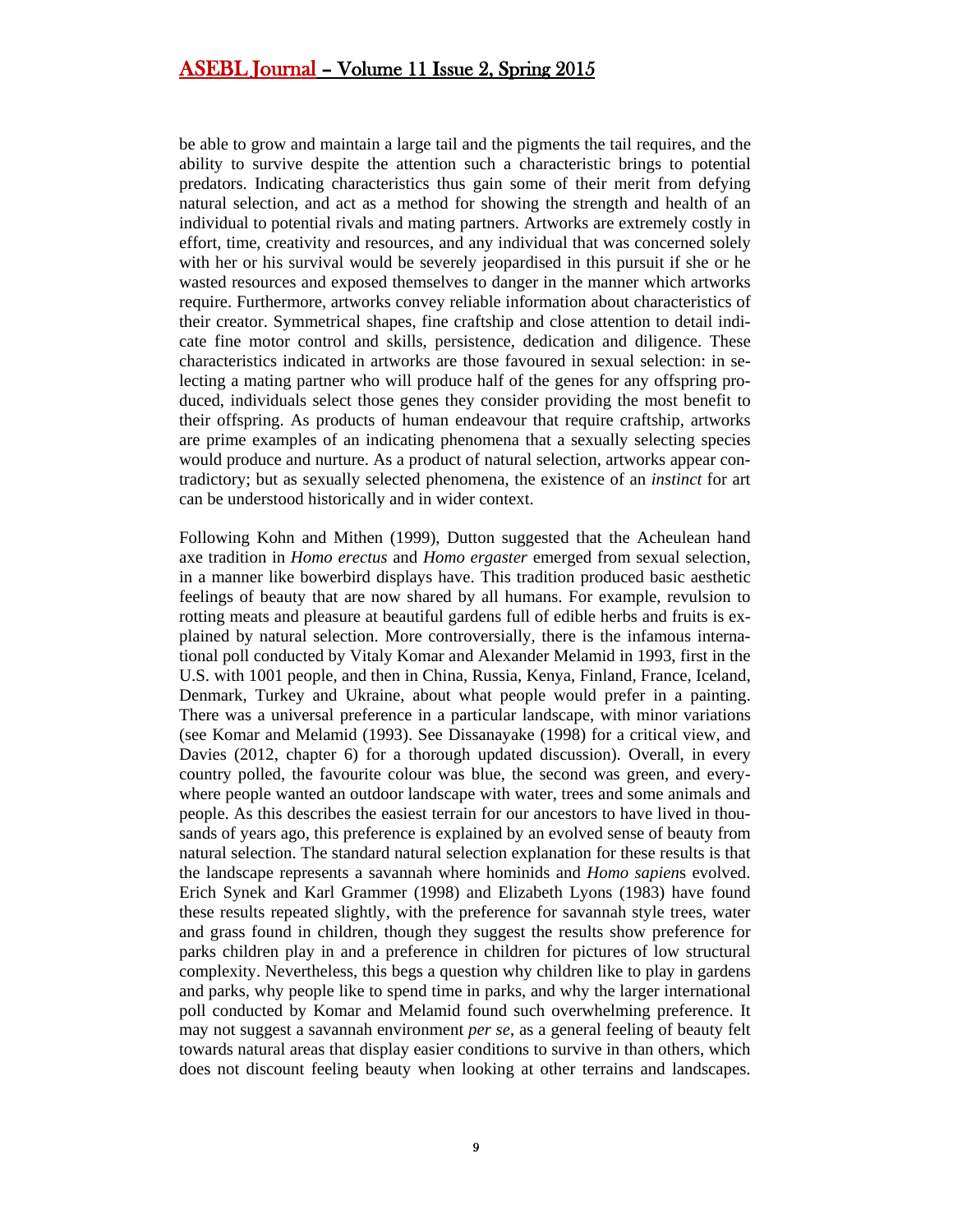be able to grow and maintain a large tail and the pigments the tail requires, and the ability to survive despite the attention such a characteristic brings to potential predators. Indicating characteristics thus gain some of their merit from defying natural selection, and act as a method for showing the strength and health of an individual to potential rivals and mating partners. Artworks are extremely costly in effort, time, creativity and resources, and any individual that was concerned solely with her or his survival would be severely jeopardised in this pursuit if she or he wasted resources and exposed themselves to danger in the manner which artworks require. Furthermore, artworks convey reliable information about characteristics of their creator. Symmetrical shapes, fine craftship and close attention to detail indicate fine motor control and skills, persistence, dedication and diligence. These characteristics indicated in artworks are those favoured in sexual selection: in selecting a mating partner who will produce half of the genes for any offspring produced, individuals select those genes they consider providing the most benefit to their offspring. As products of human endeavour that require craftship, artworks are prime examples of an indicating phenomena that a sexually selecting species would produce and nurture. As a product of natural selection, artworks appear contradictory; but as sexually selected phenomena, the existence of an *instinct* for art can be understood historically and in wider context.

Following Kohn and Mithen (1999), Dutton suggested that the Acheulean hand axe tradition in *Homo erectus* and *Homo ergaster* emerged from sexual selection, in a manner like bowerbird displays have. This tradition produced basic aesthetic feelings of beauty that are now shared by all humans. For example, revulsion to rotting meats and pleasure at beautiful gardens full of edible herbs and fruits is explained by natural selection. More controversially, there is the infamous international poll conducted by Vitaly Komar and Alexander Melamid in 1993, first in the U.S. with 1001 people, and then in China, Russia, Kenya, Finland, France, Iceland, Denmark, Turkey and Ukraine, about what people would prefer in a painting. There was a universal preference in a particular landscape, with minor variations (see Komar and Melamid (1993). See Dissanayake (1998) for a critical view, and Davies (2012, chapter 6) for a thorough updated discussion). Overall, in every country polled, the favourite colour was blue, the second was green, and everywhere people wanted an outdoor landscape with water, trees and some animals and people. As this describes the easiest terrain for our ancestors to have lived in thousands of years ago, this preference is explained by an evolved sense of beauty from natural selection. The standard natural selection explanation for these results is that the landscape represents a savannah where hominids and *Homo sapiens* evolved. Erich Synek and Karl Grammer (1998) and Elizabeth Lyons (1983) have found these results repeated slightly, with the preference for savannah style trees, water and grass found in children, though they suggest the results show preference for parks children play in and a preference in children for pictures of low structural complexity. Nevertheless, this begs a question why children like to play in gardens and parks, why people like to spend time in parks, and why the larger international poll conducted by Komar and Melamid found such overwhelming preference. It may not suggest a savannah environment *per se*, as a general feeling of beauty felt towards natural areas that display easier conditions to survive in than others, which does not discount feeling beauty when looking at other terrains and landscapes.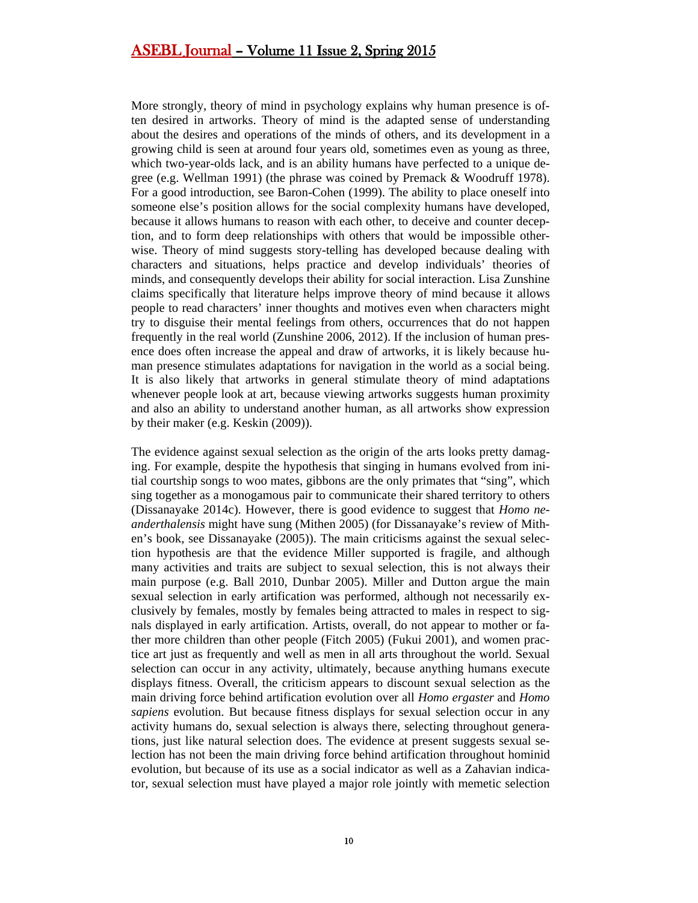More strongly, theory of mind in psychology explains why human presence is often desired in artworks. Theory of mind is the adapted sense of understanding about the desires and operations of the minds of others, and its development in a growing child is seen at around four years old, sometimes even as young as three, which two-year-olds lack, and is an ability humans have perfected to a unique degree (e.g. Wellman 1991) (the phrase was coined by Premack & Woodruff 1978). For a good introduction, see Baron-Cohen (1999). The ability to place oneself into someone else's position allows for the social complexity humans have developed, because it allows humans to reason with each other, to deceive and counter deception, and to form deep relationships with others that would be impossible otherwise. Theory of mind suggests story-telling has developed because dealing with characters and situations, helps practice and develop individuals' theories of minds, and consequently develops their ability for social interaction. Lisa Zunshine claims specifically that literature helps improve theory of mind because it allows people to read characters' inner thoughts and motives even when characters might try to disguise their mental feelings from others, occurrences that do not happen frequently in the real world (Zunshine 2006, 2012). If the inclusion of human presence does often increase the appeal and draw of artworks, it is likely because human presence stimulates adaptations for navigation in the world as a social being. It is also likely that artworks in general stimulate theory of mind adaptations whenever people look at art, because viewing artworks suggests human proximity and also an ability to understand another human, as all artworks show expression by their maker (e.g. Keskin (2009)).

The evidence against sexual selection as the origin of the arts looks pretty damaging. For example, despite the hypothesis that singing in humans evolved from initial courtship songs to woo mates, gibbons are the only primates that "sing", which sing together as a monogamous pair to communicate their shared territory to others (Dissanayake 2014c). However, there is good evidence to suggest that *Homo neanderthalensis* might have sung (Mithen 2005) (for Dissanayake's review of Mithen's book, see Dissanayake (2005)). The main criticisms against the sexual selection hypothesis are that the evidence Miller supported is fragile, and although many activities and traits are subject to sexual selection, this is not always their main purpose (e.g. Ball 2010, Dunbar 2005). Miller and Dutton argue the main sexual selection in early artification was performed, although not necessarily exclusively by females, mostly by females being attracted to males in respect to signals displayed in early artification. Artists, overall, do not appear to mother or father more children than other people (Fitch 2005) (Fukui 2001), and women practice art just as frequently and well as men in all arts throughout the world. Sexual selection can occur in any activity, ultimately, because anything humans execute displays fitness. Overall, the criticism appears to discount sexual selection as the main driving force behind artification evolution over all *Homo ergaster* and *Homo sapiens* evolution. But because fitness displays for sexual selection occur in any activity humans do, sexual selection is always there, selecting throughout generations, just like natural selection does. The evidence at present suggests sexual selection has not been the main driving force behind artification throughout hominid evolution, but because of its use as a social indicator as well as a Zahavian indicator, sexual selection must have played a major role jointly with memetic selection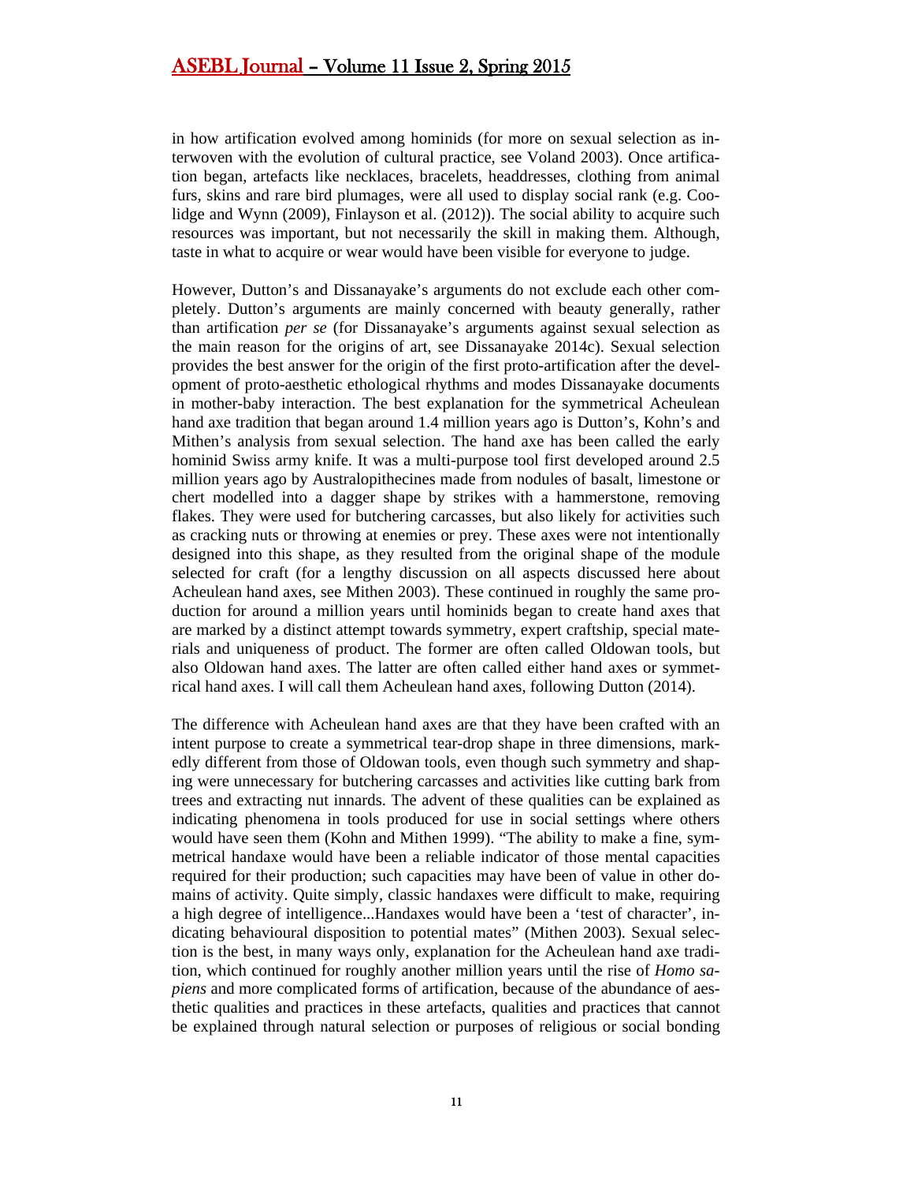in how artification evolved among hominids (for more on sexual selection as interwoven with the evolution of cultural practice, see Voland 2003). Once artification began, artefacts like necklaces, bracelets, headdresses, clothing from animal furs, skins and rare bird plumages, were all used to display social rank (e.g. Coolidge and Wynn (2009), Finlayson et al. (2012)). The social ability to acquire such resources was important, but not necessarily the skill in making them. Although, taste in what to acquire or wear would have been visible for everyone to judge.

However, Dutton's and Dissanayake's arguments do not exclude each other completely. Dutton's arguments are mainly concerned with beauty generally, rather than artification *per se* (for Dissanayake's arguments against sexual selection as the main reason for the origins of art, see Dissanayake 2014c). Sexual selection provides the best answer for the origin of the first proto-artification after the development of proto-aesthetic ethological rhythms and modes Dissanayake documents in mother-baby interaction. The best explanation for the symmetrical Acheulean hand axe tradition that began around 1.4 million years ago is Dutton's, Kohn's and Mithen's analysis from sexual selection. The hand axe has been called the early hominid Swiss army knife. It was a multi-purpose tool first developed around 2.5 million years ago by Australopithecines made from nodules of basalt, limestone or chert modelled into a dagger shape by strikes with a hammerstone, removing flakes. They were used for butchering carcasses, but also likely for activities such as cracking nuts or throwing at enemies or prey. These axes were not intentionally designed into this shape, as they resulted from the original shape of the module selected for craft (for a lengthy discussion on all aspects discussed here about Acheulean hand axes, see Mithen 2003). These continued in roughly the same production for around a million years until hominids began to create hand axes that are marked by a distinct attempt towards symmetry, expert craftship, special materials and uniqueness of product. The former are often called Oldowan tools, but also Oldowan hand axes. The latter are often called either hand axes or symmetrical hand axes. I will call them Acheulean hand axes, following Dutton (2014).

The difference with Acheulean hand axes are that they have been crafted with an intent purpose to create a symmetrical tear-drop shape in three dimensions, markedly different from those of Oldowan tools, even though such symmetry and shaping were unnecessary for butchering carcasses and activities like cutting bark from trees and extracting nut innards. The advent of these qualities can be explained as indicating phenomena in tools produced for use in social settings where others would have seen them (Kohn and Mithen 1999). "The ability to make a fine, symmetrical handaxe would have been a reliable indicator of those mental capacities required for their production; such capacities may have been of value in other domains of activity. Quite simply, classic handaxes were difficult to make, requiring a high degree of intelligence...Handaxes would have been a 'test of character', indicating behavioural disposition to potential mates" (Mithen 2003). Sexual selection is the best, in many ways only, explanation for the Acheulean hand axe tradition, which continued for roughly another million years until the rise of *Homo sapiens* and more complicated forms of artification, because of the abundance of aesthetic qualities and practices in these artefacts, qualities and practices that cannot be explained through natural selection or purposes of religious or social bonding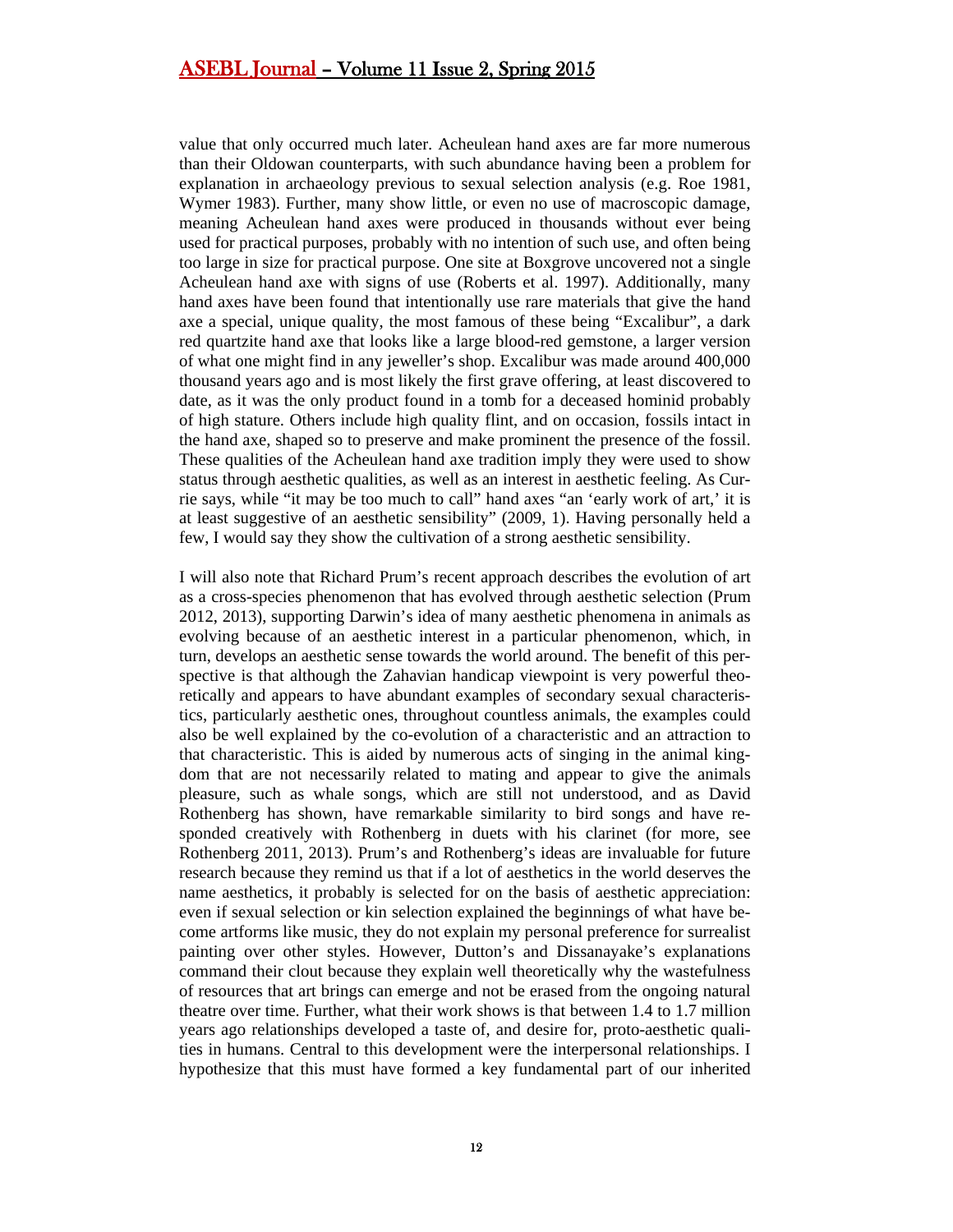value that only occurred much later. Acheulean hand axes are far more numerous than their Oldowan counterparts, with such abundance having been a problem for explanation in archaeology previous to sexual selection analysis (e.g. Roe 1981, Wymer 1983). Further, many show little, or even no use of macroscopic damage, meaning Acheulean hand axes were produced in thousands without ever being used for practical purposes, probably with no intention of such use, and often being too large in size for practical purpose. One site at Boxgrove uncovered not a single Acheulean hand axe with signs of use (Roberts et al. 1997). Additionally, many hand axes have been found that intentionally use rare materials that give the hand axe a special, unique quality, the most famous of these being "Excalibur", a dark red quartzite hand axe that looks like a large blood-red gemstone, a larger version of what one might find in any jeweller's shop. Excalibur was made around 400,000 thousand years ago and is most likely the first grave offering, at least discovered to date, as it was the only product found in a tomb for a deceased hominid probably of high stature. Others include high quality flint, and on occasion, fossils intact in the hand axe, shaped so to preserve and make prominent the presence of the fossil. These qualities of the Acheulean hand axe tradition imply they were used to show status through aesthetic qualities, as well as an interest in aesthetic feeling. As Currie says, while "it may be too much to call" hand axes "an 'early work of art,' it is at least suggestive of an aesthetic sensibility" (2009, 1). Having personally held a few, I would say they show the cultivation of a strong aesthetic sensibility.

I will also note that Richard Prum's recent approach describes the evolution of art as a cross-species phenomenon that has evolved through aesthetic selection (Prum 2012, 2013), supporting Darwin's idea of many aesthetic phenomena in animals as evolving because of an aesthetic interest in a particular phenomenon, which, in turn, develops an aesthetic sense towards the world around. The benefit of this perspective is that although the Zahavian handicap viewpoint is very powerful theoretically and appears to have abundant examples of secondary sexual characteristics, particularly aesthetic ones, throughout countless animals, the examples could also be well explained by the co-evolution of a characteristic and an attraction to that characteristic. This is aided by numerous acts of singing in the animal kingdom that are not necessarily related to mating and appear to give the animals pleasure, such as whale songs, which are still not understood, and as David Rothenberg has shown, have remarkable similarity to bird songs and have responded creatively with Rothenberg in duets with his clarinet (for more, see Rothenberg 2011, 2013). Prum's and Rothenberg's ideas are invaluable for future research because they remind us that if a lot of aesthetics in the world deserves the name aesthetics, it probably is selected for on the basis of aesthetic appreciation: even if sexual selection or kin selection explained the beginnings of what have become artforms like music, they do not explain my personal preference for surrealist painting over other styles. However, Dutton's and Dissanayake's explanations command their clout because they explain well theoretically why the wastefulness of resources that art brings can emerge and not be erased from the ongoing natural theatre over time. Further, what their work shows is that between 1.4 to 1.7 million years ago relationships developed a taste of, and desire for, proto-aesthetic qualities in humans. Central to this development were the interpersonal relationships. I hypothesize that this must have formed a key fundamental part of our inherited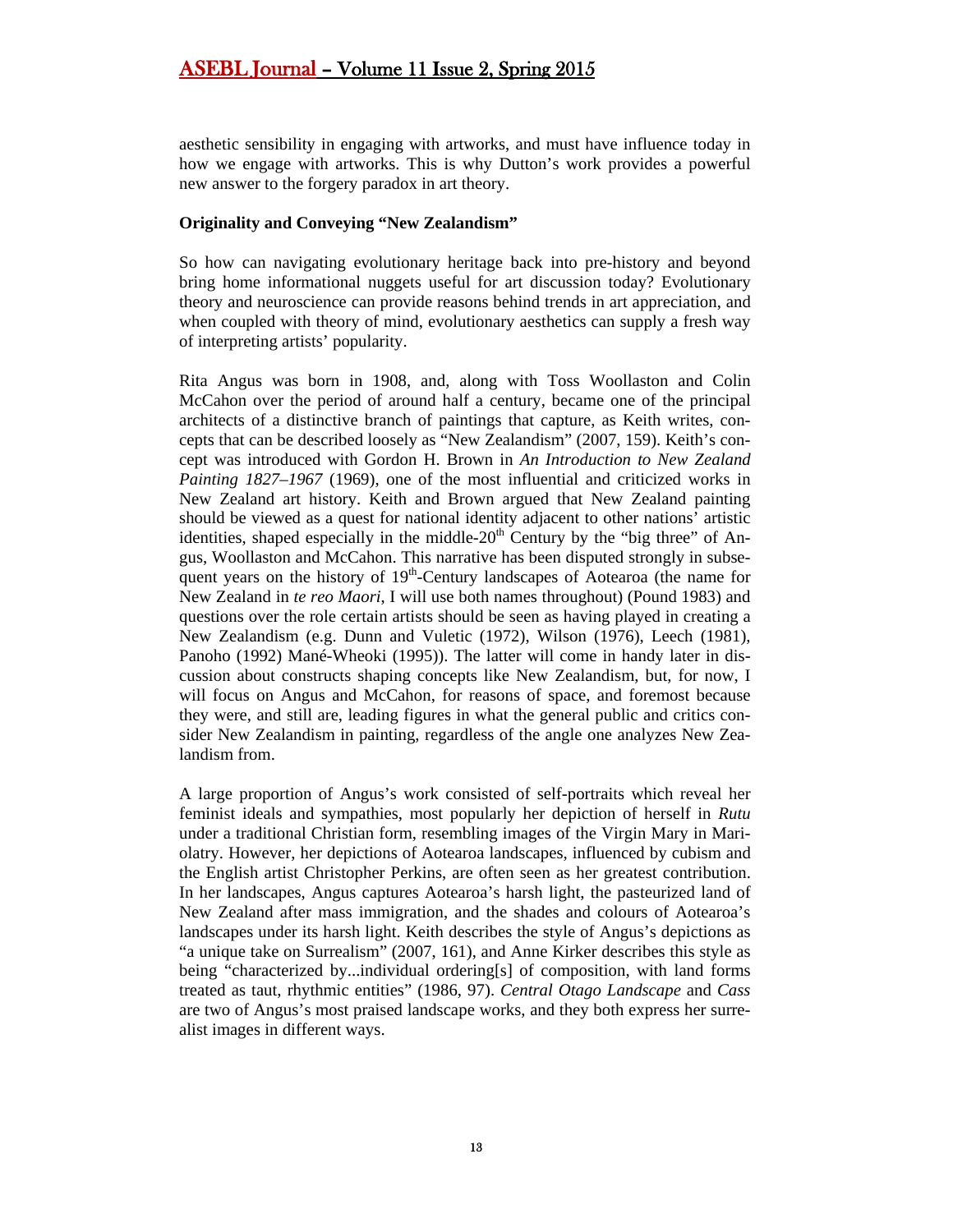aesthetic sensibility in engaging with artworks, and must have influence today in how we engage with artworks. This is why Dutton's work provides a powerful new answer to the forgery paradox in art theory.

**Originality and Conveying "New Zealandism"**

So how can navigating evolutionary heritage back into pre-history and beyond bring home informational nuggets useful for art discussion today? Evolutionary theory and neuroscience can provide reasons behind trends in art appreciation, and when coupled with theory of mind, evolutionary aesthetics can supply a fresh way of interpreting artists' popularity.

Rita Angus was born in 1908, and, along with Toss Woollaston and Colin McCahon over the period of around half a century, became one of the principal architects of a distinctive branch of paintings that capture, as Keith writes, concepts that can be described loosely as "New Zealandism" (2007, 159). Keith's concept was introduced with Gordon H. Brown in *An Introduction to New Zealand Painting 1827–1967* (1969), one of the most influential and criticized works in New Zealand art history. Keith and Brown argued that New Zealand painting should be viewed as a quest for national identity adjacent to other nations' artistic identities, shaped especially in the middle-20th Century by the "big three" of Angus, Woollaston and McCahon. This narrative has been disputed strongly in subsequent years on the history of 19th-Century landscapes of Aotearoa (the name for New Zealand in *te reo Maori*, I will use both names throughout) (Pound 1983) and questions over the role certain artists should be seen as having played in creating a New Zealandism (e.g. Dunn and Vuletic (1972), Wilson (1976), Leech (1981), Panoho (1992) Mané-Wheoki (1995)). The latter will come in handy later in discussion about constructs shaping concepts like New Zealandism, but, for now, I will focus on Angus and McCahon, for reasons of space, and foremost because they were, and still are, leading figures in what the general public and critics consider New Zealandism in painting, regardless of the angle one analyzes New Zealandism from.

A large proportion of Angus's work consisted of self-portraits which reveal her feminist ideals and sympathies, most popularly her depiction of herself in *Rutu* under a traditional Christian form, resembling images of the Virgin Mary in Mariolatry. However, her depictions of Aotearoa landscapes, influenced by cubism and the English artist Christopher Perkins, are often seen as her greatest contribution. In her landscapes, Angus captures Aotearoa's harsh light, the pasteurized land of New Zealand after mass immigration, and the shades and colours of Aotearoa's landscapes under its harsh light. Keith describes the style of Angus's depictions as "a unique take on Surrealism" (2007, 161), and Anne Kirker describes this style as being "characterized by...individual ordering[s] of composition, with land forms treated as taut, rhythmic entities" (1986, 97). *Central Otago Landscape* and *Cass* are two of Angus's most praised landscape works, and they both express her surrealist images in different ways.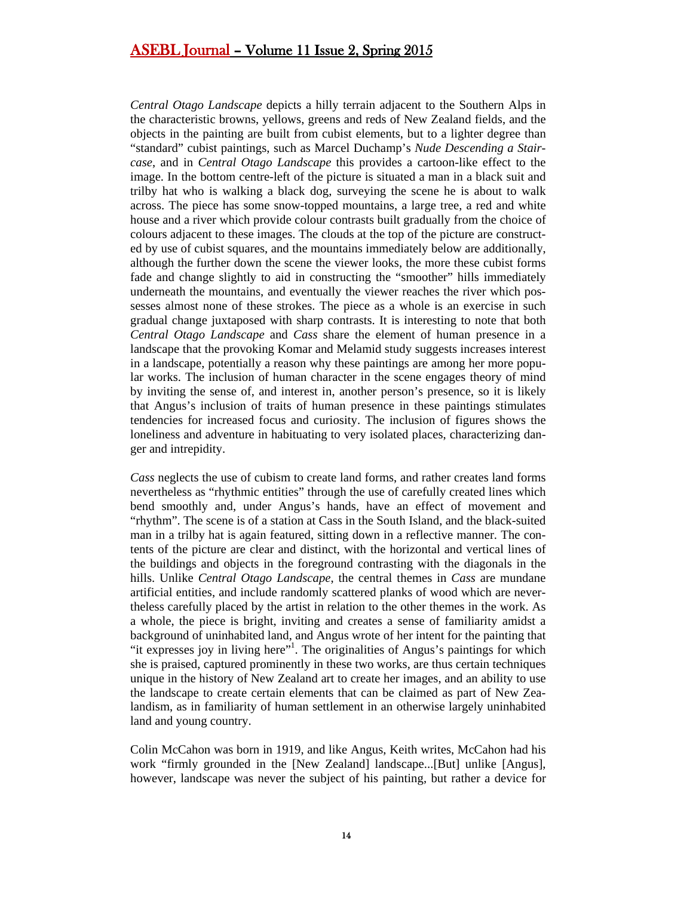*Central Otago Landscape* depicts a hilly terrain adjacent to the Southern Alps in the characteristic browns, yellows, greens and reds of New Zealand fields, and the objects in the painting are built from cubist elements, but to a lighter degree than "standard" cubist paintings, such as Marcel Duchamp's *Nude Descending a Staircase*, and in *Central Otago Landscape* this provides a cartoon-like effect to the image. In the bottom centre-left of the picture is situated a man in a black suit and trilby hat who is walking a black dog, surveying the scene he is about to walk across. The piece has some snow-topped mountains, a large tree, a red and white house and a river which provide colour contrasts built gradually from the choice of colours adjacent to these images. The clouds at the top of the picture are constructed by use of cubist squares, and the mountains immediately below are additionally, although the further down the scene the viewer looks, the more these cubist forms fade and change slightly to aid in constructing the "smoother" hills immediately underneath the mountains, and eventually the viewer reaches the river which possesses almost none of these strokes. The piece as a whole is an exercise in such gradual change juxtaposed with sharp contrasts. It is interesting to note that both *Central Otago Landscape* and *Cass* share the element of human presence in a landscape that the provoking Komar and Melamid study suggests increases interest in a landscape, potentially a reason why these paintings are among her more popular works. The inclusion of human character in the scene engages theory of mind by inviting the sense of, and interest in, another person's presence, so it is likely that Angus's inclusion of traits of human presence in these paintings stimulates tendencies for increased focus and curiosity. The inclusion of figures shows the loneliness and adventure in habituating to very isolated places, characterizing danger and intrepidity.

*Cass* neglects the use of cubism to create land forms, and rather creates land forms nevertheless as "rhythmic entities" through the use of carefully created lines which bend smoothly and, under Angus's hands, have an effect of movement and "rhythm". The scene is of a station at Cass in the South Island, and the black-suited man in a trilby hat is again featured, sitting down in a reflective manner. The contents of the picture are clear and distinct, with the horizontal and vertical lines of the buildings and objects in the foreground contrasting with the diagonals in the hills. Unlike *Central Otago Landscape*, the central themes in *Cass* are mundane artificial entities, and include randomly scattered planks of wood which are nevertheless carefully placed by the artist in relation to the other themes in the work. As a whole, the piece is bright, inviting and creates a sense of familiarity amidst a background of uninhabited land, and Angus wrote of her intent for the painting that "it expresses joy in living here"[1]. The originalities of Angus's paintings for which she is praised, captured prominently in these two works, are thus certain techniques unique in the history of New Zealand art to create her images, and an ability to use the landscape to create certain elements that can be claimed as part of New Zealandism, as in familiarity of human settlement in an otherwise largely uninhabited land and young country.

Colin McCahon was born in 1919, and like Angus, Keith writes, McCahon had his work "firmly grounded in the [New Zealand] landscape...[But] unlike [Angus], however, landscape was never the subject of his painting, but rather a device for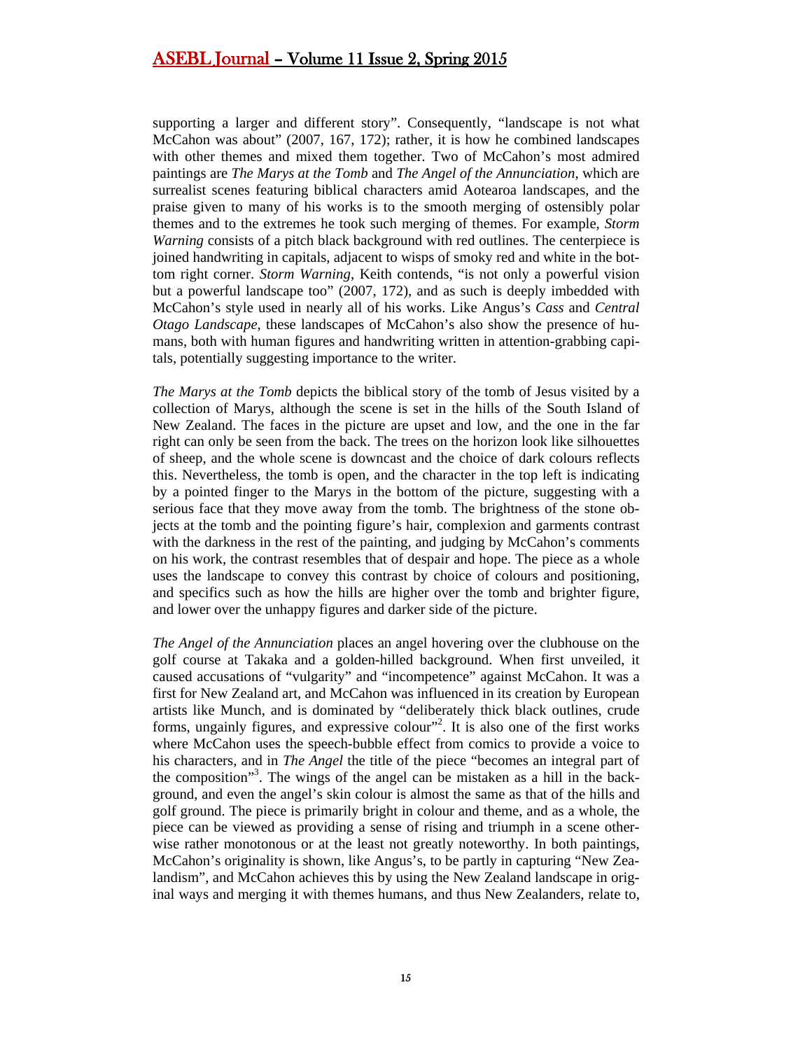supporting a larger and different story". Consequently, "landscape is not what McCahon was about" (2007, 167, 172); rather, it is how he combined landscapes with other themes and mixed them together. Two of McCahon's most admired paintings are *The Marys at the Tomb* and *The Angel of the Annunciation*, which are surrealist scenes featuring biblical characters amid Aotearoa landscapes, and the praise given to many of his works is to the smooth merging of ostensibly polar themes and to the extremes he took such merging of themes. For example, *Storm Warning* consists of a pitch black background with red outlines. The centerpiece is joined handwriting in capitals, adjacent to wisps of smoky red and white in the bottom right corner. *Storm Warning*, Keith contends, "is not only a powerful vision but a powerful landscape too" (2007, 172), and as such is deeply imbedded with McCahon's style used in nearly all of his works. Like Angus's *Cass* and *Central Otago Landscape*, these landscapes of McCahon's also show the presence of humans, both with human figures and handwriting written in attention-grabbing capitals, potentially suggesting importance to the writer.

*The Marys at the Tomb* depicts the biblical story of the tomb of Jesus visited by a collection of Marys, although the scene is set in the hills of the South Island of New Zealand. The faces in the picture are upset and low, and the one in the far right can only be seen from the back. The trees on the horizon look like silhouettes of sheep, and the whole scene is downcast and the choice of dark colours reflects this. Nevertheless, the tomb is open, and the character in the top left is indicating by a pointed finger to the Marys in the bottom of the picture, suggesting with a serious face that they move away from the tomb. The brightness of the stone objects at the tomb and the pointing figure's hair, complexion and garments contrast with the darkness in the rest of the painting, and judging by McCahon's comments on his work, the contrast resembles that of despair and hope. The piece as a whole uses the landscape to convey this contrast by choice of colours and positioning, and specifics such as how the hills are higher over the tomb and brighter figure, and lower over the unhappy figures and darker side of the picture.

*The Angel of the Annunciation* places an angel hovering over the clubhouse on the golf course at Takaka and a golden-hilled background. When first unveiled, it caused accusations of "vulgarity" and "incompetence" against McCahon. It was a first for New Zealand art, and McCahon was influenced in its creation by European artists like Munch, and is dominated by "deliberately thick black outlines, crude forms, ungainly figures, and expressive colour"[2]. It is also one of the first works where McCahon uses the speech-bubble effect from comics to provide a voice to his characters, and in *The Angel* the title of the piece "becomes an integral part of the composition"[3]. The wings of the angel can be mistaken as a hill in the background, and even the angel's skin colour is almost the same as that of the hills and golf ground. The piece is primarily bright in colour and theme, and as a whole, the piece can be viewed as providing a sense of rising and triumph in a scene otherwise rather monotonous or at the least not greatly noteworthy. In both paintings, McCahon's originality is shown, like Angus's, to be partly in capturing "New Zealandism", and McCahon achieves this by using the New Zealand landscape in original ways and merging it with themes humans, and thus New Zealanders, relate to,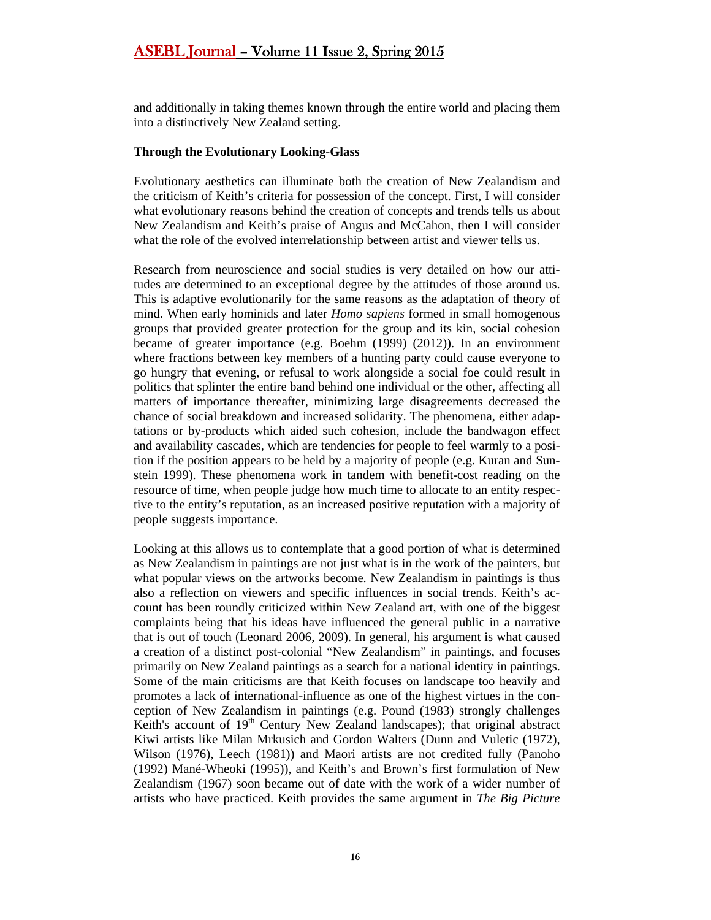and additionally in taking themes known through the entire world and placing them into a distinctively New Zealand setting.

**Through the Evolutionary Looking-Glass**

Evolutionary aesthetics can illuminate both the creation of New Zealandism and the criticism of Keith's criteria for possession of the concept. First, I will consider what evolutionary reasons behind the creation of concepts and trends tells us about New Zealandism and Keith's praise of Angus and McCahon, then I will consider what the role of the evolved interrelationship between artist and viewer tells us.

Research from neuroscience and social studies is very detailed on how our attitudes are determined to an exceptional degree by the attitudes of those around us. This is adaptive evolutionarily for the same reasons as the adaptation of theory of mind. When early hominids and later *Homo sapiens* formed in small homogenous groups that provided greater protection for the group and its kin, social cohesion became of greater importance (e.g. Boehm (1999) (2012)). In an environment where fractions between key members of a hunting party could cause everyone to go hungry that evening, or refusal to work alongside a social foe could result in politics that splinter the entire band behind one individual or the other, affecting all matters of importance thereafter, minimizing large disagreements decreased the chance of social breakdown and increased solidarity. The phenomena, either adaptations or by-products which aided such cohesion, include the bandwagon effect and availability cascades, which are tendencies for people to feel warmly to a position if the position appears to be held by a majority of people (e.g. Kuran and Sunstein 1999). These phenomena work in tandem with benefit-cost reading on the resource of time, when people judge how much time to allocate to an entity respective to the entity's reputation, as an increased positive reputation with a majority of people suggests importance.

Looking at this allows us to contemplate that a good portion of what is determined as New Zealandism in paintings are not just what is in the work of the painters, but what popular views on the artworks become. New Zealandism in paintings is thus also a reflection on viewers and specific influences in social trends. Keith's account has been roundly criticized within New Zealand art, with one of the biggest complaints being that his ideas have influenced the general public in a narrative that is out of touch (Leonard 2006, 2009). In general, his argument is what caused a creation of a distinct post-colonial "New Zealandism" in paintings, and focuses primarily on New Zealand paintings as a search for a national identity in paintings. Some of the main criticisms are that Keith focuses on landscape too heavily and promotes a lack of international-influence as one of the highest virtues in the conception of New Zealandism in paintings (e.g. Pound (1983) strongly challenges Keith's account of 19th Century New Zealand landscapes); that original abstract Kiwi artists like Milan Mrkusich and Gordon Walters (Dunn and Vuletic (1972), Wilson (1976), Leech (1981)) and Maori artists are not credited fully (Panoho (1992) Mané-Wheoki (1995)), and Keith's and Brown's first formulation of New Zealandism (1967) soon became out of date with the work of a wider number of artists who have practiced. Keith provides the same argument in *The Big Picture*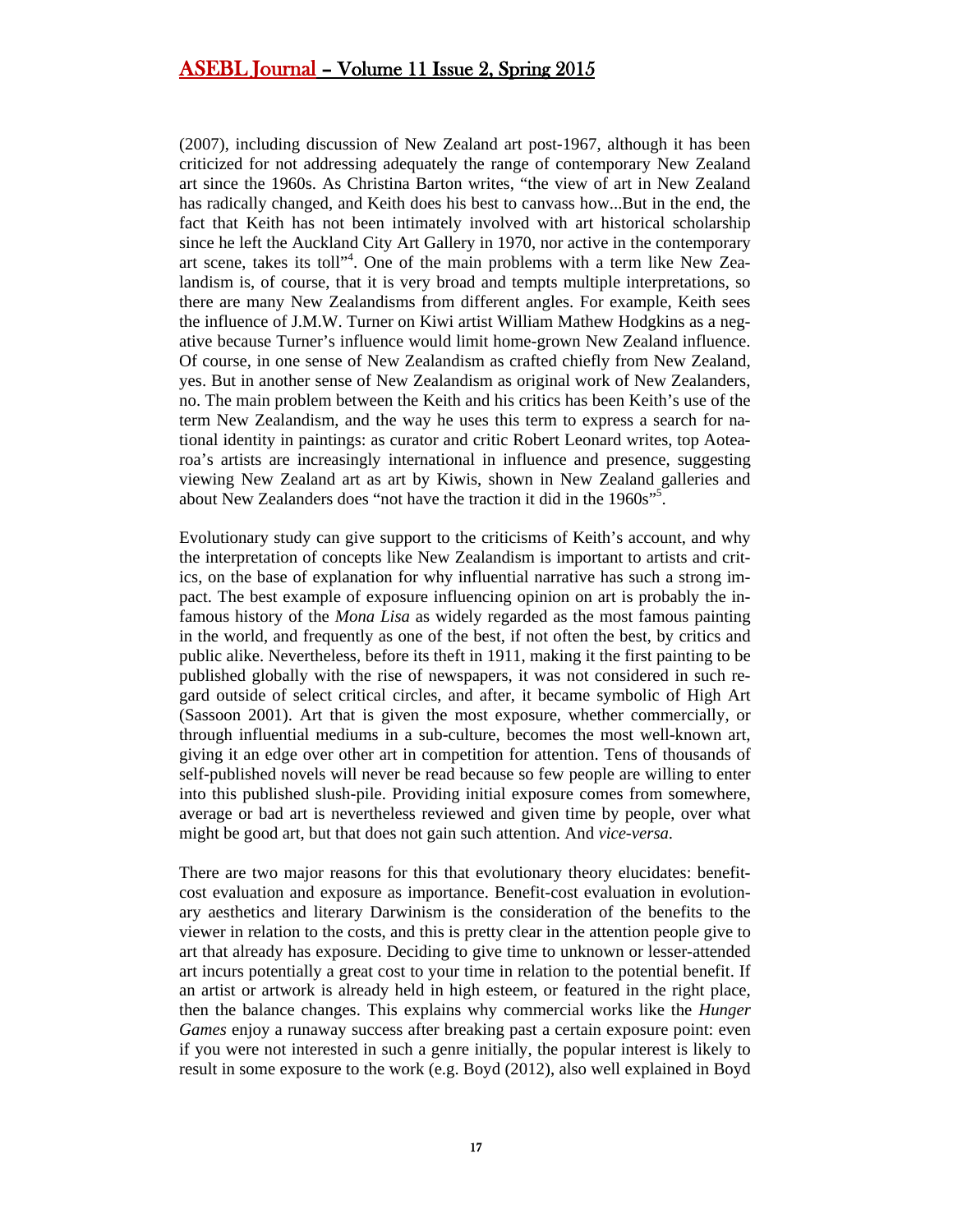(2007), including discussion of New Zealand art post-1967, although it has been criticized for not addressing adequately the range of contemporary New Zealand art since the 1960s. As Christina Barton writes, "the view of art in New Zealand has radically changed, and Keith does his best to canvass how...But in the end, the fact that Keith has not been intimately involved with art historical scholarship since he left the Auckland City Art Gallery in 1970, nor active in the contemporary art scene, takes its toll"[4]. One of the main problems with a term like New Zealandism is, of course, that it is very broad and tempts multiple interpretations, so there are many New Zealandisms from different angles. For example, Keith sees the influence of J.M.W. Turner on Kiwi artist William Mathew Hodgkins as a negative because Turner's influence would limit home-grown New Zealand influence. Of course, in one sense of New Zealandism as crafted chiefly from New Zealand, yes. But in another sense of New Zealandism as original work of New Zealanders, no. The main problem between the Keith and his critics has been Keith's use of the term New Zealandism, and the way he uses this term to express a search for national identity in paintings: as curator and critic Robert Leonard writes, top Aotearoa's artists are increasingly international in influence and presence, suggesting viewing New Zealand art as art by Kiwis, shown in New Zealand galleries and about New Zealanders does "not have the traction it did in the 1960s"[5].

Evolutionary study can give support to the criticisms of Keith's account, and why the interpretation of concepts like New Zealandism is important to artists and critics, on the base of explanation for why influential narrative has such a strong impact. The best example of exposure influencing opinion on art is probably the infamous history of the *Mona Lisa* as widely regarded as the most famous painting in the world, and frequently as one of the best, if not often the best, by critics and public alike. Nevertheless, before its theft in 1911, making it the first painting to be published globally with the rise of newspapers, it was not considered in such regard outside of select critical circles, and after, it became symbolic of High Art (Sassoon 2001). Art that is given the most exposure, whether commercially, or through influential mediums in a sub-culture, becomes the most well-known art, giving it an edge over other art in competition for attention. Tens of thousands of self-published novels will never be read because so few people are willing to enter into this published slush-pile. Providing initial exposure comes from somewhere, average or bad art is nevertheless reviewed and given time by people, over what might be good art, but that does not gain such attention. And *vice-versa*.

There are two major reasons for this that evolutionary theory elucidates: benefit-cost evaluation and exposure as importance. Benefit-cost evaluation in evolutionary aesthetics and literary Darwinism is the consideration of the benefits to the viewer in relation to the costs, and this is pretty clear in the attention people give to art that already has exposure. Deciding to give time to unknown or lesser-attended art incurs potentially a great cost to your time in relation to the potential benefit. If an artist or artwork is already held in high esteem, or featured in the right place, then the balance changes. This explains why commercial works like the *Hunger Games* enjoy a runaway success after breaking past a certain exposure point: even if you were not interested in such a genre initially, the popular interest is likely to result in some exposure to the work (e.g. Boyd (2012), also well explained in Boyd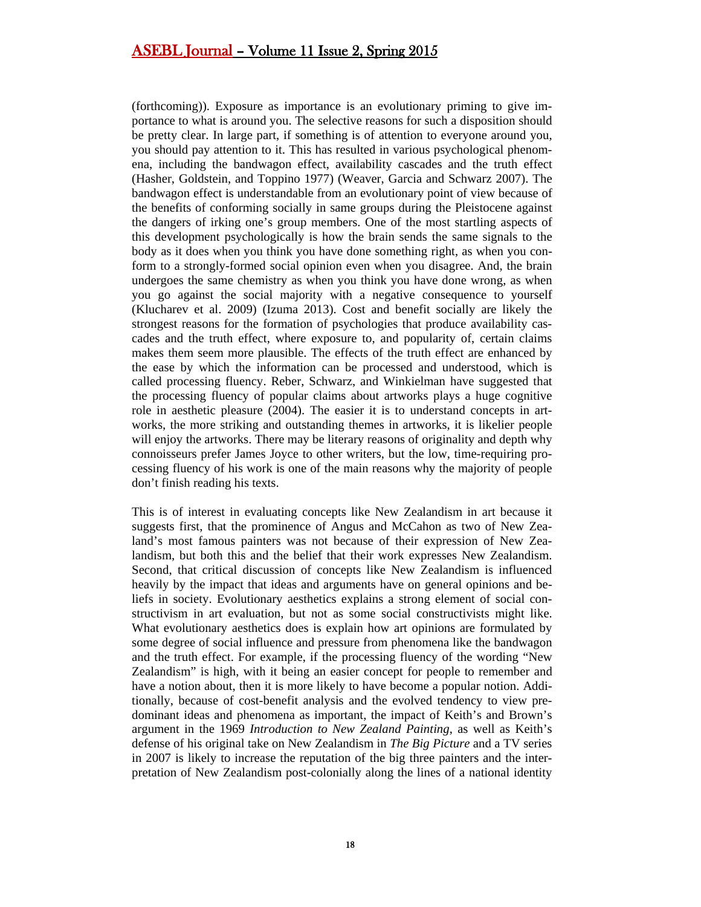(forthcoming)). Exposure as importance is an evolutionary priming to give importance to what is around you. The selective reasons for such a disposition should be pretty clear. In large part, if something is of attention to everyone around you, you should pay attention to it. This has resulted in various psychological phenomena, including the bandwagon effect, availability cascades and the truth effect (Hasher, Goldstein, and Toppino 1977) (Weaver, Garcia and Schwarz 2007). The bandwagon effect is understandable from an evolutionary point of view because of the benefits of conforming socially in same groups during the Pleistocene against the dangers of irking one's group members. One of the most startling aspects of this development psychologically is how the brain sends the same signals to the body as it does when you think you have done something right, as when you conform to a strongly-formed social opinion even when you disagree. And, the brain undergoes the same chemistry as when you think you have done wrong, as when you go against the social majority with a negative consequence to yourself (Klucharev et al. 2009) (Izuma 2013). Cost and benefit socially are likely the strongest reasons for the formation of psychologies that produce availability cascades and the truth effect, where exposure to, and popularity of, certain claims makes them seem more plausible. The effects of the truth effect are enhanced by the ease by which the information can be processed and understood, which is called processing fluency. Reber, Schwarz, and Winkielman have suggested that the processing fluency of popular claims about artworks plays a huge cognitive role in aesthetic pleasure (2004). The easier it is to understand concepts in artworks, the more striking and outstanding themes in artworks, it is likelier people will enjoy the artworks. There may be literary reasons of originality and depth why connoisseurs prefer James Joyce to other writers, but the low, time-requiring processing fluency of his work is one of the main reasons why the majority of people don't finish reading his texts.

This is of interest in evaluating concepts like New Zealandism in art because it suggests first, that the prominence of Angus and McCahon as two of New Zealand's most famous painters was not because of their expression of New Zealandism, but both this and the belief that their work expresses New Zealandism. Second, that critical discussion of concepts like New Zealandism is influenced heavily by the impact that ideas and arguments have on general opinions and beliefs in society. Evolutionary aesthetics explains a strong element of social constructivism in art evaluation, but not as some social constructivists might like. What evolutionary aesthetics does is explain how art opinions are formulated by some degree of social influence and pressure from phenomena like the bandwagon and the truth effect. For example, if the processing fluency of the wording "New Zealandism" is high, with it being an easier concept for people to remember and have a notion about, then it is more likely to have become a popular notion. Additionally, because of cost-benefit analysis and the evolved tendency to view predominant ideas and phenomena as important, the impact of Keith's and Brown's argument in the 1969 *Introduction to New Zealand Painting*, as well as Keith's defense of his original take on New Zealandism in *The Big Picture* and a TV series in 2007 is likely to increase the reputation of the big three painters and the interpretation of New Zealandism post-colonially along the lines of a national identity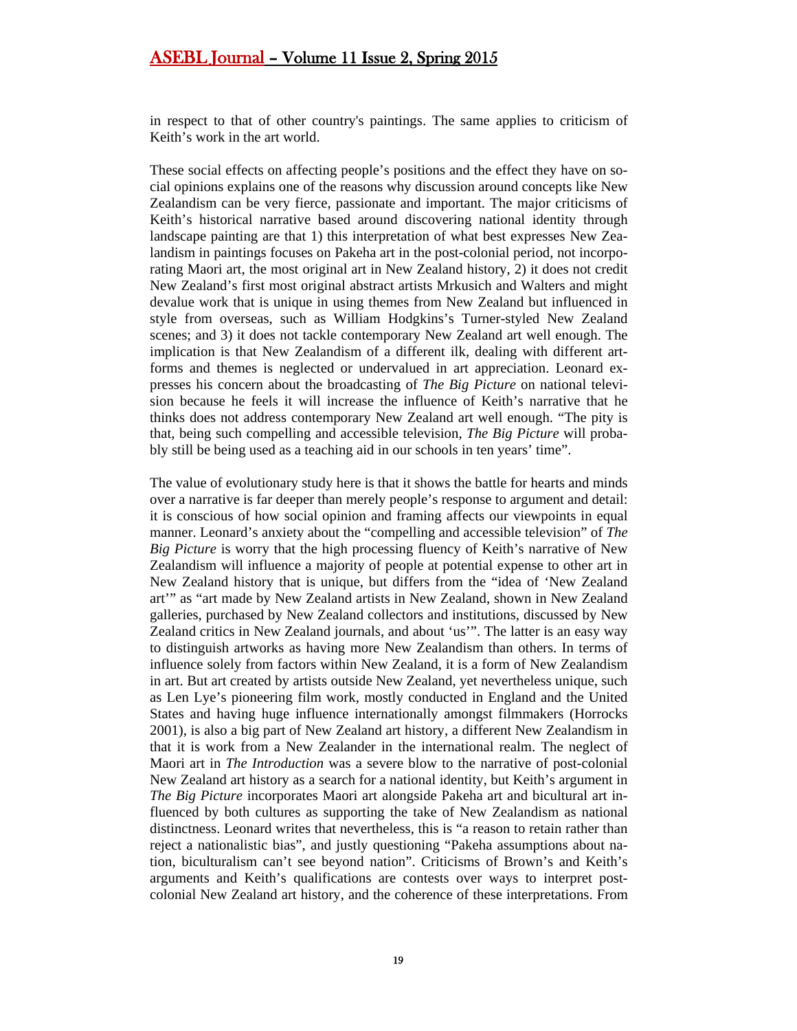in respect to that of other country's paintings. The same applies to criticism of Keith's work in the art world.

These social effects on affecting people's positions and the effect they have on social opinions explains one of the reasons why discussion around concepts like New Zealandism can be very fierce, passionate and important. The major criticisms of Keith's historical narrative based around discovering national identity through landscape painting are that 1) this interpretation of what best expresses New Zealandism in paintings focuses on Pakeha art in the post-colonial period, not incorporating Maori art, the most original art in New Zealand history, 2) it does not credit New Zealand's first most original abstract artists Mrkusich and Walters and might devalue work that is unique in using themes from New Zealand but influenced in style from overseas, such as William Hodgkins's Turner-styled New Zealand scenes; and 3) it does not tackle contemporary New Zealand art well enough. The implication is that New Zealandism of a different ilk, dealing with different artforms and themes is neglected or undervalued in art appreciation. Leonard expresses his concern about the broadcasting of *The Big Picture* on national television because he feels it will increase the influence of Keith's narrative that he thinks does not address contemporary New Zealand art well enough. "The pity is that, being such compelling and accessible television, *The Big Picture* will probably still be being used as a teaching aid in our schools in ten years' time".

The value of evolutionary study here is that it shows the battle for hearts and minds over a narrative is far deeper than merely people's response to argument and detail: it is conscious of how social opinion and framing affects our viewpoints in equal manner. Leonard's anxiety about the "compelling and accessible television" of *The Big Picture* is worry that the high processing fluency of Keith's narrative of New Zealandism will influence a majority of people at potential expense to other art in New Zealand history that is unique, but differs from the "idea of 'New Zealand art'" as "art made by New Zealand artists in New Zealand, shown in New Zealand galleries, purchased by New Zealand collectors and institutions, discussed by New Zealand critics in New Zealand journals, and about 'us'". The latter is an easy way to distinguish artworks as having more New Zealandism than others. In terms of influence solely from factors within New Zealand, it is a form of New Zealandism in art. But art created by artists outside New Zealand, yet nevertheless unique, such as Len Lye's pioneering film work, mostly conducted in England and the United States and having huge influence internationally amongst filmmakers (Horrocks 2001), is also a big part of New Zealand art history, a different New Zealandism in that it is work from a New Zealander in the international realm. The neglect of Maori art in *The Introduction* was a severe blow to the narrative of post-colonial New Zealand art history as a search for a national identity, but Keith's argument in *The Big Picture* incorporates Maori art alongside Pakeha art and bicultural art influenced by both cultures as supporting the take of New Zealandism as national distinctness. Leonard writes that nevertheless, this is "a reason to retain rather than reject a nationalistic bias", and justly questioning "Pakeha assumptions about nation, biculturalism can't see beyond nation". Criticisms of Brown's and Keith's arguments and Keith's qualifications are contests over ways to interpret post-colonial New Zealand art history, and the coherence of these interpretations. From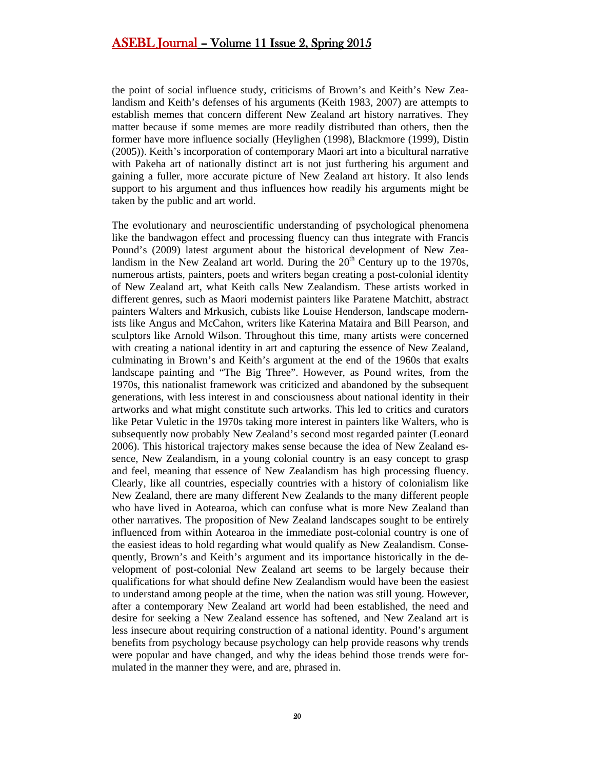the point of social influence study, criticisms of Brown's and Keith's New Zealandism and Keith's defenses of his arguments (Keith 1983, 2007) are attempts to establish memes that concern different New Zealand art history narratives. They matter because if some memes are more readily distributed than others, then the former have more influence socially (Heylighen (1998), Blackmore (1999), Distin (2005)). Keith's incorporation of contemporary Maori art into a bicultural narrative with Pakeha art of nationally distinct art is not just furthering his argument and gaining a fuller, more accurate picture of New Zealand art history. It also lends support to his argument and thus influences how readily his arguments might be taken by the public and art world.

The evolutionary and neuroscientific understanding of psychological phenomena like the bandwagon effect and processing fluency can thus integrate with Francis Pound's (2009) latest argument about the historical development of New Zealandism in the New Zealand art world. During the 20th Century up to the 1970s, numerous artists, painters, poets and writers began creating a post-colonial identity of New Zealand art, what Keith calls New Zealandism. These artists worked in different genres, such as Maori modernist painters like Paratene Matchitt, abstract painters Walters and Mrkusich, cubists like Louise Henderson, landscape modernists like Angus and McCahon, writers like Katerina Mataira and Bill Pearson, and sculptors like Arnold Wilson. Throughout this time, many artists were concerned with creating a national identity in art and capturing the essence of New Zealand, culminating in Brown's and Keith's argument at the end of the 1960s that exalts landscape painting and "The Big Three". However, as Pound writes, from the 1970s, this nationalist framework was criticized and abandoned by the subsequent generations, with less interest in and consciousness about national identity in their artworks and what might constitute such artworks. This led to critics and curators like Petar Vuletic in the 1970s taking more interest in painters like Walters, who is subsequently now probably New Zealand's second most regarded painter (Leonard 2006). This historical trajectory makes sense because the idea of New Zealand essence, New Zealandism, in a young colonial country is an easy concept to grasp and feel, meaning that essence of New Zealandism has high processing fluency. Clearly, like all countries, especially countries with a history of colonialism like New Zealand, there are many different New Zealands to the many different people who have lived in Aotearoa, which can confuse what is more New Zealand than other narratives. The proposition of New Zealand landscapes sought to be entirely influenced from within Aotearoa in the immediate post-colonial country is one of the easiest ideas to hold regarding what would qualify as New Zealandism. Consequently, Brown's and Keith's argument and its importance historically in the development of post-colonial New Zealand art seems to be largely because their qualifications for what should define New Zealandism would have been the easiest to understand among people at the time, when the nation was still young. However, after a contemporary New Zealand art world had been established, the need and desire for seeking a New Zealand essence has softened, and New Zealand art is less insecure about requiring construction of a national identity. Pound's argument benefits from psychology because psychology can help provide reasons why trends were popular and have changed, and why the ideas behind those trends were formulated in the manner they were, and are, phrased in.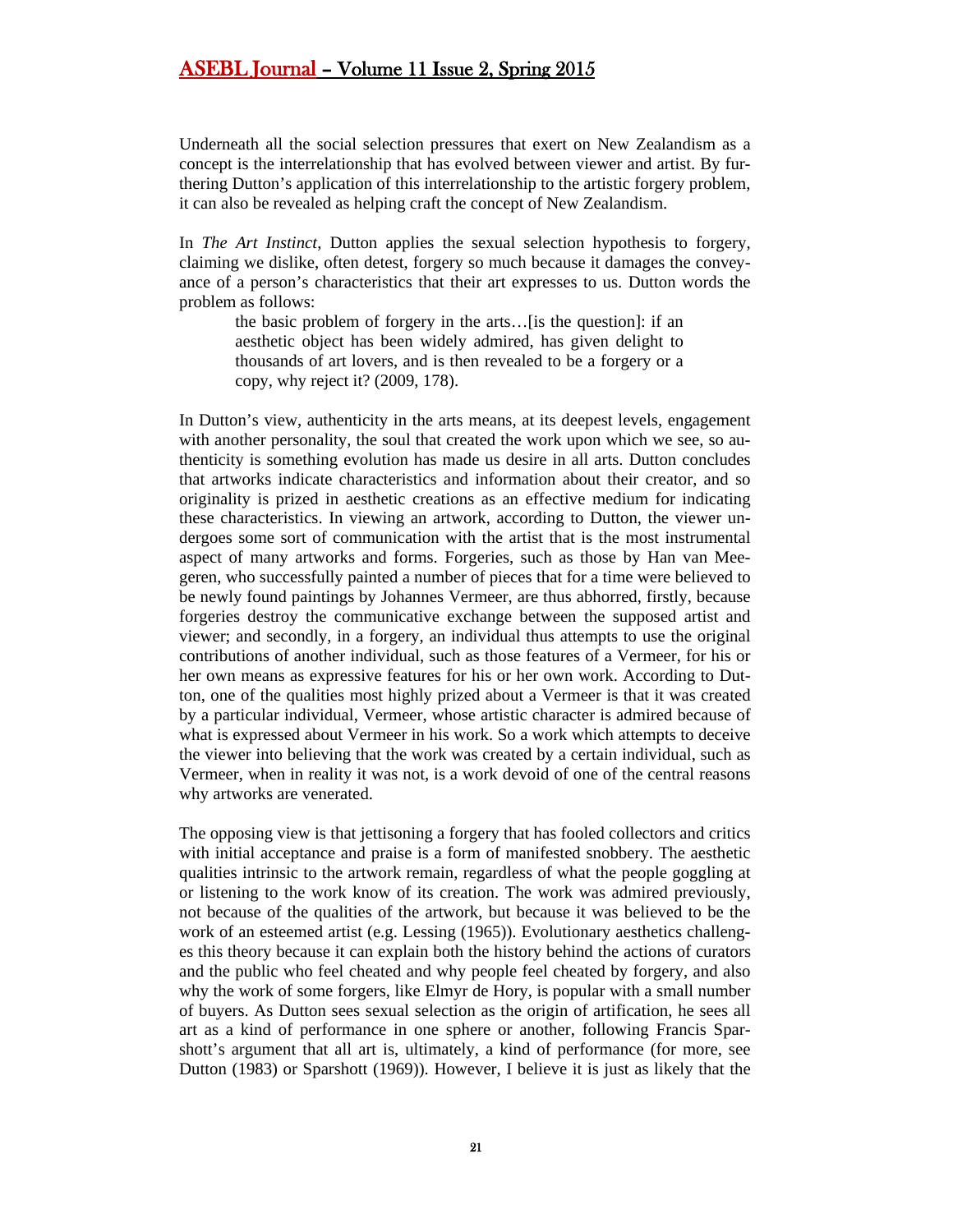Underneath all the social selection pressures that exert on New Zealandism as a concept is the interrelationship that has evolved between viewer and artist. By furthering Dutton's application of this interrelationship to the artistic forgery problem, it can also be revealed as helping craft the concept of New Zealandism.

In *The Art Instinct*, Dutton applies the sexual selection hypothesis to forgery, claiming we dislike, often detest, forgery so much because it damages the conveyance of a person's characteristics that their art expresses to us. Dutton words the problem as follows:

> the basic problem of forgery in the arts…[is the question]: if an aesthetic object has been widely admired, has given delight to thousands of art lovers, and is then revealed to be a forgery or a copy, why reject it? (2009, 178).

In Dutton's view, authenticity in the arts means, at its deepest levels, engagement with another personality, the soul that created the work upon which we see, so authenticity is something evolution has made us desire in all arts. Dutton concludes that artworks indicate characteristics and information about their creator, and so originality is prized in aesthetic creations as an effective medium for indicating these characteristics. In viewing an artwork, according to Dutton, the viewer undergoes some sort of communication with the artist that is the most instrumental aspect of many artworks and forms. Forgeries, such as those by Han van Meegeren, who successfully painted a number of pieces that for a time were believed to be newly found paintings by Johannes Vermeer, are thus abhorred, firstly, because forgeries destroy the communicative exchange between the supposed artist and viewer; and secondly, in a forgery, an individual thus attempts to use the original contributions of another individual, such as those features of a Vermeer, for his or her own means as expressive features for his or her own work. According to Dutton, one of the qualities most highly prized about a Vermeer is that it was created by a particular individual, Vermeer, whose artistic character is admired because of what is expressed about Vermeer in his work. So a work which attempts to deceive the viewer into believing that the work was created by a certain individual, such as Vermeer, when in reality it was not, is a work devoid of one of the central reasons why artworks are venerated.

The opposing view is that jettisoning a forgery that has fooled collectors and critics with initial acceptance and praise is a form of manifested snobbery. The aesthetic qualities intrinsic to the artwork remain, regardless of what the people goggling at or listening to the work know of its creation. The work was admired previously, not because of the qualities of the artwork, but because it was believed to be the work of an esteemed artist (e.g. Lessing (1965)). Evolutionary aesthetics challenges this theory because it can explain both the history behind the actions of curators and the public who feel cheated and why people feel cheated by forgery, and also why the work of some forgers, like Elmyr de Hory, is popular with a small number of buyers. As Dutton sees sexual selection as the origin of artification, he sees all art as a kind of performance in one sphere or another, following Francis Sparshott's argument that all art is, ultimately, a kind of performance (for more, see Dutton (1983) or Sparshott (1969)). However, I believe it is just as likely that the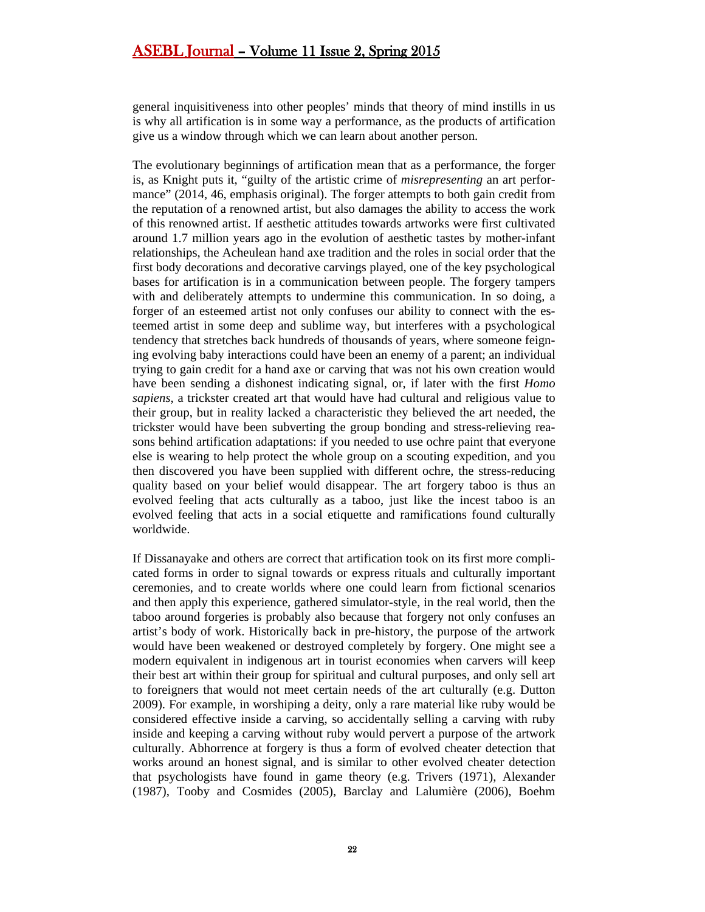general inquisitiveness into other peoples' minds that theory of mind instills in us is why all artification is in some way a performance, as the products of artification give us a window through which we can learn about another person.

The evolutionary beginnings of artification mean that as a performance, the forger is, as Knight puts it, "guilty of the artistic crime of *misrepresenting* an art performance" (2014, 46, emphasis original). The forger attempts to both gain credit from the reputation of a renowned artist, but also damages the ability to access the work of this renowned artist. If aesthetic attitudes towards artworks were first cultivated around 1.7 million years ago in the evolution of aesthetic tastes by mother-infant relationships, the Acheulean hand axe tradition and the roles in social order that the first body decorations and decorative carvings played, one of the key psychological bases for artification is in a communication between people. The forgery tampers with and deliberately attempts to undermine this communication. In so doing, a forger of an esteemed artist not only confuses our ability to connect with the esteemed artist in some deep and sublime way, but interferes with a psychological tendency that stretches back hundreds of thousands of years, where someone feigning evolving baby interactions could have been an enemy of a parent; an individual trying to gain credit for a hand axe or carving that was not his own creation would have been sending a dishonest indicating signal, or, if later with the first *Homo sapiens*, a trickster created art that would have had cultural and religious value to their group, but in reality lacked a characteristic they believed the art needed, the trickster would have been subverting the group bonding and stress-relieving reasons behind artification adaptations: if you needed to use ochre paint that everyone else is wearing to help protect the whole group on a scouting expedition, and you then discovered you have been supplied with different ochre, the stress-reducing quality based on your belief would disappear. The art forgery taboo is thus an evolved feeling that acts culturally as a taboo, just like the incest taboo is an evolved feeling that acts in a social etiquette and ramifications found culturally worldwide.

If Dissanayake and others are correct that artification took on its first more complicated forms in order to signal towards or express rituals and culturally important ceremonies, and to create worlds where one could learn from fictional scenarios and then apply this experience, gathered simulator-style, in the real world, then the taboo around forgeries is probably also because that forgery not only confuses an artist's body of work. Historically back in pre-history, the purpose of the artwork would have been weakened or destroyed completely by forgery. One might see a modern equivalent in indigenous art in tourist economies when carvers will keep their best art within their group for spiritual and cultural purposes, and only sell art to foreigners that would not meet certain needs of the art culturally (e.g. Dutton 2009). For example, in worshiping a deity, only a rare material like ruby would be considered effective inside a carving, so accidentally selling a carving with ruby inside and keeping a carving without ruby would pervert a purpose of the artwork culturally. Abhorrence at forgery is thus a form of evolved cheater detection that works around an honest signal, and is similar to other evolved cheater detection that psychologists have found in game theory (e.g. Trivers (1971), Alexander (1987), Tooby and Cosmides (2005), Barclay and Lalumière (2006), Boehm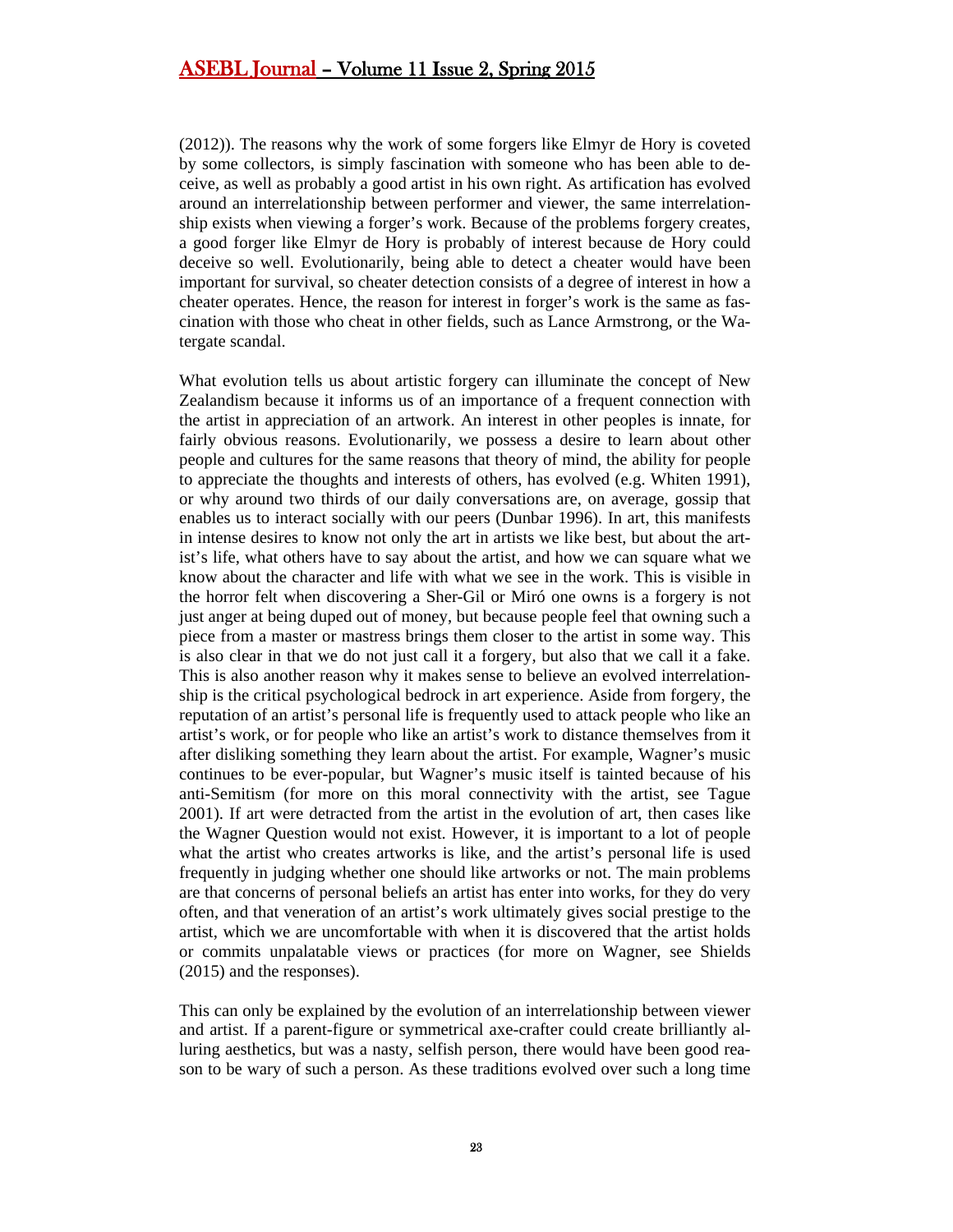(2012)). The reasons why the work of some forgers like Elmyr de Hory is coveted by some collectors, is simply fascination with someone who has been able to deceive, as well as probably a good artist in his own right. As artification has evolved around an interrelationship between performer and viewer, the same interrelationship exists when viewing a forger's work. Because of the problems forgery creates, a good forger like Elmyr de Hory is probably of interest because de Hory could deceive so well. Evolutionarily, being able to detect a cheater would have been important for survival, so cheater detection consists of a degree of interest in how a cheater operates. Hence, the reason for interest in forger's work is the same as fascination with those who cheat in other fields, such as Lance Armstrong, or the Watergate scandal.

What evolution tells us about artistic forgery can illuminate the concept of New Zealandism because it informs us of an importance of a frequent connection with the artist in appreciation of an artwork. An interest in other peoples is innate, for fairly obvious reasons. Evolutionarily, we possess a desire to learn about other people and cultures for the same reasons that theory of mind, the ability for people to appreciate the thoughts and interests of others, has evolved (e.g. Whiten 1991), or why around two thirds of our daily conversations are, on average, gossip that enables us to interact socially with our peers (Dunbar 1996). In art, this manifests in intense desires to know not only the art in artists we like best, but about the artist's life, what others have to say about the artist, and how we can square what we know about the character and life with what we see in the work. This is visible in the horror felt when discovering a Sher-Gil or Miró one owns is a forgery is not just anger at being duped out of money, but because people feel that owning such a piece from a master or mastress brings them closer to the artist in some way. This is also clear in that we do not just call it a forgery, but also that we call it a fake. This is also another reason why it makes sense to believe an evolved interrelationship is the critical psychological bedrock in art experience. Aside from forgery, the reputation of an artist's personal life is frequently used to attack people who like an artist's work, or for people who like an artist's work to distance themselves from it after disliking something they learn about the artist. For example, Wagner's music continues to be ever-popular, but Wagner's music itself is tainted because of his anti-Semitism (for more on this moral connectivity with the artist, see Tague 2001). If art were detracted from the artist in the evolution of art, then cases like the Wagner Question would not exist. However, it is important to a lot of people what the artist who creates artworks is like, and the artist's personal life is used frequently in judging whether one should like artworks or not. The main problems are that concerns of personal beliefs an artist has enter into works, for they do very often, and that veneration of an artist's work ultimately gives social prestige to the artist, which we are uncomfortable with when it is discovered that the artist holds or commits unpalatable views or practices (for more on Wagner, see Shields (2015) and the responses).

This can only be explained by the evolution of an interrelationship between viewer and artist. If a parent-figure or symmetrical axe-crafter could create brilliantly alluring aesthetics, but was a nasty, selfish person, there would have been good reason to be wary of such a person. As these traditions evolved over such a long time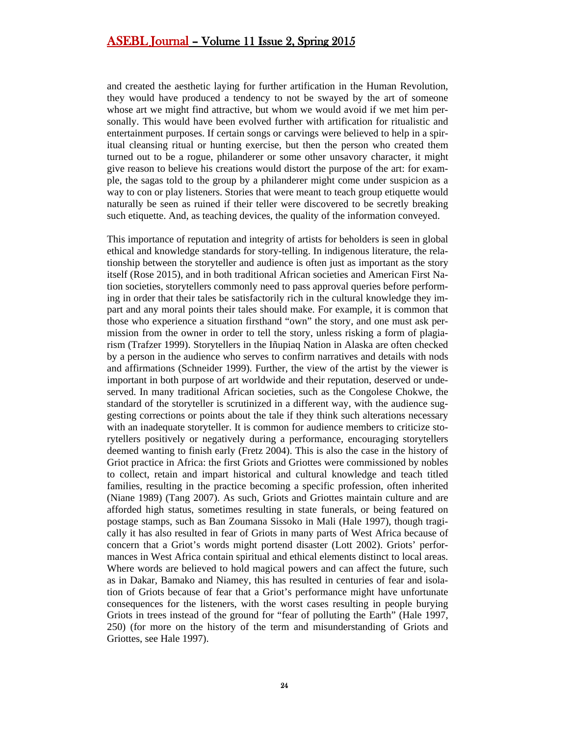and created the aesthetic laying for further artification in the Human Revolution, they would have produced a tendency to not be swayed by the art of someone whose art we might find attractive, but whom we would avoid if we met him personally. This would have been evolved further with artification for ritualistic and entertainment purposes. If certain songs or carvings were believed to help in a spiritual cleansing ritual or hunting exercise, but then the person who created them turned out to be a rogue, philanderer or some other unsavory character, it might give reason to believe his creations would distort the purpose of the art: for example, the sagas told to the group by a philanderer might come under suspicion as a way to con or play listeners. Stories that were meant to teach group etiquette would naturally be seen as ruined if their teller were discovered to be secretly breaking such etiquette. And, as teaching devices, the quality of the information conveyed.

This importance of reputation and integrity of artists for beholders is seen in global ethical and knowledge standards for story-telling. In indigenous literature, the relationship between the storyteller and audience is often just as important as the story itself (Rose 2015), and in both traditional African societies and American First Nation societies, storytellers commonly need to pass approval queries before performing in order that their tales be satisfactorily rich in the cultural knowledge they impart and any moral points their tales should make. For example, it is common that those who experience a situation firsthand "own" the story, and one must ask permission from the owner in order to tell the story, unless risking a form of plagiarism (Trafzer 1999). Storytellers in the Iñupiaq Nation in Alaska are often checked by a person in the audience who serves to confirm narratives and details with nods and affirmations (Schneider 1999). Further, the view of the artist by the viewer is important in both purpose of art worldwide and their reputation, deserved or undeserved. In many traditional African societies, such as the Congolese Chokwe, the standard of the storyteller is scrutinized in a different way, with the audience suggesting corrections or points about the tale if they think such alterations necessary with an inadequate storyteller. It is common for audience members to criticize storytellers positively or negatively during a performance, encouraging storytellers deemed wanting to finish early (Fretz 2004). This is also the case in the history of Griot practice in Africa: the first Griots and Griottes were commissioned by nobles to collect, retain and impart historical and cultural knowledge and teach titled families, resulting in the practice becoming a specific profession, often inherited (Niane 1989) (Tang 2007). As such, Griots and Griottes maintain culture and are afforded high status, sometimes resulting in state funerals, or being featured on postage stamps, such as Ban Zoumana Sissoko in Mali (Hale 1997), though tragically it has also resulted in fear of Griots in many parts of West Africa because of concern that a Griot's words might portend disaster (Lott 2002). Griots' performances in West Africa contain spiritual and ethical elements distinct to local areas. Where words are believed to hold magical powers and can affect the future, such as in Dakar, Bamako and Niamey, this has resulted in centuries of fear and isolation of Griots because of fear that a Griot's performance might have unfortunate consequences for the listeners, with the worst cases resulting in people burying Griots in trees instead of the ground for "fear of polluting the Earth" (Hale 1997, 250) (for more on the history of the term and misunderstanding of Griots and Griottes, see Hale 1997).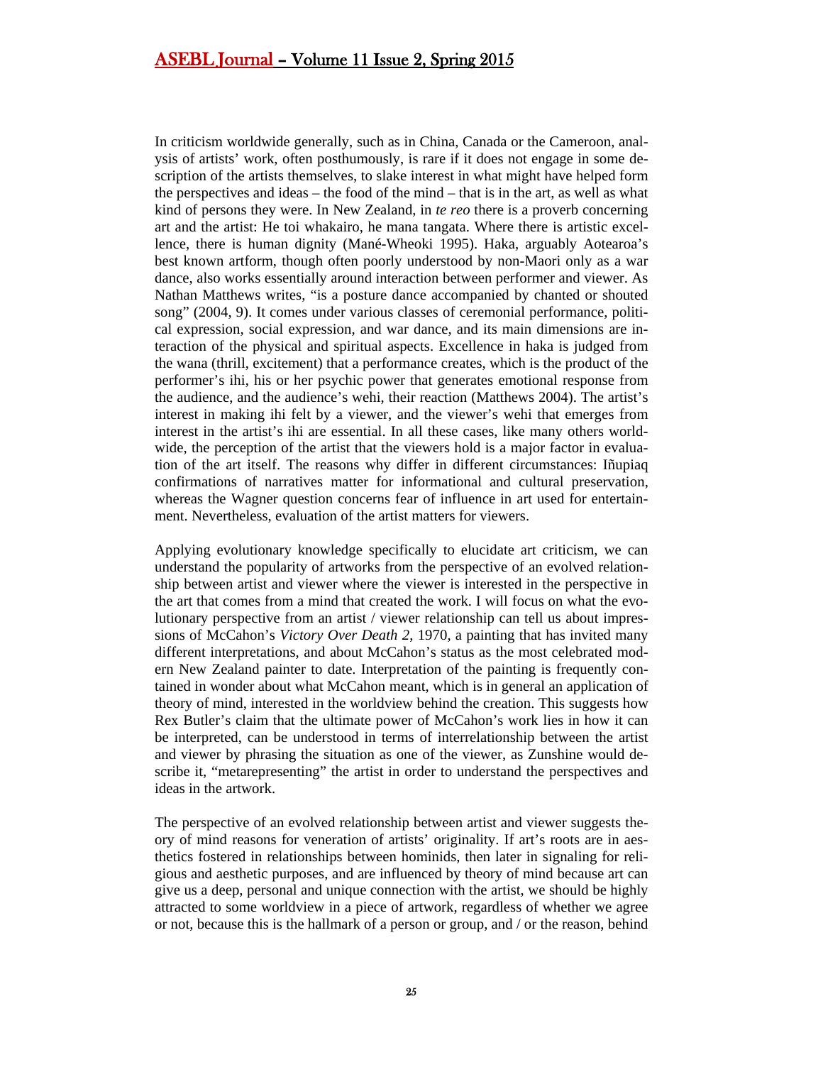In criticism worldwide generally, such as in China, Canada or the Cameroon, analysis of artists' work, often posthumously, is rare if it does not engage in some description of the artists themselves, to slake interest in what might have helped form the perspectives and ideas – the food of the mind – that is in the art, as well as what kind of persons they were. In New Zealand, in *te reo* there is a proverb concerning art and the artist: He toi whakairo, he mana tangata. Where there is artistic excellence, there is human dignity (Mané-Wheoki 1995). Haka, arguably Aotearoa's best known artform, though often poorly understood by non-Maori only as a war dance, also works essentially around interaction between performer and viewer. As Nathan Matthews writes, "is a posture dance accompanied by chanted or shouted song" (2004, 9). It comes under various classes of ceremonial performance, political expression, social expression, and war dance, and its main dimensions are interaction of the physical and spiritual aspects. Excellence in haka is judged from the wana (thrill, excitement) that a performance creates, which is the product of the performer's ihi, his or her psychic power that generates emotional response from the audience, and the audience's wehi, their reaction (Matthews 2004). The artist's interest in making ihi felt by a viewer, and the viewer's wehi that emerges from interest in the artist's ihi are essential. In all these cases, like many others worldwide, the perception of the artist that the viewers hold is a major factor in evaluation of the art itself. The reasons why differ in different circumstances: Iñupiaq confirmations of narratives matter for informational and cultural preservation, whereas the Wagner question concerns fear of influence in art used for entertainment. Nevertheless, evaluation of the artist matters for viewers.

Applying evolutionary knowledge specifically to elucidate art criticism, we can understand the popularity of artworks from the perspective of an evolved relationship between artist and viewer where the viewer is interested in the perspective in the art that comes from a mind that created the work. I will focus on what the evolutionary perspective from an artist / viewer relationship can tell us about impressions of McCahon's *Victory Over Death 2*, 1970, a painting that has invited many different interpretations, and about McCahon's status as the most celebrated modern New Zealand painter to date. Interpretation of the painting is frequently contained in wonder about what McCahon meant, which is in general an application of theory of mind, interested in the worldview behind the creation. This suggests how Rex Butler's claim that the ultimate power of McCahon's work lies in how it can be interpreted, can be understood in terms of interrelationship between the artist and viewer by phrasing the situation as one of the viewer, as Zunshine would describe it, "metarepresenting" the artist in order to understand the perspectives and ideas in the artwork.

The perspective of an evolved relationship between artist and viewer suggests theory of mind reasons for veneration of artists' originality. If art's roots are in aesthetics fostered in relationships between hominids, then later in signaling for religious and aesthetic purposes, and are influenced by theory of mind because art can give us a deep, personal and unique connection with the artist, we should be highly attracted to some worldview in a piece of artwork, regardless of whether we agree or not, because this is the hallmark of a person or group, and / or the reason, behind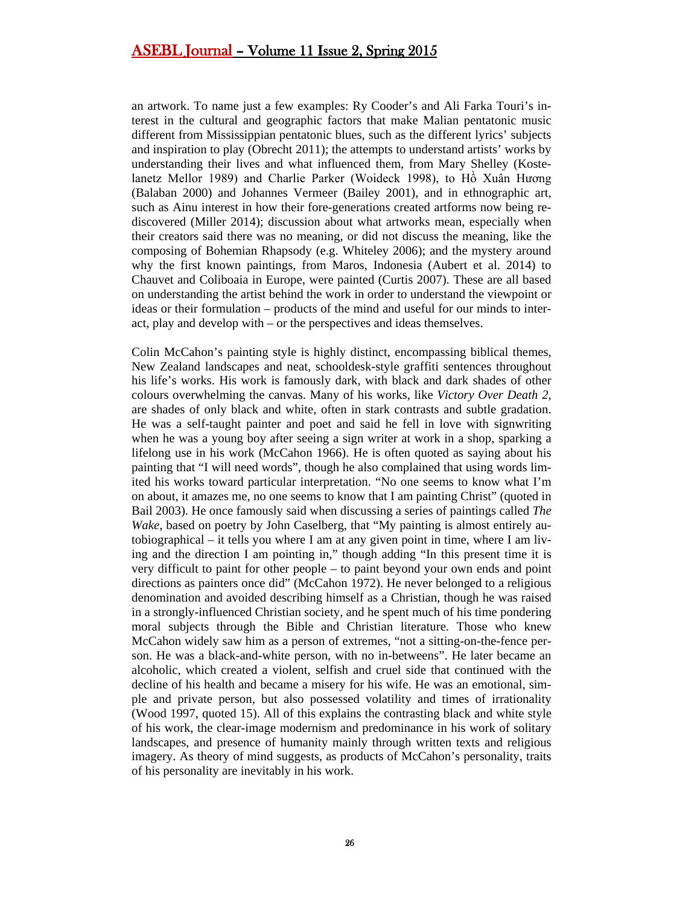an artwork. To name just a few examples: Ry Cooder's and Ali Farka Touri's interest in the cultural and geographic factors that make Malian pentatonic music different from Mississippian pentatonic blues, such as the different lyrics' subjects and inspiration to play (Obrecht 2011); the attempts to understand artists' works by understanding their lives and what influenced them, from Mary Shelley (Kostelanetz Mellor 1989) and Charlie Parker (Woideck 1998), to Hồ Xuân Hương (Balaban 2000) and Johannes Vermeer (Bailey 2001), and in ethnographic art, such as Ainu interest in how their fore-generations created artforms now being rediscovered (Miller 2014); discussion about what artworks mean, especially when their creators said there was no meaning, or did not discuss the meaning, like the composing of Bohemian Rhapsody (e.g. Whiteley 2006); and the mystery around why the first known paintings, from Maros, Indonesia (Aubert et al. 2014) to Chauvet and Coliboaia in Europe, were painted (Curtis 2007). These are all based on understanding the artist behind the work in order to understand the viewpoint or ideas or their formulation – products of the mind and useful for our minds to interact, play and develop with – or the perspectives and ideas themselves.

Colin McCahon's painting style is highly distinct, encompassing biblical themes, New Zealand landscapes and neat, schooldesk-style graffiti sentences throughout his life's works. His work is famously dark, with black and dark shades of other colours overwhelming the canvas. Many of his works, like *Victory Over Death 2*, are shades of only black and white, often in stark contrasts and subtle gradation. He was a self-taught painter and poet and said he fell in love with signwriting when he was a young boy after seeing a sign writer at work in a shop, sparking a lifelong use in his work (McCahon 1966). He is often quoted as saying about his painting that "I will need words", though he also complained that using words limited his works toward particular interpretation. "No one seems to know what I'm on about, it amazes me, no one seems to know that I am painting Christ" (quoted in Bail 2003). He once famously said when discussing a series of paintings called *The Wake*, based on poetry by John Caselberg, that "My painting is almost entirely autobiographical – it tells you where I am at any given point in time, where I am living and the direction I am pointing in," though adding "In this present time it is very difficult to paint for other people – to paint beyond your own ends and point directions as painters once did" (McCahon 1972). He never belonged to a religious denomination and avoided describing himself as a Christian, though he was raised in a strongly-influenced Christian society, and he spent much of his time pondering moral subjects through the Bible and Christian literature. Those who knew McCahon widely saw him as a person of extremes, "not a sitting-on-the-fence person. He was a black-and-white person, with no in-betweens". He later became an alcoholic, which created a violent, selfish and cruel side that continued with the decline of his health and became a misery for his wife. He was an emotional, simple and private person, but also possessed volatility and times of irrationality (Wood 1997, quoted 15). All of this explains the contrasting black and white style of his work, the clear-image modernism and predominance in his work of solitary landscapes, and presence of humanity mainly through written texts and religious imagery. As theory of mind suggests, as products of McCahon's personality, traits of his personality are inevitably in his work.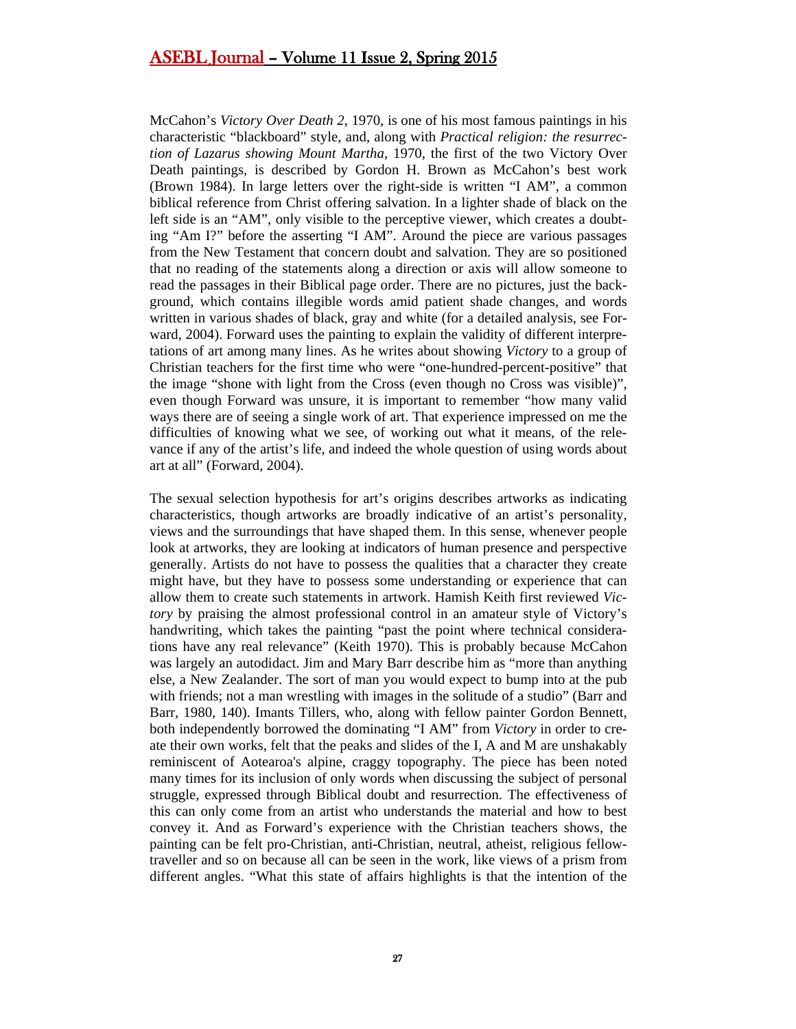McCahon's *Victory Over Death 2*, 1970, is one of his most famous paintings in his characteristic "blackboard" style, and, along with *Practical religion: the resurrection of Lazarus showing Mount Martha*, 1970, the first of the two Victory Over Death paintings, is described by Gordon H. Brown as McCahon's best work (Brown 1984). In large letters over the right-side is written "I AM", a common biblical reference from Christ offering salvation. In a lighter shade of black on the left side is an "AM", only visible to the perceptive viewer, which creates a doubting "Am I?" before the asserting "I AM". Around the piece are various passages from the New Testament that concern doubt and salvation. They are so positioned that no reading of the statements along a direction or axis will allow someone to read the passages in their Biblical page order. There are no pictures, just the background, which contains illegible words amid patient shade changes, and words written in various shades of black, gray and white (for a detailed analysis, see Forward, 2004). Forward uses the painting to explain the validity of different interpretations of art among many lines. As he writes about showing *Victory* to a group of Christian teachers for the first time who were "one-hundred-percent-positive" that the image "shone with light from the Cross (even though no Cross was visible)", even though Forward was unsure, it is important to remember "how many valid ways there are of seeing a single work of art. That experience impressed on me the difficulties of knowing what we see, of working out what it means, of the relevance if any of the artist's life, and indeed the whole question of using words about art at all" (Forward, 2004).

The sexual selection hypothesis for art's origins describes artworks as indicating characteristics, though artworks are broadly indicative of an artist's personality, views and the surroundings that have shaped them. In this sense, whenever people look at artworks, they are looking at indicators of human presence and perspective generally. Artists do not have to possess the qualities that a character they create might have, but they have to possess some understanding or experience that can allow them to create such statements in artwork. Hamish Keith first reviewed *Victory* by praising the almost professional control in an amateur style of Victory's handwriting, which takes the painting "past the point where technical considerations have any real relevance" (Keith 1970). This is probably because McCahon was largely an autodidact. Jim and Mary Barr describe him as "more than anything else, a New Zealander. The sort of man you would expect to bump into at the pub with friends; not a man wrestling with images in the solitude of a studio" (Barr and Barr, 1980, 140). Imants Tillers, who, along with fellow painter Gordon Bennett, both independently borrowed the dominating "I AM" from *Victory* in order to create their own works, felt that the peaks and slides of the I, A and M are unshakably reminiscent of Aotearoa's alpine, craggy topography. The piece has been noted many times for its inclusion of only words when discussing the subject of personal struggle, expressed through Biblical doubt and resurrection. The effectiveness of this can only come from an artist who understands the material and how to best convey it. And as Forward's experience with the Christian teachers shows, the painting can be felt pro-Christian, anti-Christian, neutral, atheist, religious fellow-traveller and so on because all can be seen in the work, like views of a prism from different angles. "What this state of affairs highlights is that the intention of the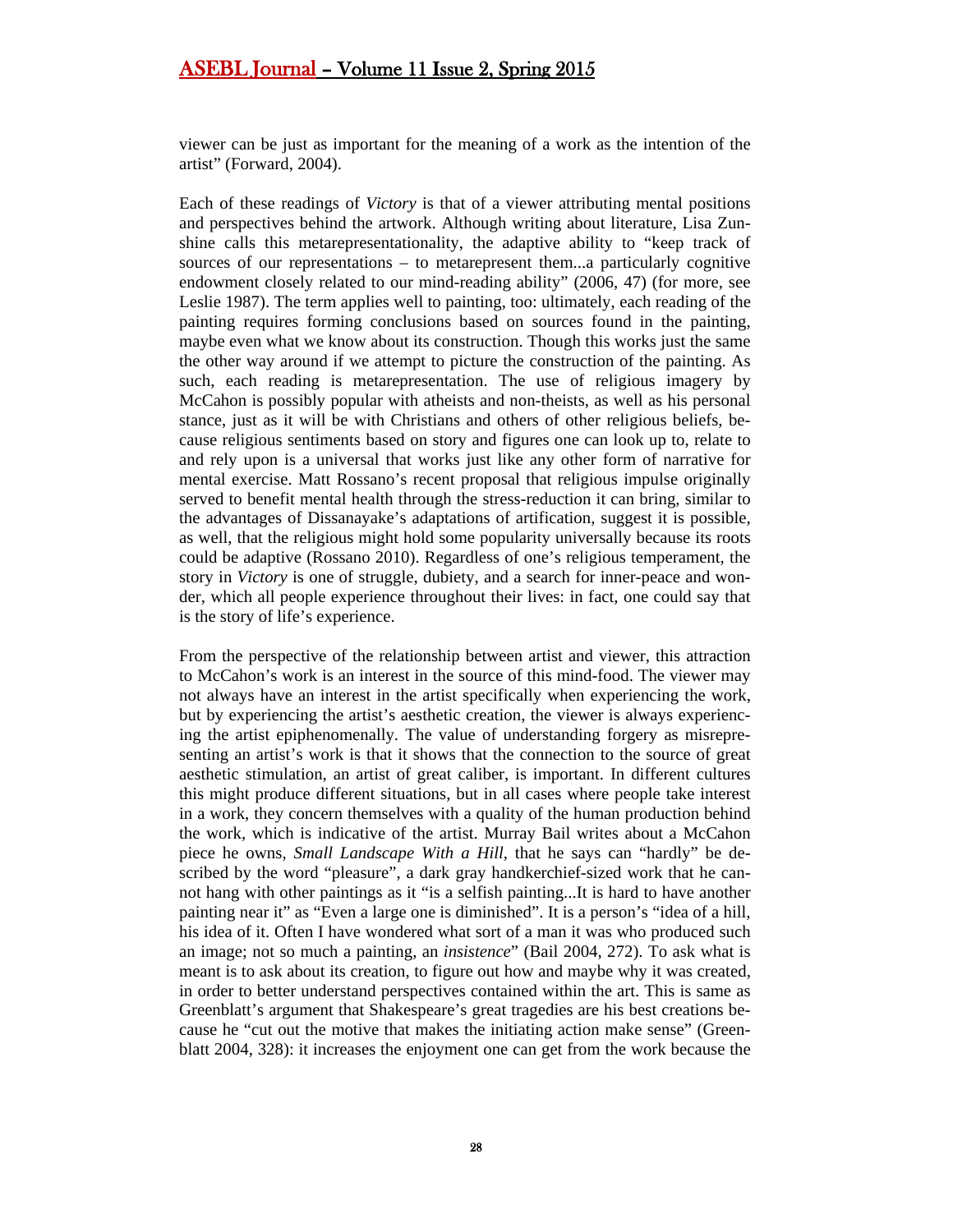viewer can be just as important for the meaning of a work as the intention of the artist" (Forward, 2004).

Each of these readings of *Victory* is that of a viewer attributing mental positions and perspectives behind the artwork. Although writing about literature, Lisa Zunshine calls this metarepresentationality, the adaptive ability to "keep track of sources of our representations – to metarepresent them...a particularly cognitive endowment closely related to our mind-reading ability" (2006, 47) (for more, see Leslie 1987). The term applies well to painting, too: ultimately, each reading of the painting requires forming conclusions based on sources found in the painting, maybe even what we know about its construction. Though this works just the same the other way around if we attempt to picture the construction of the painting. As such, each reading is metarepresentation. The use of religious imagery by McCahon is possibly popular with atheists and non-theists, as well as his personal stance, just as it will be with Christians and others of other religious beliefs, because religious sentiments based on story and figures one can look up to, relate to and rely upon is a universal that works just like any other form of narrative for mental exercise. Matt Rossano's recent proposal that religious impulse originally served to benefit mental health through the stress-reduction it can bring, similar to the advantages of Dissanayake's adaptations of artification, suggest it is possible, as well, that the religious might hold some popularity universally because its roots could be adaptive (Rossano 2010). Regardless of one's religious temperament, the story in *Victory* is one of struggle, dubiety, and a search for inner-peace and wonder, which all people experience throughout their lives: in fact, one could say that is the story of life's experience.

From the perspective of the relationship between artist and viewer, this attraction to McCahon's work is an interest in the source of this mind-food. The viewer may not always have an interest in the artist specifically when experiencing the work, but by experiencing the artist's aesthetic creation, the viewer is always experiencing the artist epiphenomenally. The value of understanding forgery as misrepresenting an artist's work is that it shows that the connection to the source of great aesthetic stimulation, an artist of great caliber, is important. In different cultures this might produce different situations, but in all cases where people take interest in a work, they concern themselves with a quality of the human production behind the work, which is indicative of the artist. Murray Bail writes about a McCahon piece he owns, *Small Landscape With a Hill*, that he says can "hardly" be described by the word "pleasure", a dark gray handkerchief-sized work that he cannot hang with other paintings as it "is a selfish painting...It is hard to have another painting near it" as "Even a large one is diminished". It is a person's "idea of a hill, his idea of it. Often I have wondered what sort of a man it was who produced such an image; not so much a painting, an *insistence*" (Bail 2004, 272). To ask what is meant is to ask about its creation, to figure out how and maybe why it was created, in order to better understand perspectives contained within the art. This is same as Greenblatt's argument that Shakespeare's great tragedies are his best creations because he "cut out the motive that makes the initiating action make sense" (Greenblatt 2004, 328): it increases the enjoyment one can get from the work because the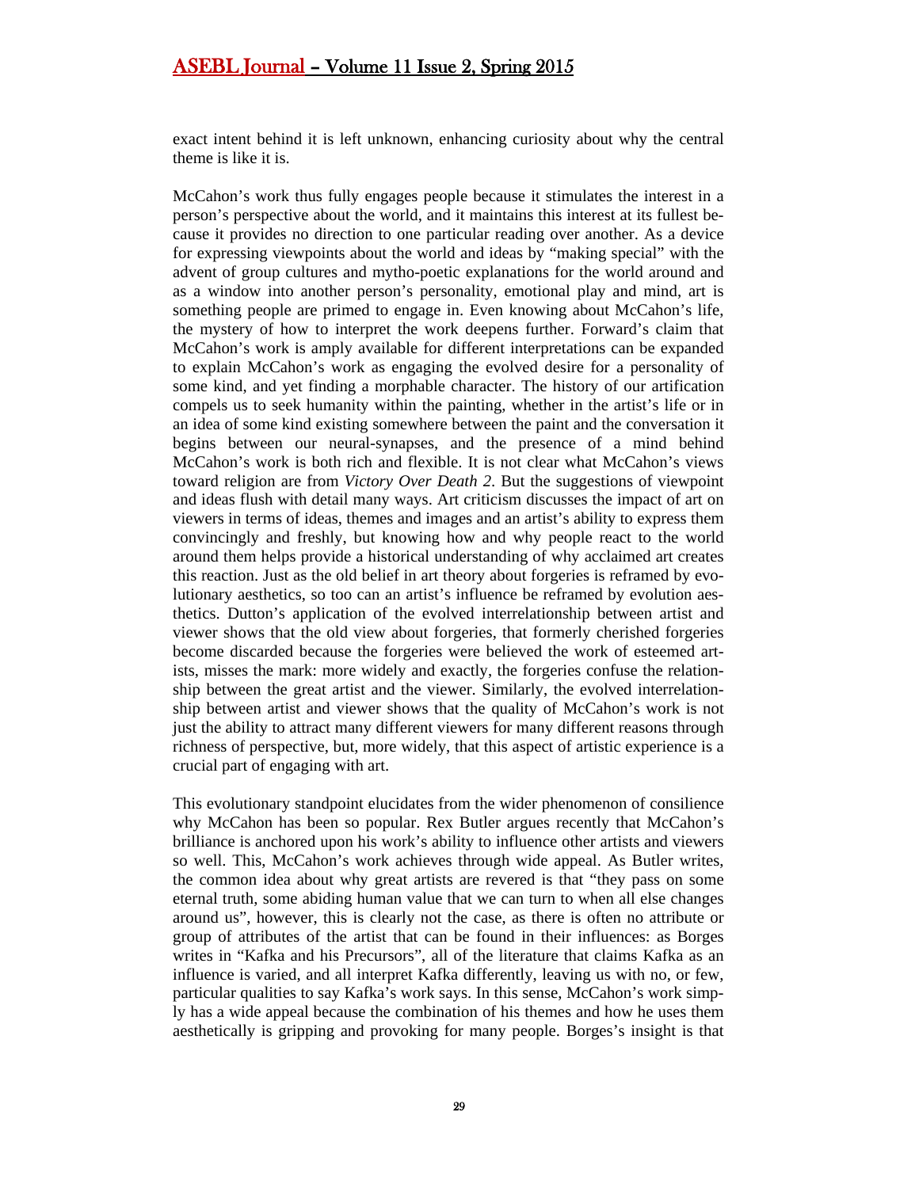exact intent behind it is left unknown, enhancing curiosity about why the central theme is like it is.

McCahon's work thus fully engages people because it stimulates the interest in a person's perspective about the world, and it maintains this interest at its fullest because it provides no direction to one particular reading over another. As a device for expressing viewpoints about the world and ideas by "making special" with the advent of group cultures and mytho-poetic explanations for the world around and as a window into another person's personality, emotional play and mind, art is something people are primed to engage in. Even knowing about McCahon's life, the mystery of how to interpret the work deepens further. Forward's claim that McCahon's work is amply available for different interpretations can be expanded to explain McCahon's work as engaging the evolved desire for a personality of some kind, and yet finding a morphable character. The history of our artification compels us to seek humanity within the painting, whether in the artist's life or in an idea of some kind existing somewhere between the paint and the conversation it begins between our neural-synapses, and the presence of a mind behind McCahon's work is both rich and flexible. It is not clear what McCahon's views toward religion are from *Victory Over Death 2*. But the suggestions of viewpoint and ideas flush with detail many ways. Art criticism discusses the impact of art on viewers in terms of ideas, themes and images and an artist's ability to express them convincingly and freshly, but knowing how and why people react to the world around them helps provide a historical understanding of why acclaimed art creates this reaction. Just as the old belief in art theory about forgeries is reframed by evolutionary aesthetics, so too can an artist's influence be reframed by evolution aesthetics. Dutton's application of the evolved interrelationship between artist and viewer shows that the old view about forgeries, that formerly cherished forgeries become discarded because the forgeries were believed the work of esteemed artists, misses the mark: more widely and exactly, the forgeries confuse the relationship between the great artist and the viewer. Similarly, the evolved interrelationship between artist and viewer shows that the quality of McCahon's work is not just the ability to attract many different viewers for many different reasons through richness of perspective, but, more widely, that this aspect of artistic experience is a crucial part of engaging with art.

This evolutionary standpoint elucidates from the wider phenomenon of consilience why McCahon has been so popular. Rex Butler argues recently that McCahon's brilliance is anchored upon his work's ability to influence other artists and viewers so well. This, McCahon's work achieves through wide appeal. As Butler writes, the common idea about why great artists are revered is that "they pass on some eternal truth, some abiding human value that we can turn to when all else changes around us", however, this is clearly not the case, as there is often no attribute or group of attributes of the artist that can be found in their influences: as Borges writes in "Kafka and his Precursors", all of the literature that claims Kafka as an influence is varied, and all interpret Kafka differently, leaving us with no, or few, particular qualities to say Kafka's work says. In this sense, McCahon's work simply has a wide appeal because the combination of his themes and how he uses them aesthetically is gripping and provoking for many people. Borges's insight is that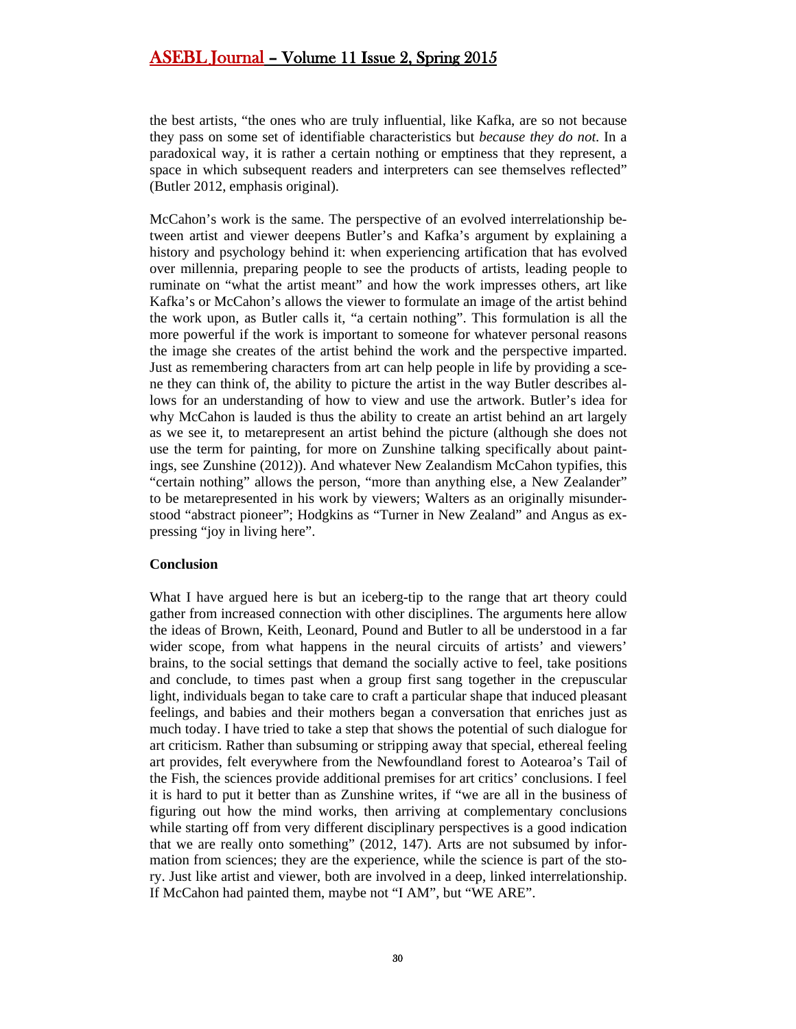the best artists, "the ones who are truly influential, like Kafka, are so not because they pass on some set of identifiable characteristics but *because they do not*. In a paradoxical way, it is rather a certain nothing or emptiness that they represent, a space in which subsequent readers and interpreters can see themselves reflected" (Butler 2012, emphasis original).

McCahon's work is the same. The perspective of an evolved interrelationship between artist and viewer deepens Butler's and Kafka's argument by explaining a history and psychology behind it: when experiencing artification that has evolved over millennia, preparing people to see the products of artists, leading people to ruminate on "what the artist meant" and how the work impresses others, art like Kafka's or McCahon's allows the viewer to formulate an image of the artist behind the work upon, as Butler calls it, "a certain nothing". This formulation is all the more powerful if the work is important to someone for whatever personal reasons the image she creates of the artist behind the work and the perspective imparted. Just as remembering characters from art can help people in life by providing a scene they can think of, the ability to picture the artist in the way Butler describes allows for an understanding of how to view and use the artwork. Butler's idea for why McCahon is lauded is thus the ability to create an artist behind an art largely as we see it, to metarepresent an artist behind the picture (although she does not use the term for painting, for more on Zunshine talking specifically about paintings, see Zunshine (2012)). And whatever New Zealandism McCahon typifies, this "certain nothing" allows the person, "more than anything else, a New Zealander" to be metarepresented in his work by viewers; Walters as an originally misunderstood "abstract pioneer"; Hodgkins as "Turner in New Zealand" and Angus as expressing "joy in living here".

**Conclusion**

What I have argued here is but an iceberg-tip to the range that art theory could gather from increased connection with other disciplines. The arguments here allow the ideas of Brown, Keith, Leonard, Pound and Butler to all be understood in a far wider scope, from what happens in the neural circuits of artists' and viewers' brains, to the social settings that demand the socially active to feel, take positions and conclude, to times past when a group first sang together in the crepuscular light, individuals began to take care to craft a particular shape that induced pleasant feelings, and babies and their mothers began a conversation that enriches just as much today. I have tried to take a step that shows the potential of such dialogue for art criticism. Rather than subsuming or stripping away that special, ethereal feeling art provides, felt everywhere from the Newfoundland forest to Aotearoa's Tail of the Fish, the sciences provide additional premises for art critics' conclusions. I feel it is hard to put it better than as Zunshine writes, if "we are all in the business of figuring out how the mind works, then arriving at complementary conclusions while starting off from very different disciplinary perspectives is a good indication that we are really onto something" (2012, 147). Arts are not subsumed by information from sciences; they are the experience, while the science is part of the story. Just like artist and viewer, both are involved in a deep, linked interrelationship. If McCahon had painted them, maybe not "I AM", but "WE ARE".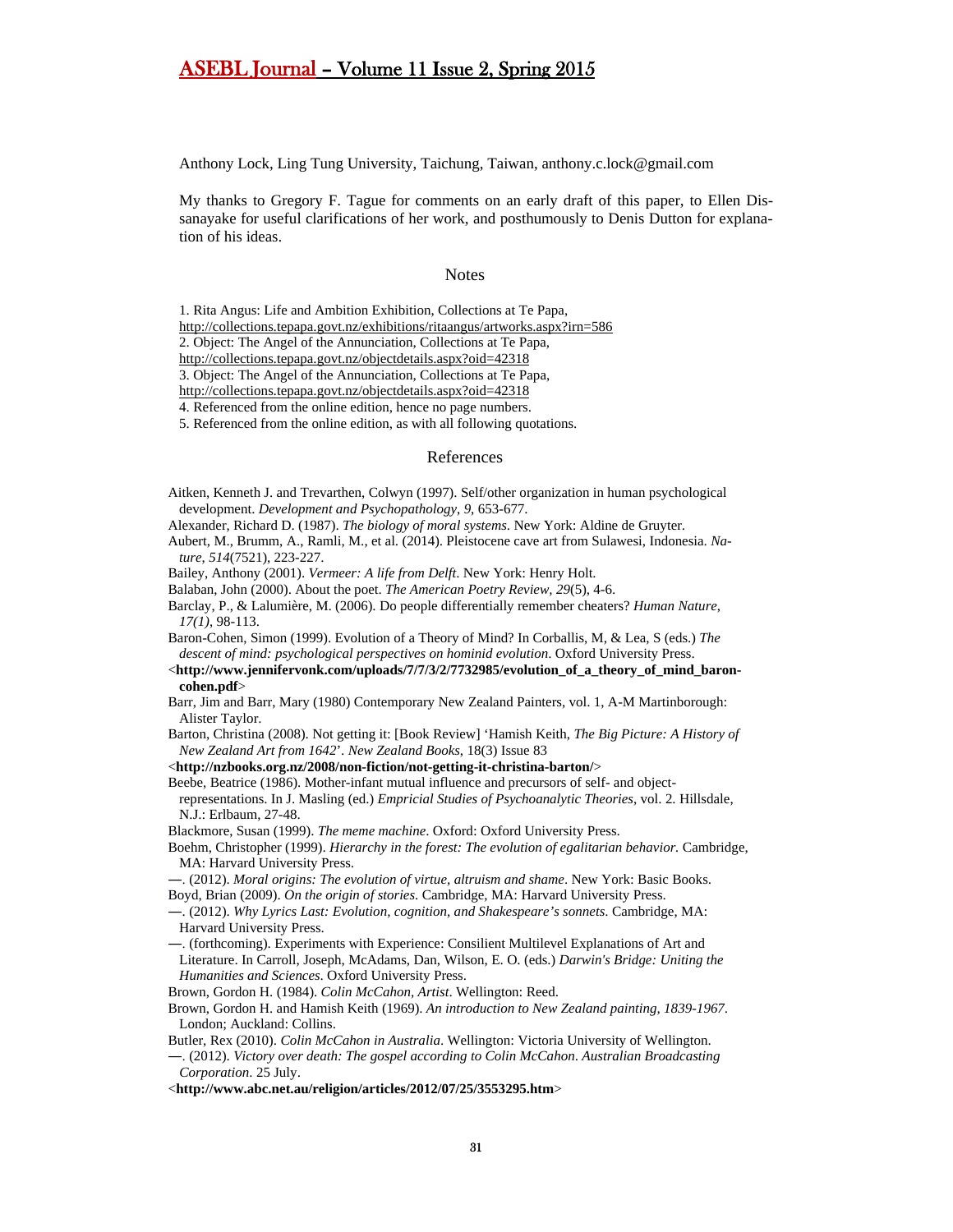Anthony Lock, Ling Tung University, Taichung, Taiwan, anthony.c.lock@gmail.com

My thanks to Gregory F. Tague for comments on an early draft of this paper, to Ellen Dissanayake for useful clarifications of her work, and posthumously to Denis Dutton for explanation of his ideas.

## Notes

1. Rita Angus: Life and Ambition Exhibition, Collections at Te Papa, http://collections.tepapa.govt.nz/exhibitions/ritaangus/artworks.aspx?irn=586
2. Object: The Angel of the Annunciation, Collections at Te Papa, http://collections.tepapa.govt.nz/objectdetails.aspx?oid=42318
3. Object: The Angel of the Annunciation, Collections at Te Papa, http://collections.tepapa.govt.nz/objectdetails.aspx?oid=42318
4. Referenced from the online edition, hence no page numbers.
5. Referenced from the online edition, as with all following quotations.

## References

Aitken, Kenneth J. and Trevarthen, Colwyn (1997). Self/other organization in human psychological development. *Development and Psychopathology*, *9*, 653-677.

Alexander, Richard D. (1987). *The biology of moral systems*. New York: Aldine de Gruyter.

Aubert, M., Brumm, A., Ramli, M., et al. (2014). Pleistocene cave art from Sulawesi, Indonesia. *Nature*, *514*(7521), 223-227.

Bailey, Anthony (2001). *Vermeer: A life from Delft*. New York: Henry Holt.

Balaban, John (2000). About the poet. *The American Poetry Review*, *29*(5), 4-6.

Barclay, P., & Lalumière, M. (2006). Do people differentially remember cheaters? *Human Nature*, *17(1)*, 98-113.

Baron-Cohen, Simon (1999). Evolution of a Theory of Mind? In Corballis, M, & Lea, S (eds.) *The descent of mind: psychological perspectives on hominid evolution*. Oxford University Press. <**http://www.jennifervonk.com/uploads/7/7/3/2/7732985/evolution_of_a_theory_of_mind_baron-cohen.pdf**>

Barr, Jim and Barr, Mary (1980) Contemporary New Zealand Painters, vol. 1, A-M Martinborough: Alister Taylor.

Barton, Christina (2008). Not getting it: [Book Review] 'Hamish Keith, *The Big Picture: A History of New Zealand Art from 1642*'. *New Zealand Books*, 18(3) Issue 83 <**http://nzbooks.org.nz/2008/non-fiction/not-getting-it-christina-barton/**>

Beebe, Beatrice (1986). Mother-infant mutual influence and precursors of self- and object-representations. In J. Masling (ed.) *Empricial Studies of Psychoanalytic Theories*, vol. 2. Hillsdale, N.J.: Erlbaum, 27-48.

Blackmore, Susan (1999). *The meme machine*. Oxford: Oxford University Press.

Boehm, Christopher (1999). *Hierarchy in the forest: The evolution of egalitarian behavior.* Cambridge, MA: Harvard University Press.

—. (2012). *Moral origins: The evolution of virtue, altruism and shame*. New York: Basic Books.

Boyd, Brian (2009). *On the origin of stories*. Cambridge, MA: Harvard University Press.

—. (2012). *Why Lyrics Last: Evolution, cognition, and Shakespeare's sonnets*. Cambridge, MA: Harvard University Press.

—. (forthcoming). Experiments with Experience: Consilient Multilevel Explanations of Art and Literature. In Carroll, Joseph, McAdams, Dan, Wilson, E. O. (eds.) *Darwin's Bridge: Uniting the Humanities and Sciences*. Oxford University Press.

Brown, Gordon H. (1984). *Colin McCahon, Artist*. Wellington: Reed.

Brown, Gordon H. and Hamish Keith (1969). *An introduction to New Zealand painting, 1839-1967*. London; Auckland: Collins.

Butler, Rex (2010). *Colin McCahon in Australia*. Wellington: Victoria University of Wellington.

—. (2012). *Victory over death: The gospel according to Colin McCahon*. *Australian Broadcasting Corporation*. 25 July. <**http://www.abc.net.au/religion/articles/2012/07/25/3553295.htm**>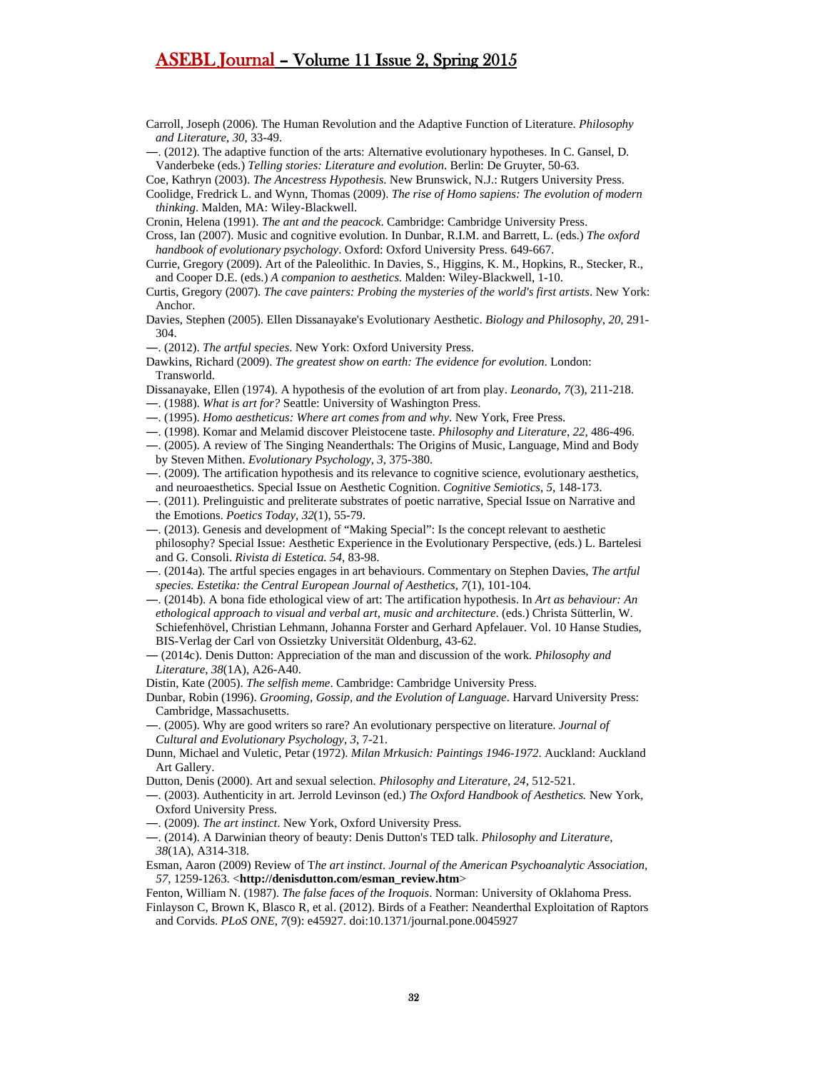Carroll, Joseph (2006). The Human Revolution and the Adaptive Function of Literature. *Philosophy and Literature*, *30*, 33-49.

—. (2012). The adaptive function of the arts: Alternative evolutionary hypotheses. In C. Gansel, D. Vanderbeke (eds.) *Telling stories: Literature and evolution*. Berlin: De Gruyter, 50-63.

Coe, Kathryn (2003). *The Ancestress Hypothesis*. New Brunswick, N.J.: Rutgers University Press.

Coolidge, Fredrick L. and Wynn, Thomas (2009). *The rise of Homo sapiens: The evolution of modern thinking*. Malden, MA: Wiley-Blackwell.

Cronin, Helena (1991). *The ant and the peacock*. Cambridge: Cambridge University Press.

Cross, Ian (2007). Music and cognitive evolution. In Dunbar, R.I.M. and Barrett, L. (eds.) *The oxford handbook of evolutionary psychology*. Oxford: Oxford University Press. 649-667.

Currie, Gregory (2009). Art of the Paleolithic. In Davies, S., Higgins, K. M., Hopkins, R., Stecker, R., and Cooper D.E. (eds.) *A companion to aesthetics*. Malden: Wiley-Blackwell, 1-10.

Curtis, Gregory (2007). *The cave painters: Probing the mysteries of the world's first artists*. New York: Anchor.

Davies, Stephen (2005). Ellen Dissanayake's Evolutionary Aesthetic. *Biology and Philosophy*, *20*, 291-304.

—. (2012). *The artful species*. New York: Oxford University Press.

Dawkins, Richard (2009). *The greatest show on earth: The evidence for evolution*. London: Transworld.

Dissanayake, Ellen (1974). A hypothesis of the evolution of art from play. *Leonardo*, *7*(3), 211-218.

—. (1988). *What is art for?* Seattle: University of Washington Press.

—. (1995). *Homo aestheticus: Where art comes from and why*. New York, Free Press.

—. (1998). Komar and Melamid discover Pleistocene taste. *Philosophy and Literature*, *22*, 486-496.

—. (2005). A review of The Singing Neanderthals: The Origins of Music, Language, Mind and Body by Steven Mithen. *Evolutionary Psychology*, *3*, 375-380.

—. (2009). The artification hypothesis and its relevance to cognitive science, evolutionary aesthetics, and neuroaesthetics. Special Issue on Aesthetic Cognition. *Cognitive Semiotics*, *5*, 148-173.

—. (2011). Prelinguistic and preliterate substrates of poetic narrative, Special Issue on Narrative and the Emotions. *Poetics Today*, *32*(1), 55-79.

—. (2013). Genesis and development of "Making Special": Is the concept relevant to aesthetic philosophy? Special Issue: Aesthetic Experience in the Evolutionary Perspective, (eds.) L. Bartelesi and G. Consoli. *Rivista di Estetica. 54*, 83-98.

—. (2014a). The artful species engages in art behaviours. Commentary on Stephen Davies, *The artful species. Estetika: the Central European Journal of Aesthetics*, *7*(1), 101-104.

—. (2014b). A bona fide ethological view of art: The artification hypothesis. In *Art as behaviour: An ethological approach to visual and verbal art, music and architecture*. (eds.) Christa Sütterlin, W. Schiefenhövel, Christian Lehmann, Johanna Forster and Gerhard Apfelauer. Vol. 10 Hanse Studies, BIS-Verlag der Carl von Ossietzky Universität Oldenburg, 43-62.

— (2014c). Denis Dutton: Appreciation of the man and discussion of the work. *Philosophy and Literature*, *38*(1A), A26-A40.

Distin, Kate (2005). *The selfish meme*. Cambridge: Cambridge University Press.

Dunbar, Robin (1996). *Grooming, Gossip, and the Evolution of Language*. Harvard University Press: Cambridge, Massachusetts.

—. (2005). Why are good writers so rare? An evolutionary perspective on literature. *Journal of Cultural and Evolutionary Psychology*, *3*, 7-21.

Dunn, Michael and Vuletic, Petar (1972). *Milan Mrkusich: Paintings 1946-1972*. Auckland: Auckland Art Gallery.

Dutton, Denis (2000). Art and sexual selection. *Philosophy and Literature*, *24*, 512-521.

—. (2003). Authenticity in art. Jerrold Levinson (ed.) *The Oxford Handbook of Aesthetics.* New York, Oxford University Press.

—. (2009). *The art instinct*. New York, Oxford University Press.

—. (2014). A Darwinian theory of beauty: Denis Dutton's TED talk. *Philosophy and Literature*, *38*(1A), A314-318.

Esman, Aaron (2009) Review of T*he art instinct*. *Journal of the American Psychoanalytic Association*, *57*, 1259-1263. <**http://denisdutton.com/esman_review.htm**>

Fenton, William N. (1987). *The false faces of the Iroquois*. Norman: University of Oklahoma Press.

Finlayson C, Brown K, Blasco R, et al. (2012). Birds of a Feather: Neanderthal Exploitation of Raptors and Corvids. *PLoS ONE*, *7*(9): e45927. doi:10.1371/journal.pone.0045927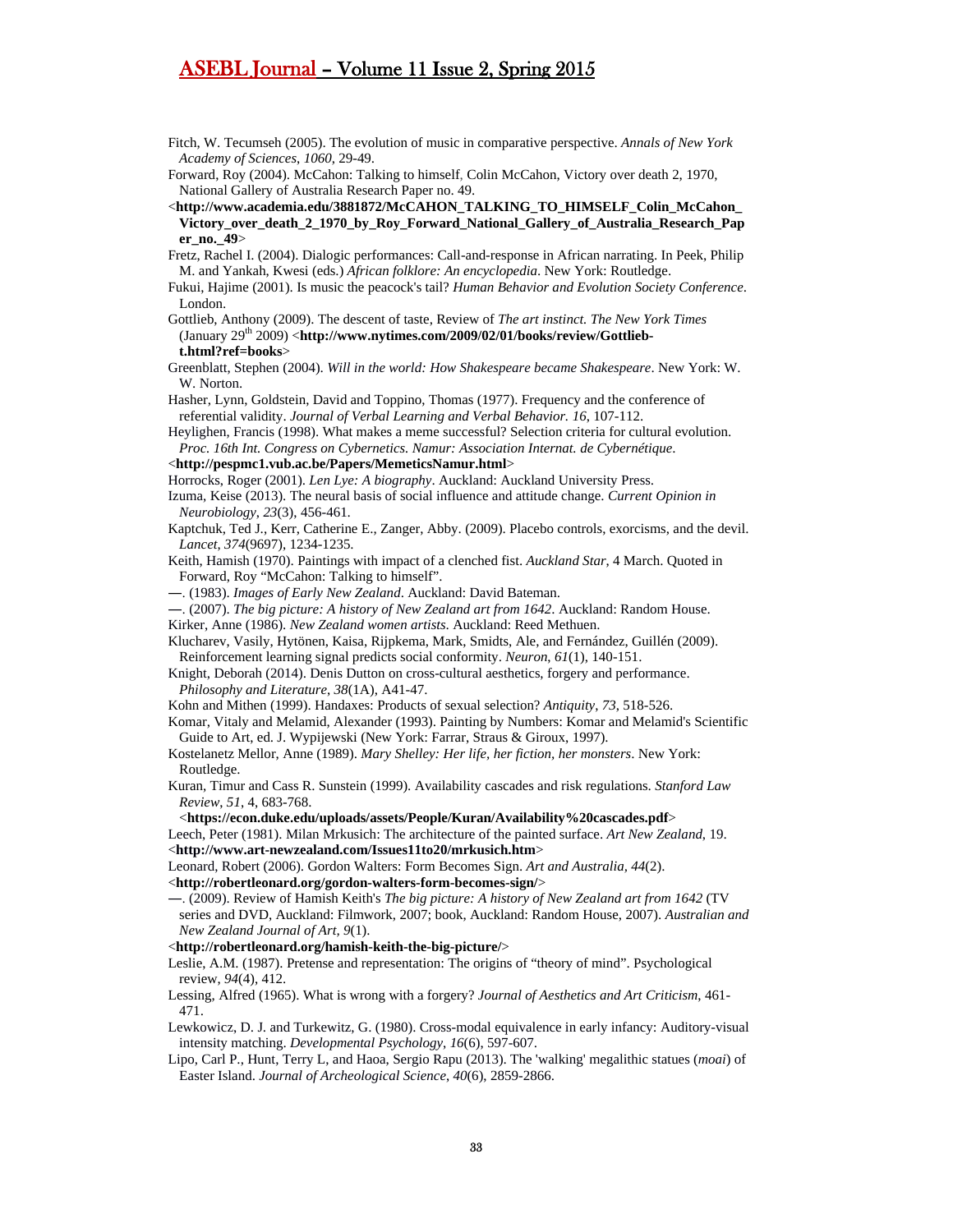Fitch, W. Tecumseh (2005). The evolution of music in comparative perspective. *Annals of New York Academy of Sciences*, *1060*, 29-49.

Forward, Roy (2004). McCahon: Talking to himself, Colin McCahon, Victory over death 2, 1970, National Gallery of Australia Research Paper no. 49.

<**http://www.academia.edu/3881872/McCAHON_TALKING_TO_HIMSELF_Colin_McCahon_Victory_over_death_2_1970_by_Roy_Forward_National_Gallery_of_Australia_Research_Paper_no._49**>

Fretz, Rachel I. (2004). Dialogic performances: Call-and-response in African narrating. In Peek, Philip M. and Yankah, Kwesi (eds.) *African folklore: An encyclopedia*. New York: Routledge.

Fukui, Hajime (2001). Is music the peacock's tail? *Human Behavior and Evolution Society Conference*. London.

Gottlieb, Anthony (2009). The descent of taste, Review of *The art instinct. The New York Times* (January 29th 2009) <**http://www.nytimes.com/2009/02/01/books/review/Gottlieb-t.html?ref=books**>

Greenblatt, Stephen (2004). *Will in the world: How Shakespeare became Shakespeare*. New York: W. W. Norton.

Hasher, Lynn, Goldstein, David and Toppino, Thomas (1977). Frequency and the conference of referential validity. *Journal of Verbal Learning and Verbal Behavior. 16*, 107-112.

Heylighen, Francis (1998). What makes a meme successful? Selection criteria for cultural evolution. *Proc. 16th Int. Congress on Cybernetics. Namur: Association Internat. de Cybernétique*.

<**http://pespmc1.vub.ac.be/Papers/MemeticsNamur.html**>

Horrocks, Roger (2001). *Len Lye: A biography*. Auckland: Auckland University Press.

Izuma, Keise (2013). The neural basis of social influence and attitude change. *Current Opinion in Neurobiology*, *23*(3), 456-461.

Kaptchuk, Ted J., Kerr, Catherine E., Zanger, Abby. (2009). Placebo controls, exorcisms, and the devil. *Lancet*, *374*(9697), 1234-1235.

Keith, Hamish (1970). Paintings with impact of a clenched fist. *Auckland Star*, 4 March. Quoted in Forward, Roy "McCahon: Talking to himself".

—. (1983). *Images of Early New Zealand*. Auckland: David Bateman.

—. (2007). *The big picture: A history of New Zealand art from 1642*. Auckland: Random House.

Kirker, Anne (1986). *New Zealand women artists*. Auckland: Reed Methuen.

Klucharev, Vasily, Hytönen, Kaisa, Rijpkema, Mark, Smidts, Ale, and Fernández, Guillén (2009). Reinforcement learning signal predicts social conformity. *Neuron*, *61*(1), 140-151.

Knight, Deborah (2014). Denis Dutton on cross-cultural aesthetics, forgery and performance. *Philosophy and Literature*, *38*(1A), A41-47.

Kohn and Mithen (1999). Handaxes: Products of sexual selection? *Antiquity*, *73*, 518-526.

Komar, Vitaly and Melamid, Alexander (1993). Painting by Numbers: Komar and Melamid's Scientific Guide to Art, ed. J. Wypijewski (New York: Farrar, Straus & Giroux, 1997).

Kostelanetz Mellor, Anne (1989). *Mary Shelley: Her life, her fiction, her monsters*. New York: Routledge.

Kuran, Timur and Cass R. Sunstein (1999). Availability cascades and risk regulations. *Stanford Law Review*, *51*, 4, 683-768.

<**https://econ.duke.edu/uploads/assets/People/Kuran/Availability%20cascades.pdf**>

Leech, Peter (1981). Milan Mrkusich: The architecture of the painted surface. *Art New Zealand*, 19.

<**http://www.art-newzealand.com/Issues11to20/mrkusich.htm**>

Leonard, Robert (2006). Gordon Walters: Form Becomes Sign. *Art and Australia*, *44*(2).

<**http://robertleonard.org/gordon-walters-form-becomes-sign/**>

—. (2009). Review of Hamish Keith's *The big picture: A history of New Zealand art from 1642* (TV series and DVD, Auckland: Filmwork, 2007; book, Auckland: Random House, 2007). *Australian and New Zealand Journal of Art, 9*(1).

<**http://robertleonard.org/hamish-keith-the-big-picture/**>

Leslie, A.M. (1987). Pretense and representation: The origins of "theory of mind". Psychological review, *94*(4), 412.

Lessing, Alfred (1965). What is wrong with a forgery? *Journal of Aesthetics and Art Criticism*, 461-471.

Lewkowicz, D. J. and Turkewitz, G. (1980). Cross-modal equivalence in early infancy: Auditory-visual intensity matching. *Developmental Psychology*, *16*(6), 597-607.

Lipo, Carl P., Hunt, Terry L, and Haoa, Sergio Rapu (2013). The 'walking' megalithic statues (*moai*) of Easter Island. *Journal of Archeological Science*, *40*(6), 2859-2866.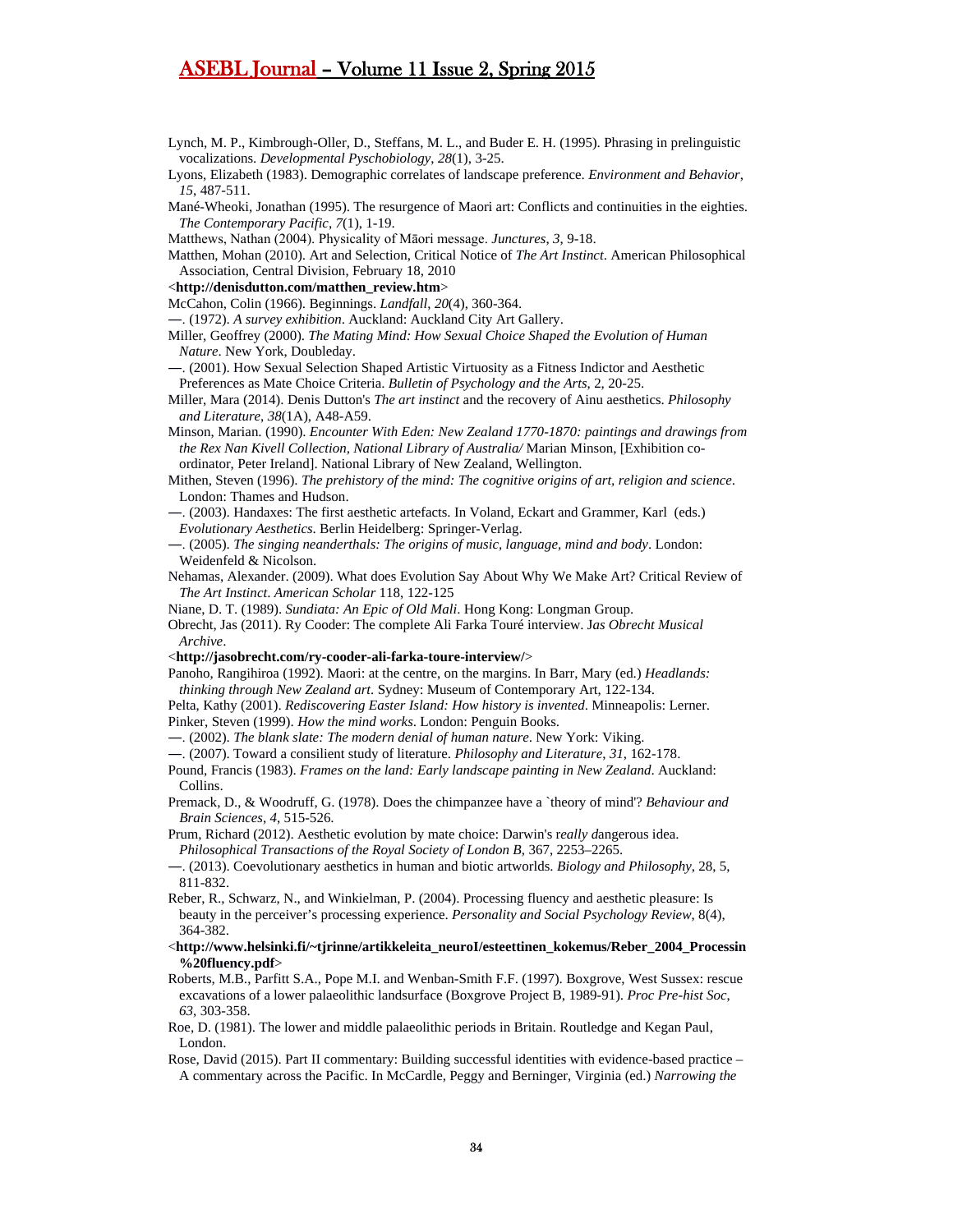Lynch, M. P., Kimbrough-Oller, D., Steffans, M. L., and Buder E. H. (1995). Phrasing in prelinguistic vocalizations. *Developmental Pyschobiology*, *28*(1), 3-25.

Lyons, Elizabeth (1983). Demographic correlates of landscape preference. *Environment and Behavior*, *15*, 487-511.

Mané-Wheoki, Jonathan (1995). The resurgence of Maori art: Conflicts and continuities in the eighties. *The Contemporary Pacific*, *7*(1), 1-19.

Matthews, Nathan (2004). Physicality of Māori message. *Junctures*, *3*, 9-18.

Matthen, Mohan (2010). Art and Selection, Critical Notice of *The Art Instinct*. American Philosophical Association, Central Division, February 18, 2010

<**http://denisdutton.com/matthen_review.htm**>

McCahon, Colin (1966). Beginnings. *Landfall*, *20*(4), 360-364.

—. (1972). *A survey exhibition*. Auckland: Auckland City Art Gallery.

Miller, Geoffrey (2000). *The Mating Mind: How Sexual Choice Shaped the Evolution of Human Nature*. New York, Doubleday.

—. (2001). How Sexual Selection Shaped Artistic Virtuosity as a Fitness Indictor and Aesthetic Preferences as Mate Choice Criteria. *Bulletin of Psychology and the Arts*, 2, 20-25.

Miller, Mara (2014). Denis Dutton's *The art instinct* and the recovery of Ainu aesthetics. *Philosophy and Literature*, *38*(1A), A48-A59.

Minson, Marian. (1990). *Encounter With Eden: New Zealand 1770-1870: paintings and drawings from the Rex Nan Kivell Collection, National Library of Australia/* Marian Minson, [Exhibition co-ordinator, Peter Ireland]. National Library of New Zealand, Wellington.

Mithen, Steven (1996). *The prehistory of the mind: The cognitive origins of art, religion and science*. London: Thames and Hudson.

—. (2003). Handaxes: The first aesthetic artefacts. In Voland, Eckart and Grammer, Karl (eds.) *Evolutionary Aesthetics*. Berlin Heidelberg: Springer-Verlag.

—. (2005). *The singing neanderthals: The origins of music, language, mind and body*. London: Weidenfeld & Nicolson.

Nehamas, Alexander. (2009). What does Evolution Say About Why We Make Art? Critical Review of *The Art Instinct*. *American Scholar* 118, 122-125

Niane, D. T. (1989). *Sundiata: An Epic of Old Mali*. Hong Kong: Longman Group.

Obrecht, Jas (2011). Ry Cooder: The complete Ali Farka Touré interview. J*as Obrecht Musical Archive*.

<**http://jasobrecht.com/ry-cooder-ali-farka-toure-interview/**>

Panoho, Rangihiroa (1992). Maori: at the centre, on the margins. In Barr, Mary (ed.) *Headlands: thinking through New Zealand art*. Sydney: Museum of Contemporary Art, 122-134.

Pelta, Kathy (2001). *Rediscovering Easter Island: How history is invented*. Minneapolis: Lerner.

Pinker, Steven (1999). *How the mind works*. London: Penguin Books.

—. (2002). *The blank slate: The modern denial of human nature*. New York: Viking.

—. (2007). Toward a consilient study of literature. *Philosophy and Literature*, *31*, 162-178.

Pound, Francis (1983). *Frames on the land: Early landscape painting in New Zealand*. Auckland: Collins.

Premack, D., & Woodruff, G. (1978). Does the chimpanzee have a `theory of mind'? *Behaviour and Brain Sciences*, *4*, 515-526.

Prum, Richard (2012). Aesthetic evolution by mate choice: Darwin's r*eally d*angerous idea. *Philosophical Transactions of the Royal Society of London B*, 367, 2253–2265.

—. (2013). Coevolutionary aesthetics in human and biotic artworlds. *Biology and Philosophy*, 28, 5, 811-832.

Reber, R., Schwarz, N., and Winkielman, P. (2004). Processing fluency and aesthetic pleasure: Is beauty in the perceiver's processing experience. *Personality and Social Psychology Review*, 8(4), 364-382.

<**http://www.helsinki.fi/~tjrinne/artikkeleita_neuroI/esteettinen_kokemus/Reber_2004_Processin%20fluency.pdf**>

Roberts, M.B., Parfitt S.A., Pope M.I. and Wenban-Smith F.F. (1997). Boxgrove, West Sussex: rescue excavations of a lower palaeolithic landsurface (Boxgrove Project B, 1989-91). *Proc Pre-hist Soc*, *63*, 303-358.

Roe, D. (1981). The lower and middle palaeolithic periods in Britain. Routledge and Kegan Paul, London.

Rose, David (2015). Part II commentary: Building successful identities with evidence-based practice – A commentary across the Pacific. In McCardle, Peggy and Berninger, Virginia (ed.) *Narrowing the*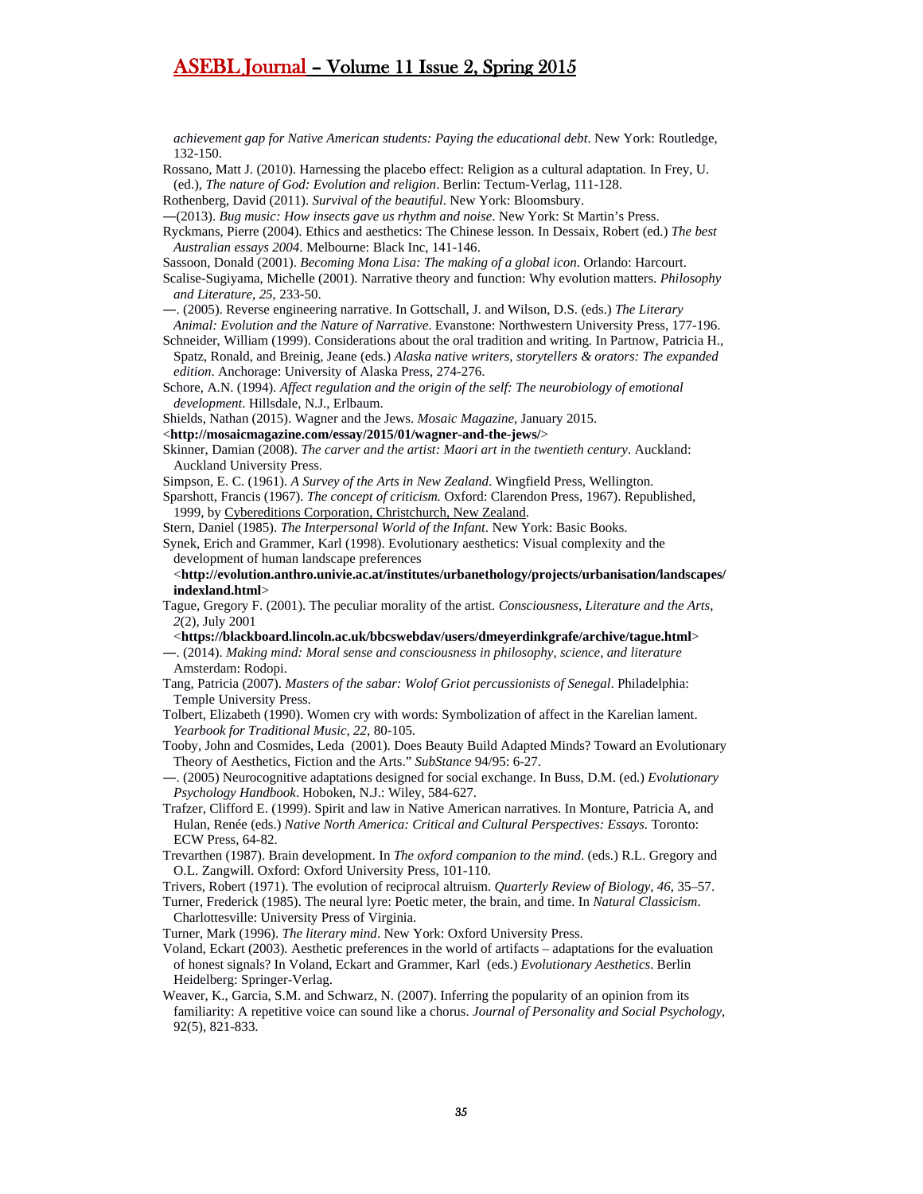*achievement gap for Native American students: Paying the educational debt*. New York: Routledge, 132-150.

Rossano, Matt J. (2010). Harnessing the placebo effect: Religion as a cultural adaptation. In Frey, U. (ed.), *The nature of God: Evolution and religion*. Berlin: Tectum-Verlag, 111-128.

Rothenberg, David (2011). *Survival of the beautiful*. New York: Bloomsbury.

—(2013). *Bug music: How insects gave us rhythm and noise*. New York: St Martin's Press.

Ryckmans, Pierre (2004). Ethics and aesthetics: The Chinese lesson. In Dessaix, Robert (ed.) *The best Australian essays 2004*. Melbourne: Black Inc, 141-146.

Sassoon, Donald (2001). *Becoming Mona Lisa: The making of a global icon*. Orlando: Harcourt.

Scalise-Sugiyama, Michelle (2001). Narrative theory and function: Why evolution matters. *Philosophy and Literature*, *25*, 233-50.

—. (2005). Reverse engineering narrative. In Gottschall, J. and Wilson, D.S. (eds.) *The Literary Animal: Evolution and the Nature of Narrative*. Evanstone: Northwestern University Press, 177-196.

Schneider, William (1999). Considerations about the oral tradition and writing. In Partnow, Patricia H., Spatz, Ronald, and Breinig, Jeane (eds.) *Alaska native writers, storytellers & orators: The expanded edition*. Anchorage: University of Alaska Press, 274-276.

Schore, A.N. (1994). *Affect regulation and the origin of the self: The neurobiology of emotional development*. Hillsdale, N.J., Erlbaum.

Shields, Nathan (2015). Wagner and the Jews. *Mosaic Magazine*, January 2015.
<**http://mosaicmagazine.com/essay/2015/01/wagner-and-the-jews/**>

Skinner, Damian (2008). *The carver and the artist: Maori art in the twentieth century*. Auckland: Auckland University Press.

Simpson, E. C. (1961). *A Survey of the Arts in New Zealand*. Wingfield Press, Wellington.

Sparshott, Francis (1967). *The concept of criticism.* Oxford: Clarendon Press, 1967). Republished, 1999, by Cybereditions Corporation, Christchurch, New Zealand.

Stern, Daniel (1985). *The Interpersonal World of the Infant*. New York: Basic Books.

Synek, Erich and Grammer, Karl (1998). Evolutionary aesthetics: Visual complexity and the development of human landscape preferences
<**http://evolution.anthro.univie.ac.at/institutes/urbanethology/projects/urbanisation/landscapes/indexland.html**>

Tague, Gregory F. (2001). The peculiar morality of the artist. *Consciousness, Literature and the Arts*, *2*(2), July 2001
<**https://blackboard.lincoln.ac.uk/bbcswebdav/users/dmeyerdinkgrafe/archive/tague.html**>

—. (2014). *Making mind: Moral sense and consciousness in philosophy, science, and literature* Amsterdam: Rodopi.

Tang, Patricia (2007). *Masters of the sabar: Wolof Griot percussionists of Senegal*. Philadelphia: Temple University Press.

Tolbert, Elizabeth (1990). Women cry with words: Symbolization of affect in the Karelian lament. *Yearbook for Traditional Music, 22*, 80-105.

Tooby, John and Cosmides, Leda (2001). Does Beauty Build Adapted Minds? Toward an Evolutionary Theory of Aesthetics, Fiction and the Arts." *SubStance* 94/95: 6-27.

—. (2005) Neurocognitive adaptations designed for social exchange. In Buss, D.M. (ed.) *Evolutionary Psychology Handbook*. Hoboken, N.J.: Wiley, 584-627.

Trafzer, Clifford E. (1999). Spirit and law in Native American narratives. In Monture, Patricia A, and Hulan, Renée (eds.) *Native North America: Critical and Cultural Perspectives: Essays*. Toronto: ECW Press, 64-82.

Trevarthen (1987). Brain development. In *The oxford companion to the mind*. (eds.) R.L. Gregory and O.L. Zangwill. Oxford: Oxford University Press, 101-110.

Trivers, Robert (1971). The evolution of reciprocal altruism. *Quarterly Review of Biology*, *46*, 35–57.

Turner, Frederick (1985). The neural lyre: Poetic meter, the brain, and time. In *Natural Classicism*. Charlottesville: University Press of Virginia.

Turner, Mark (1996). *The literary mind*. New York: Oxford University Press.

Voland, Eckart (2003). Aesthetic preferences in the world of artifacts – adaptations for the evaluation of honest signals? In Voland, Eckart and Grammer, Karl (eds.) *Evolutionary Aesthetics*. Berlin Heidelberg: Springer-Verlag.

Weaver, K., Garcia, S.M. and Schwarz, N. (2007). Inferring the popularity of an opinion from its familiarity: A repetitive voice can sound like a chorus. *Journal of Personality and Social Psychology*, 92(5), 821-833.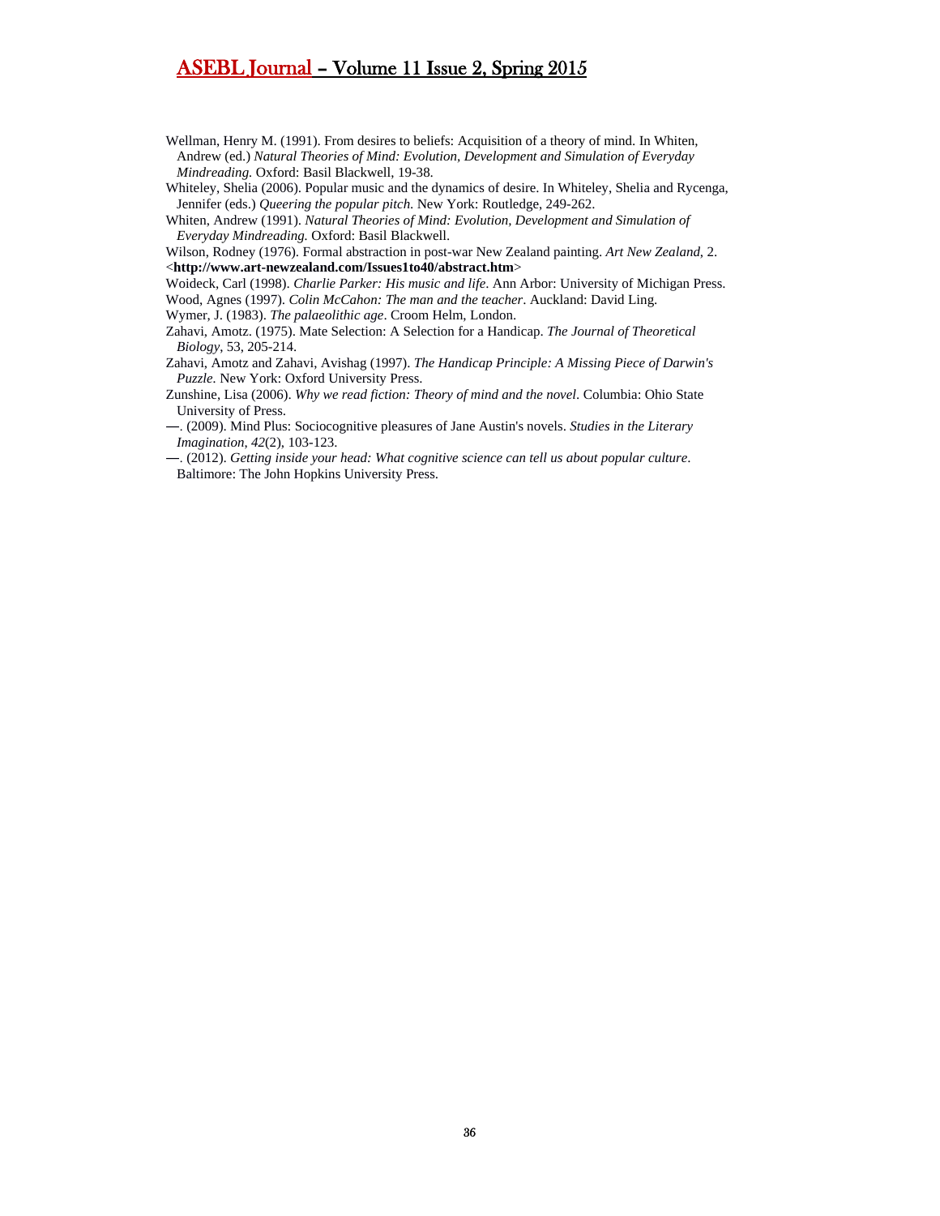Wellman, Henry M. (1991). From desires to beliefs: Acquisition of a theory of mind. In Whiten, Andrew (ed.) *Natural Theories of Mind: Evolution, Development and Simulation of Everyday Mindreading.* Oxford: Basil Blackwell, 19-38.

Whiteley, Shelia (2006). Popular music and the dynamics of desire. In Whiteley, Shelia and Rycenga, Jennifer (eds.) *Queering the popular pitch.* New York: Routledge, 249-262.

Whiten, Andrew (1991). *Natural Theories of Mind: Evolution, Development and Simulation of Everyday Mindreading.* Oxford: Basil Blackwell.

Wilson, Rodney (1976). Formal abstraction in post-war New Zealand painting. *Art New Zealand*, 2. <**http://www.art-newzealand.com/Issues1to40/abstract.htm**>

Woideck, Carl (1998). *Charlie Parker: His music and life*. Ann Arbor: University of Michigan Press.

Wood, Agnes (1997). *Colin McCahon: The man and the teacher*. Auckland: David Ling.

Wymer, J. (1983). *The palaeolithic age*. Croom Helm, London.

Zahavi, Amotz. (1975). Mate Selection: A Selection for a Handicap. *The Journal of Theoretical Biology*, 53, 205-214.

Zahavi, Amotz and Zahavi, Avishag (1997). *The Handicap Principle: A Missing Piece of Darwin's Puzzle*. New York: Oxford University Press.

Zunshine, Lisa (2006). *Why we read fiction: Theory of mind and the novel*. Columbia: Ohio State University of Press.

—. (2009). Mind Plus: Sociocognitive pleasures of Jane Austin's novels. *Studies in the Literary Imagination*, *42*(2), 103-123.

—. (2012). *Getting inside your head: What cognitive science can tell us about popular culture*. Baltimore: The John Hopkins University Press.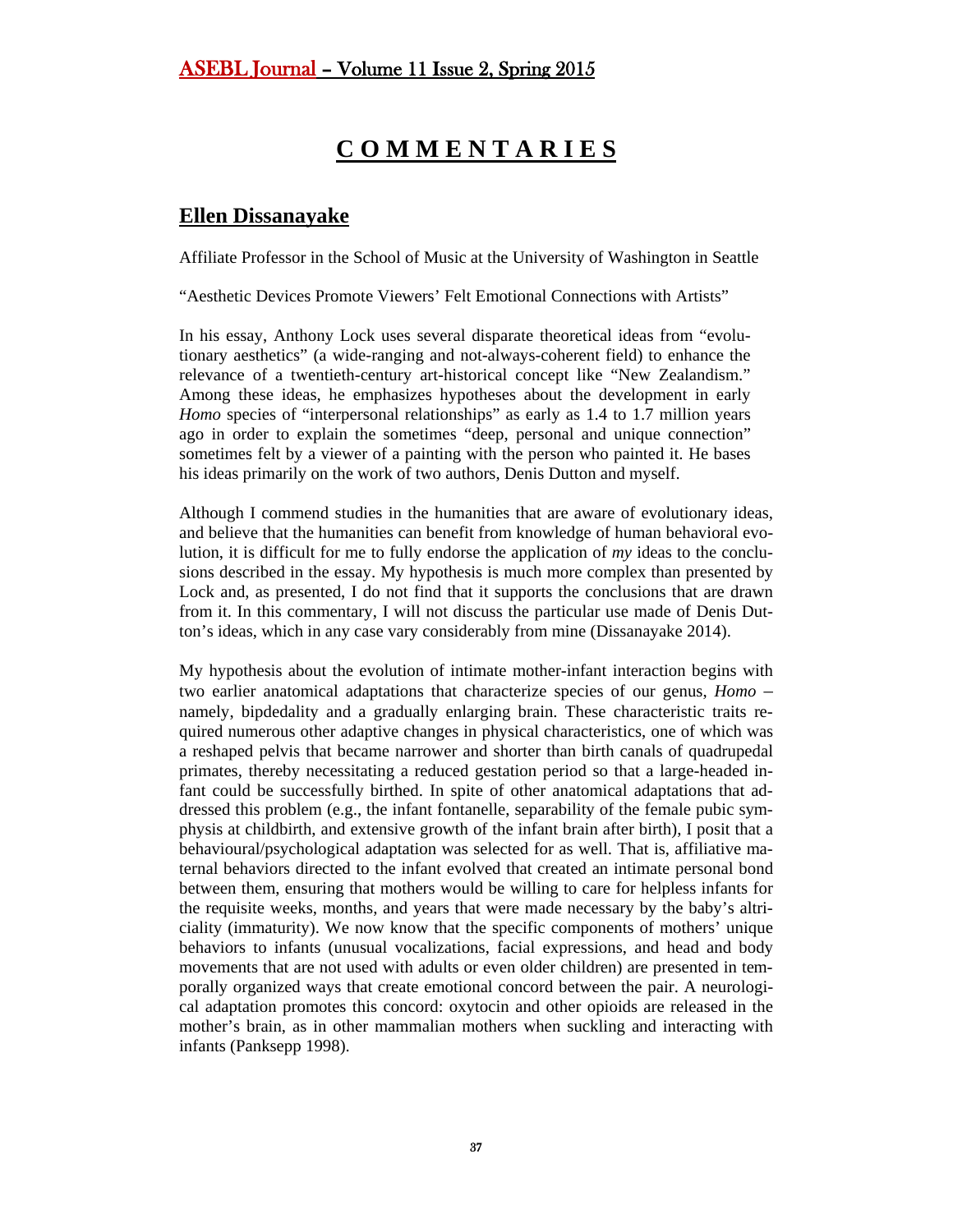# COMMENTARIES

## Ellen Dissanayake

Affiliate Professor in the School of Music at the University of Washington in Seattle

"Aesthetic Devices Promote Viewers' Felt Emotional Connections with Artists"

In his essay, Anthony Lock uses several disparate theoretical ideas from "evolutionary aesthetics" (a wide-ranging and not-always-coherent field) to enhance the relevance of a twentieth-century art-historical concept like "New Zealandism." Among these ideas, he emphasizes hypotheses about the development in early *Homo* species of "interpersonal relationships" as early as 1.4 to 1.7 million years ago in order to explain the sometimes "deep, personal and unique connection" sometimes felt by a viewer of a painting with the person who painted it. He bases his ideas primarily on the work of two authors, Denis Dutton and myself.

Although I commend studies in the humanities that are aware of evolutionary ideas, and believe that the humanities can benefit from knowledge of human behavioral evolution, it is difficult for me to fully endorse the application of *my* ideas to the conclusions described in the essay. My hypothesis is much more complex than presented by Lock and, as presented, I do not find that it supports the conclusions that are drawn from it. In this commentary, I will not discuss the particular use made of Denis Dutton's ideas, which in any case vary considerably from mine (Dissanayake 2014).

My hypothesis about the evolution of intimate mother-infant interaction begins with two earlier anatomical adaptations that characterize species of our genus, *Homo* – namely, bipdedality and a gradually enlarging brain. These characteristic traits required numerous other adaptive changes in physical characteristics, one of which was a reshaped pelvis that became narrower and shorter than birth canals of quadrupedal primates, thereby necessitating a reduced gestation period so that a large-headed infant could be successfully birthed. In spite of other anatomical adaptations that addressed this problem (e.g., the infant fontanelle, separability of the female pubic symphysis at childbirth, and extensive growth of the infant brain after birth), I posit that a behavioural/psychological adaptation was selected for as well. That is, affiliative maternal behaviors directed to the infant evolved that created an intimate personal bond between them, ensuring that mothers would be willing to care for helpless infants for the requisite weeks, months, and years that were made necessary by the baby's altriciality (immaturity). We now know that the specific components of mothers' unique behaviors to infants (unusual vocalizations, facial expressions, and head and body movements that are not used with adults or even older children) are presented in temporally organized ways that create emotional concord between the pair. A neurological adaptation promotes this concord: oxytocin and other opioids are released in the mother's brain, as in other mammalian mothers when suckling and interacting with infants (Panksepp 1998).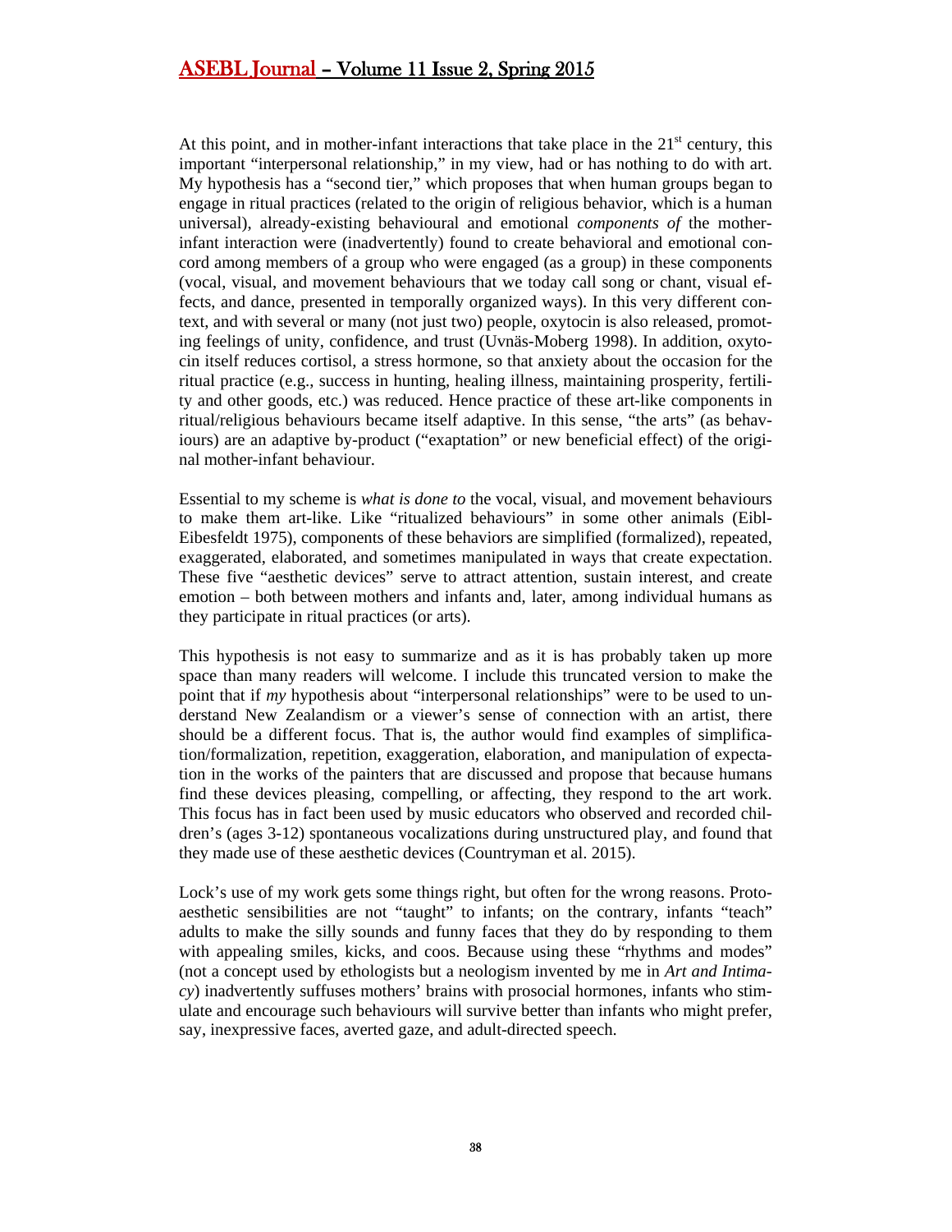At this point, and in mother-infant interactions that take place in the 21st century, this important "interpersonal relationship," in my view, had or has nothing to do with art. My hypothesis has a "second tier," which proposes that when human groups began to engage in ritual practices (related to the origin of religious behavior, which is a human universal), already-existing behavioural and emotional *components of* the mother-infant interaction were (inadvertently) found to create behavioral and emotional concord among members of a group who were engaged (as a group) in these components (vocal, visual, and movement behaviours that we today call song or chant, visual effects, and dance, presented in temporally organized ways). In this very different context, and with several or many (not just two) people, oxytocin is also released, promoting feelings of unity, confidence, and trust (Uvnäs-Moberg 1998). In addition, oxytocin itself reduces cortisol, a stress hormone, so that anxiety about the occasion for the ritual practice (e.g., success in hunting, healing illness, maintaining prosperity, fertility and other goods, etc.) was reduced. Hence practice of these art-like components in ritual/religious behaviours became itself adaptive. In this sense, "the arts" (as behaviours) are an adaptive by-product ("exaptation" or new beneficial effect) of the original mother-infant behaviour.

Essential to my scheme is *what is done to* the vocal, visual, and movement behaviours to make them art-like. Like "ritualized behaviours" in some other animals (Eibl-Eibesfeldt 1975), components of these behaviors are simplified (formalized), repeated, exaggerated, elaborated, and sometimes manipulated in ways that create expectation. These five "aesthetic devices" serve to attract attention, sustain interest, and create emotion – both between mothers and infants and, later, among individual humans as they participate in ritual practices (or arts).

This hypothesis is not easy to summarize and as it is has probably taken up more space than many readers will welcome. I include this truncated version to make the point that if *my* hypothesis about "interpersonal relationships" were to be used to understand New Zealandism or a viewer's sense of connection with an artist, there should be a different focus. That is, the author would find examples of simplification/formalization, repetition, exaggeration, elaboration, and manipulation of expectation in the works of the painters that are discussed and propose that because humans find these devices pleasing, compelling, or affecting, they respond to the art work. This focus has in fact been used by music educators who observed and recorded children's (ages 3-12) spontaneous vocalizations during unstructured play, and found that they made use of these aesthetic devices (Countryman et al. 2015).

Lock's use of my work gets some things right, but often for the wrong reasons. Proto-aesthetic sensibilities are not "taught" to infants; on the contrary, infants "teach" adults to make the silly sounds and funny faces that they do by responding to them with appealing smiles, kicks, and coos. Because using these "rhythms and modes" (not a concept used by ethologists but a neologism invented by me in *Art and Intimacy*) inadvertently suffuses mothers' brains with prosocial hormones, infants who stimulate and encourage such behaviours will survive better than infants who might prefer, say, inexpressive faces, averted gaze, and adult-directed speech.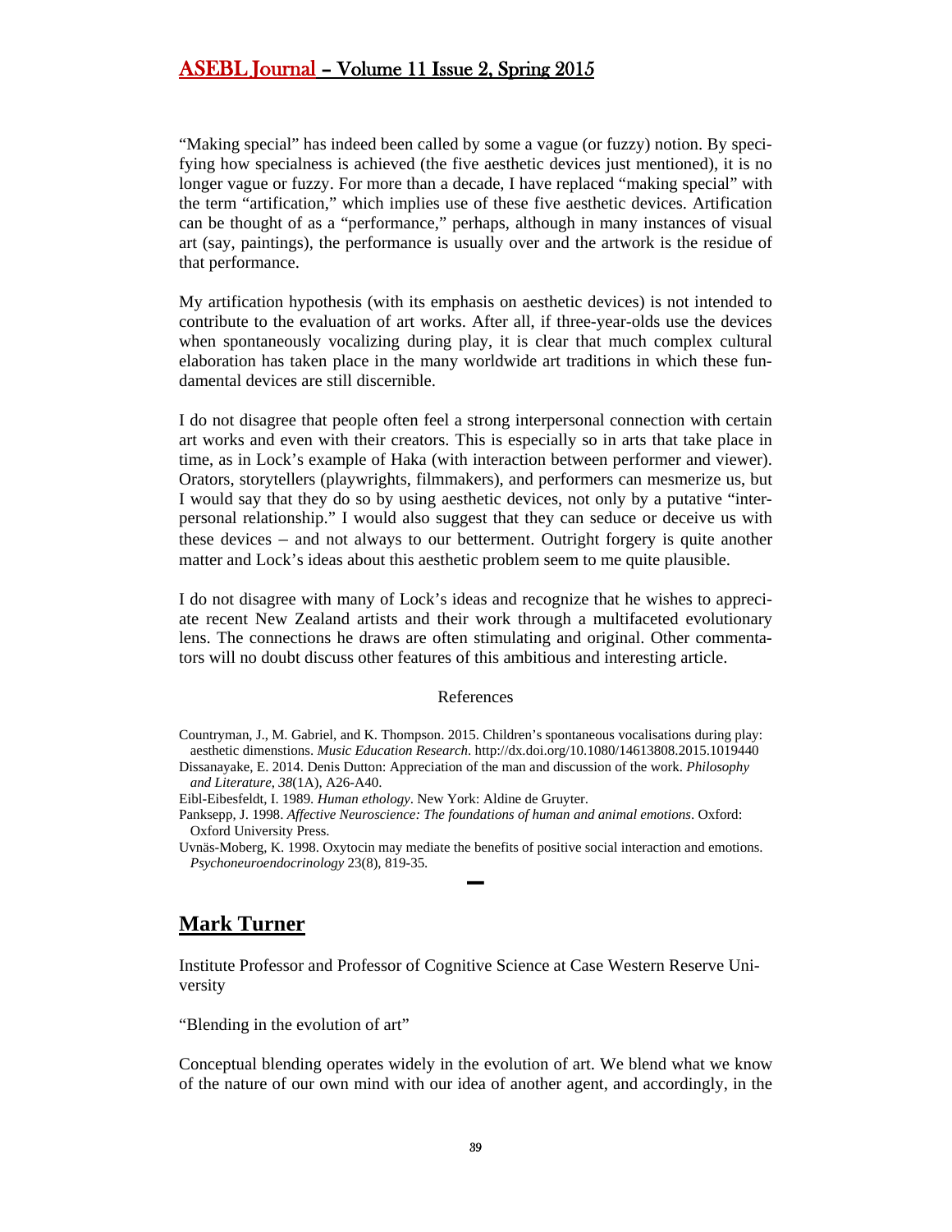"Making special" has indeed been called by some a vague (or fuzzy) notion. By specifying how specialness is achieved (the five aesthetic devices just mentioned), it is no longer vague or fuzzy. For more than a decade, I have replaced "making special" with the term "artification," which implies use of these five aesthetic devices. Artification can be thought of as a "performance," perhaps, although in many instances of visual art (say, paintings), the performance is usually over and the artwork is the residue of that performance.

My artification hypothesis (with its emphasis on aesthetic devices) is not intended to contribute to the evaluation of art works. After all, if three-year-olds use the devices when spontaneously vocalizing during play, it is clear that much complex cultural elaboration has taken place in the many worldwide art traditions in which these fundamental devices are still discernible.

I do not disagree that people often feel a strong interpersonal connection with certain art works and even with their creators. This is especially so in arts that take place in time, as in Lock's example of Haka (with interaction between performer and viewer). Orators, storytellers (playwrights, filmmakers), and performers can mesmerize us, but I would say that they do so by using aesthetic devices, not only by a putative "interpersonal relationship." I would also suggest that they can seduce or deceive us with these devices – and not always to our betterment. Outright forgery is quite another matter and Lock's ideas about this aesthetic problem seem to me quite plausible.

I do not disagree with many of Lock's ideas and recognize that he wishes to appreciate recent New Zealand artists and their work through a multifaceted evolutionary lens. The connections he draws are often stimulating and original. Other commentators will no doubt discuss other features of this ambitious and interesting article.

References

Countryman, J., M. Gabriel, and K. Thompson. 2015. Children's spontaneous vocalisations during play: aesthetic dimenstions. *Music Education Research*. http://dx.doi.org/10.1080/14613808.2015.1019440

Dissanayake, E. 2014. Denis Dutton: Appreciation of the man and discussion of the work. *Philosophy and Literature*, *38*(1A), A26-A40.

Eibl-Eibesfeldt, I. 1989. *Human ethology*. New York: Aldine de Gruyter.

Panksepp, J. 1998. *Affective Neuroscience: The foundations of human and animal emotions*. Oxford: Oxford University Press.

Uvnäs-Moberg, K. 1998. Oxytocin may mediate the benefits of positive social interaction and emotions. *Psychoneuroendocrinology* 23(8), 819-35.

—

## Mark Turner

Institute Professor and Professor of Cognitive Science at Case Western Reserve University

"Blending in the evolution of art"

Conceptual blending operates widely in the evolution of art. We blend what we know of the nature of our own mind with our idea of another agent, and accordingly, in the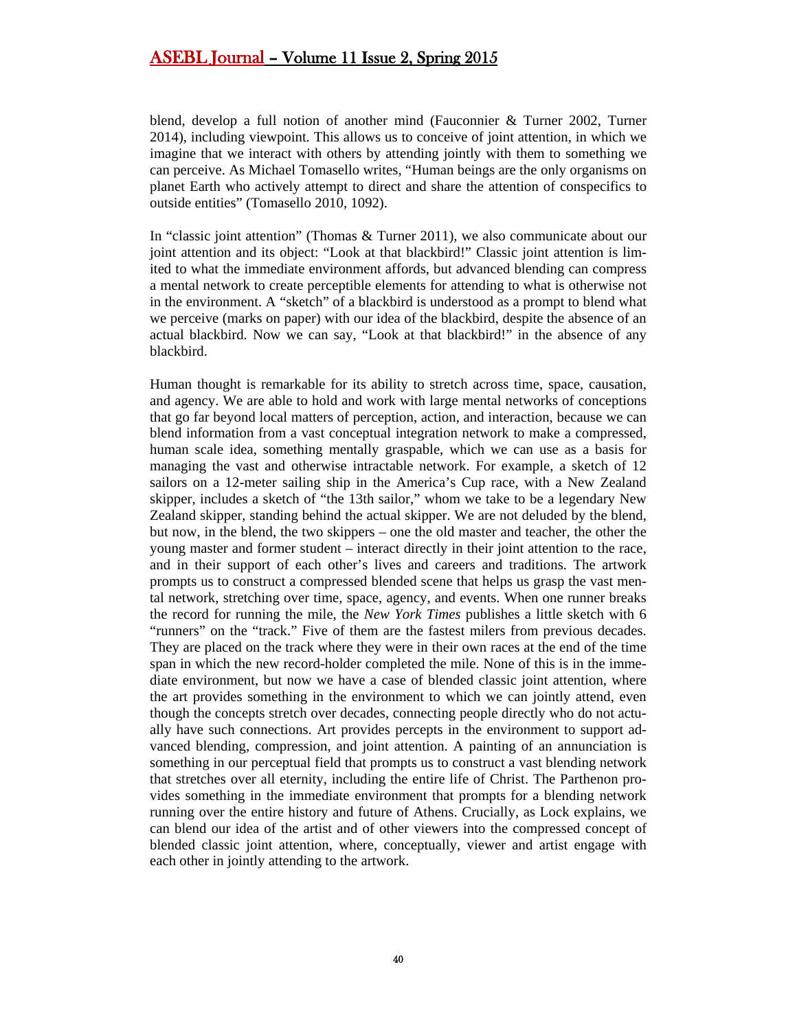blend, develop a full notion of another mind (Fauconnier & Turner 2002, Turner 2014), including viewpoint. This allows us to conceive of joint attention, in which we imagine that we interact with others by attending jointly with them to something we can perceive. As Michael Tomasello writes, "Human beings are the only organisms on planet Earth who actively attempt to direct and share the attention of conspecifics to outside entities" (Tomasello 2010, 1092).

In "classic joint attention" (Thomas & Turner 2011), we also communicate about our joint attention and its object: "Look at that blackbird!" Classic joint attention is limited to what the immediate environment affords, but advanced blending can compress a mental network to create perceptible elements for attending to what is otherwise not in the environment. A "sketch" of a blackbird is understood as a prompt to blend what we perceive (marks on paper) with our idea of the blackbird, despite the absence of an actual blackbird. Now we can say, "Look at that blackbird!" in the absence of any blackbird.

Human thought is remarkable for its ability to stretch across time, space, causation, and agency. We are able to hold and work with large mental networks of conceptions that go far beyond local matters of perception, action, and interaction, because we can blend information from a vast conceptual integration network to make a compressed, human scale idea, something mentally graspable, which we can use as a basis for managing the vast and otherwise intractable network. For example, a sketch of 12 sailors on a 12-meter sailing ship in the America's Cup race, with a New Zealand skipper, includes a sketch of "the 13th sailor," whom we take to be a legendary New Zealand skipper, standing behind the actual skipper. We are not deluded by the blend, but now, in the blend, the two skippers – one the old master and teacher, the other the young master and former student – interact directly in their joint attention to the race, and in their support of each other's lives and careers and traditions. The artwork prompts us to construct a compressed blended scene that helps us grasp the vast mental network, stretching over time, space, agency, and events. When one runner breaks the record for running the mile, the *New York Times* publishes a little sketch with 6 "runners" on the "track." Five of them are the fastest milers from previous decades. They are placed on the track where they were in their own races at the end of the time span in which the new record-holder completed the mile. None of this is in the immediate environment, but now we have a case of blended classic joint attention, where the art provides something in the environment to which we can jointly attend, even though the concepts stretch over decades, connecting people directly who do not actually have such connections. Art provides percepts in the environment to support advanced blending, compression, and joint attention. A painting of an annunciation is something in our perceptual field that prompts us to construct a vast blending network that stretches over all eternity, including the entire life of Christ. The Parthenon provides something in the immediate environment that prompts for a blending network running over the entire history and future of Athens. Crucially, as Lock explains, we can blend our idea of the artist and of other viewers into the compressed concept of blended classic joint attention, where, conceptually, viewer and artist engage with each other in jointly attending to the artwork.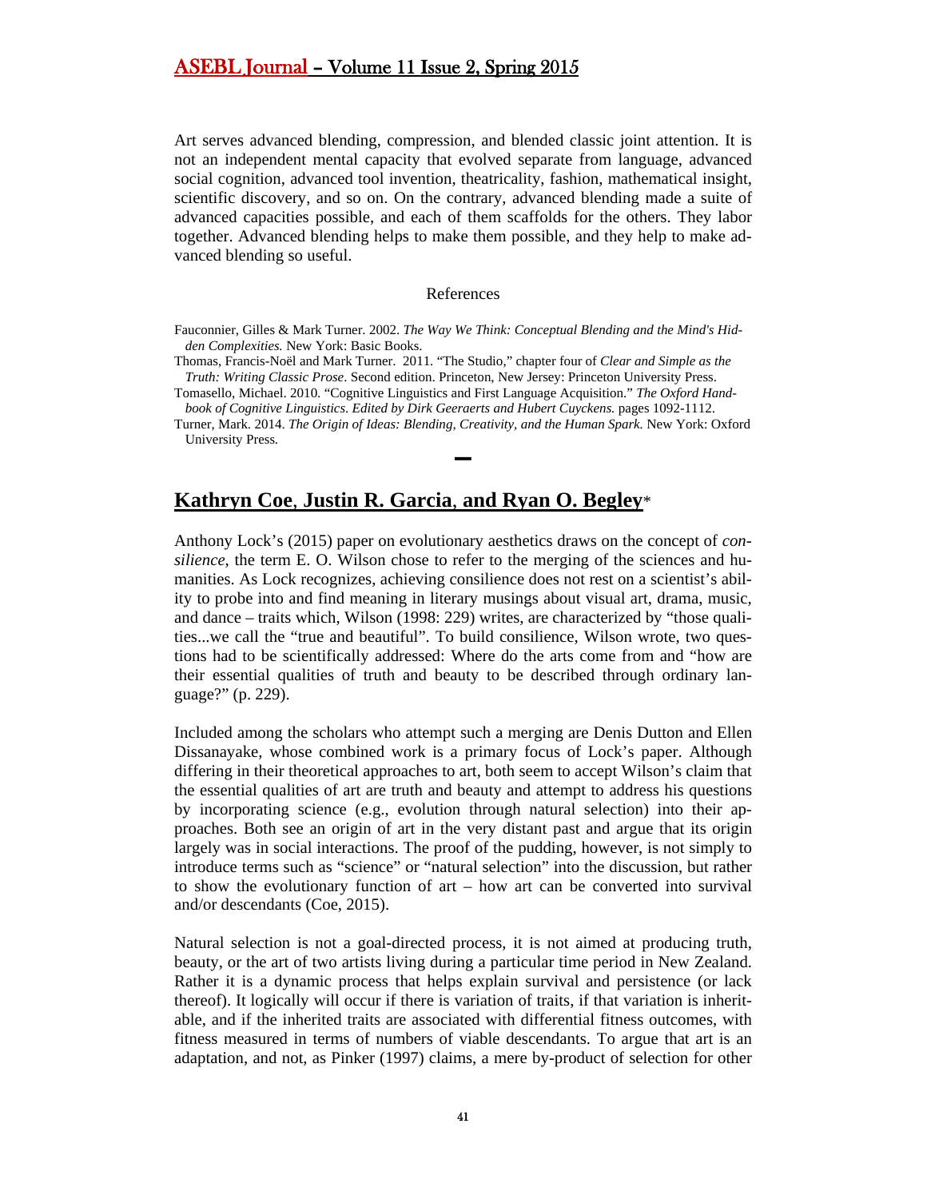Art serves advanced blending, compression, and blended classic joint attention. It is not an independent mental capacity that evolved separate from language, advanced social cognition, advanced tool invention, theatricality, fashion, mathematical insight, scientific discovery, and so on. On the contrary, advanced blending made a suite of advanced capacities possible, and each of them scaffolds for the others. They labor together. Advanced blending helps to make them possible, and they help to make advanced blending so useful.

References

Fauconnier, Gilles & Mark Turner. 2002. *The Way We Think: Conceptual Blending and the Mind's Hidden Complexities.* New York: Basic Books.

Thomas, Francis-Noël and Mark Turner. 2011. "The Studio," chapter four of *Clear and Simple as the Truth: Writing Classic Prose*. Second edition. Princeton, New Jersey: Princeton University Press.

Tomasello, Michael. 2010. "Cognitive Linguistics and First Language Acquisition." *The Oxford Handbook of Cognitive Linguistics. Edited by Dirk Geeraerts and Hubert Cuyckens.* pages 1092-1112.

Turner, Mark. 2014. *The Origin of Ideas: Blending, Creativity, and the Human Spark.* New York: Oxford University Press.

—

## Kathryn Coe, Justin R. Garcia, and Ryan O. Begley*

Anthony Lock's (2015) paper on evolutionary aesthetics draws on the concept of *consilience*, the term E. O. Wilson chose to refer to the merging of the sciences and humanities. As Lock recognizes, achieving consilience does not rest on a scientist's ability to probe into and find meaning in literary musings about visual art, drama, music, and dance – traits which, Wilson (1998: 229) writes, are characterized by "those qualities...we call the "true and beautiful". To build consilience, Wilson wrote, two questions had to be scientifically addressed: Where do the arts come from and "how are their essential qualities of truth and beauty to be described through ordinary language?" (p. 229).

Included among the scholars who attempt such a merging are Denis Dutton and Ellen Dissanayake, whose combined work is a primary focus of Lock's paper. Although differing in their theoretical approaches to art, both seem to accept Wilson's claim that the essential qualities of art are truth and beauty and attempt to address his questions by incorporating science (e.g., evolution through natural selection) into their approaches. Both see an origin of art in the very distant past and argue that its origin largely was in social interactions. The proof of the pudding, however, is not simply to introduce terms such as "science" or "natural selection" into the discussion, but rather to show the evolutionary function of art – how art can be converted into survival and/or descendants (Coe, 2015).

Natural selection is not a goal-directed process, it is not aimed at producing truth, beauty, or the art of two artists living during a particular time period in New Zealand. Rather it is a dynamic process that helps explain survival and persistence (or lack thereof). It logically will occur if there is variation of traits, if that variation is inheritable, and if the inherited traits are associated with differential fitness outcomes, with fitness measured in terms of numbers of viable descendants. To argue that art is an adaptation, and not, as Pinker (1997) claims, a mere by-product of selection for other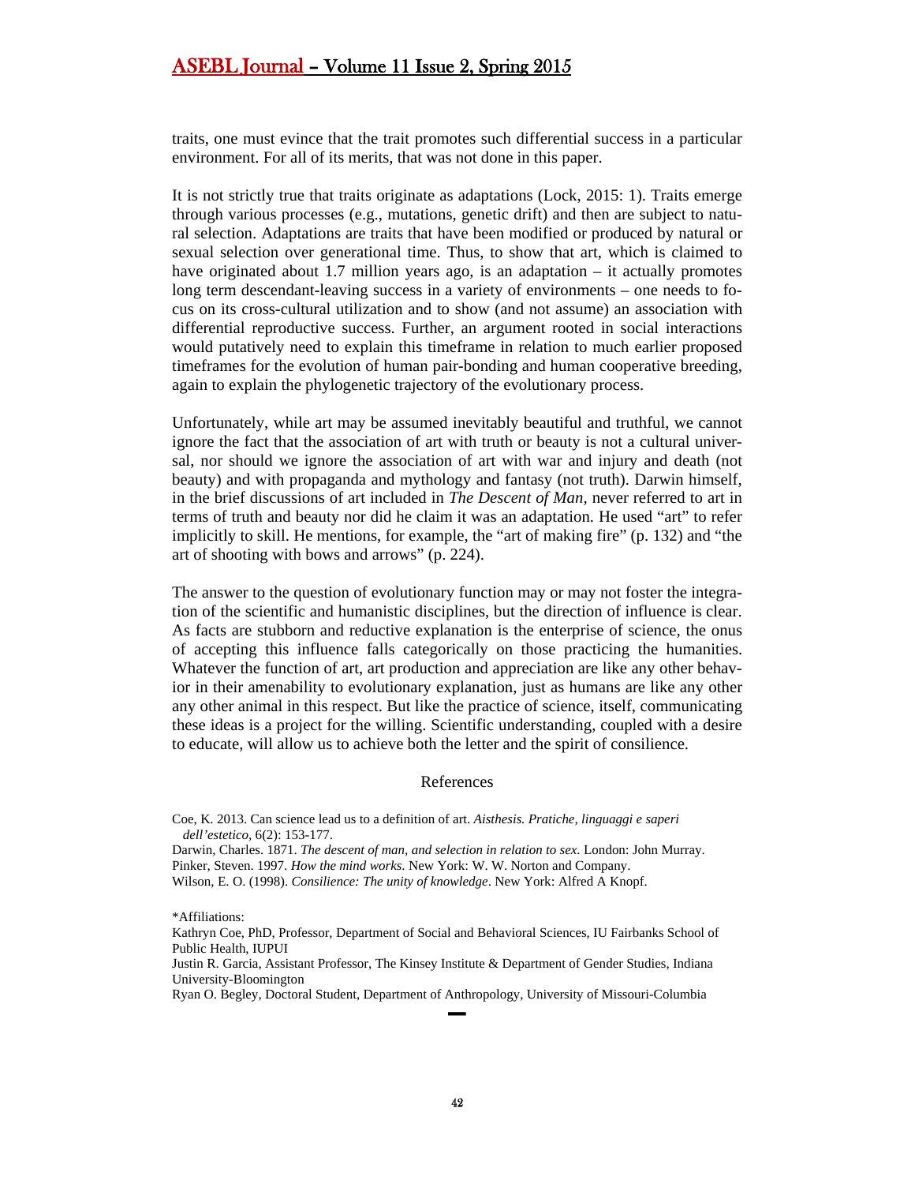traits, one must evince that the trait promotes such differential success in a particular environment. For all of its merits, that was not done in this paper.

It is not strictly true that traits originate as adaptations (Lock, 2015: 1). Traits emerge through various processes (e.g., mutations, genetic drift) and then are subject to natural selection. Adaptations are traits that have been modified or produced by natural or sexual selection over generational time. Thus, to show that art, which is claimed to have originated about 1.7 million years ago, is an adaptation – it actually promotes long term descendant-leaving success in a variety of environments – one needs to focus on its cross-cultural utilization and to show (and not assume) an association with differential reproductive success. Further, an argument rooted in social interactions would putatively need to explain this timeframe in relation to much earlier proposed timeframes for the evolution of human pair-bonding and human cooperative breeding, again to explain the phylogenetic trajectory of the evolutionary process.

Unfortunately, while art may be assumed inevitably beautiful and truthful, we cannot ignore the fact that the association of art with truth or beauty is not a cultural universal, nor should we ignore the association of art with war and injury and death (not beauty) and with propaganda and mythology and fantasy (not truth). Darwin himself, in the brief discussions of art included in *The Descent of Man*, never referred to art in terms of truth and beauty nor did he claim it was an adaptation. He used "art" to refer implicitly to skill. He mentions, for example, the "art of making fire" (p. 132) and "the art of shooting with bows and arrows" (p. 224).

The answer to the question of evolutionary function may or may not foster the integration of the scientific and humanistic disciplines, but the direction of influence is clear. As facts are stubborn and reductive explanation is the enterprise of science, the onus of accepting this influence falls categorically on those practicing the humanities. Whatever the function of art, art production and appreciation are like any other behavior in their amenability to evolutionary explanation, just as humans are like any other any other animal in this respect. But like the practice of science, itself, communicating these ideas is a project for the willing. Scientific understanding, coupled with a desire to educate, will allow us to achieve both the letter and the spirit of consilience.

## References

Coe, K. 2013. Can science lead us to a definition of art. *Aisthesis. Pratiche, linguaggi e saperi dell'estetico*, 6(2): 153-177.

Darwin, Charles. 1871. *The descent of man, and selection in relation to sex*. London: John Murray.

Pinker, Steven. 1997. *How the mind works*. New York: W. W. Norton and Company.

Wilson, E. O. (1998). *Consilience: The unity of knowledge*. New York: Alfred A Knopf.

*Affiliations:

Kathryn Coe, PhD, Professor, Department of Social and Behavioral Sciences, IU Fairbanks School of Public Health, IUPUI

Justin R. Garcia, Assistant Professor, The Kinsey Institute & Department of Gender Studies, Indiana University-Bloomington

Ryan O. Begley, Doctoral Student, Department of Anthropology, University of Missouri-Columbia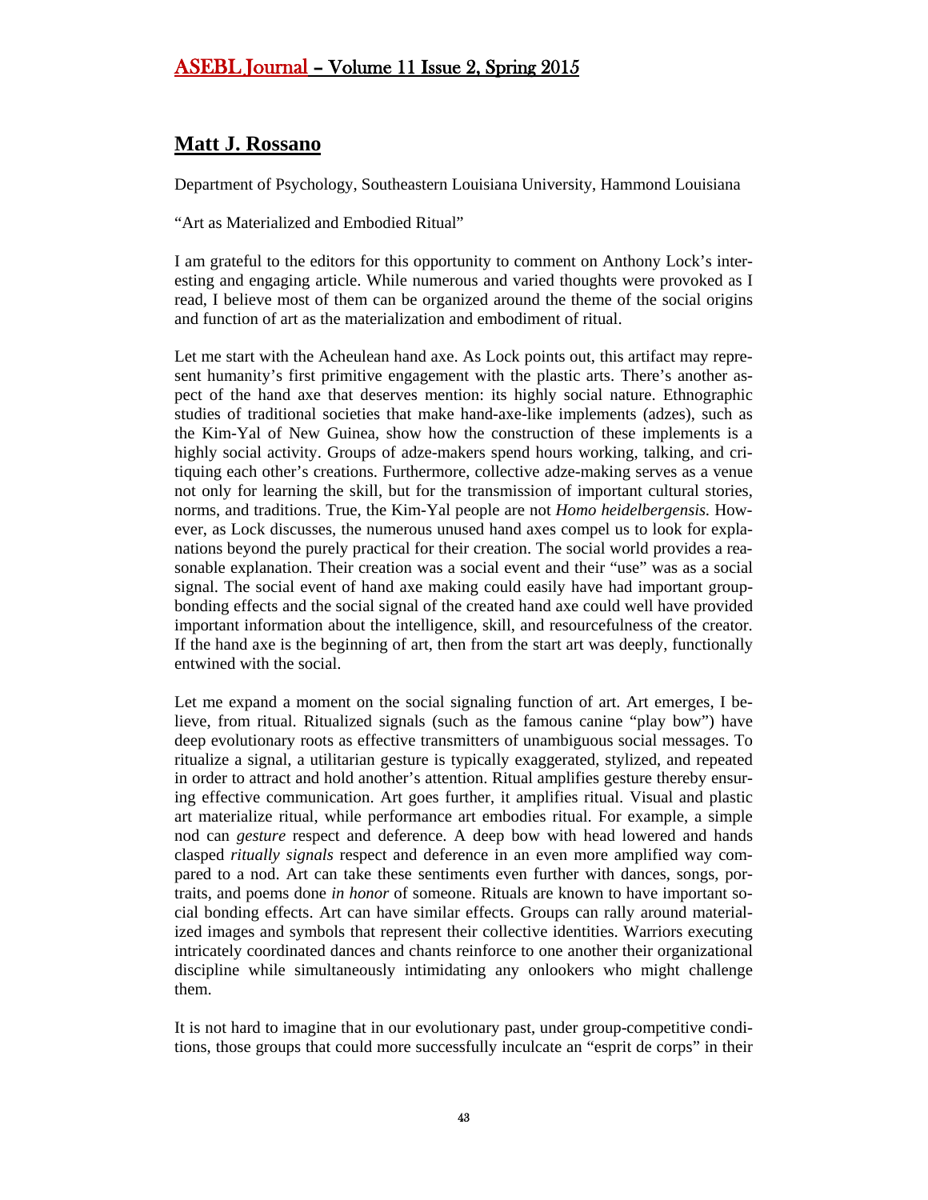## Matt J. Rossano

Department of Psychology, Southeastern Louisiana University, Hammond Louisiana

"Art as Materialized and Embodied Ritual"

I am grateful to the editors for this opportunity to comment on Anthony Lock's interesting and engaging article. While numerous and varied thoughts were provoked as I read, I believe most of them can be organized around the theme of the social origins and function of art as the materialization and embodiment of ritual.

Let me start with the Acheulean hand axe. As Lock points out, this artifact may represent humanity's first primitive engagement with the plastic arts. There's another aspect of the hand axe that deserves mention: its highly social nature. Ethnographic studies of traditional societies that make hand-axe-like implements (adzes), such as the Kim-Yal of New Guinea, show how the construction of these implements is a highly social activity. Groups of adze-makers spend hours working, talking, and critiquing each other's creations. Furthermore, collective adze-making serves as a venue not only for learning the skill, but for the transmission of important cultural stories, norms, and traditions. True, the Kim-Yal people are not *Homo heidelbergensis.* However, as Lock discusses, the numerous unused hand axes compel us to look for explanations beyond the purely practical for their creation. The social world provides a reasonable explanation. Their creation was a social event and their "use" was as a social signal. The social event of hand axe making could easily have had important group-bonding effects and the social signal of the created hand axe could well have provided important information about the intelligence, skill, and resourcefulness of the creator. If the hand axe is the beginning of art, then from the start art was deeply, functionally entwined with the social.

Let me expand a moment on the social signaling function of art. Art emerges, I believe, from ritual. Ritualized signals (such as the famous canine "play bow") have deep evolutionary roots as effective transmitters of unambiguous social messages. To ritualize a signal, a utilitarian gesture is typically exaggerated, stylized, and repeated in order to attract and hold another's attention. Ritual amplifies gesture thereby ensuring effective communication. Art goes further, it amplifies ritual. Visual and plastic art materialize ritual, while performance art embodies ritual. For example, a simple nod can *gesture* respect and deference. A deep bow with head lowered and hands clasped *ritually signals* respect and deference in an even more amplified way compared to a nod. Art can take these sentiments even further with dances, songs, portraits, and poems done *in honor* of someone. Rituals are known to have important social bonding effects. Art can have similar effects. Groups can rally around materialized images and symbols that represent their collective identities. Warriors executing intricately coordinated dances and chants reinforce to one another their organizational discipline while simultaneously intimidating any onlookers who might challenge them.

It is not hard to imagine that in our evolutionary past, under group-competitive conditions, those groups that could more successfully inculcate an "esprit de corps" in their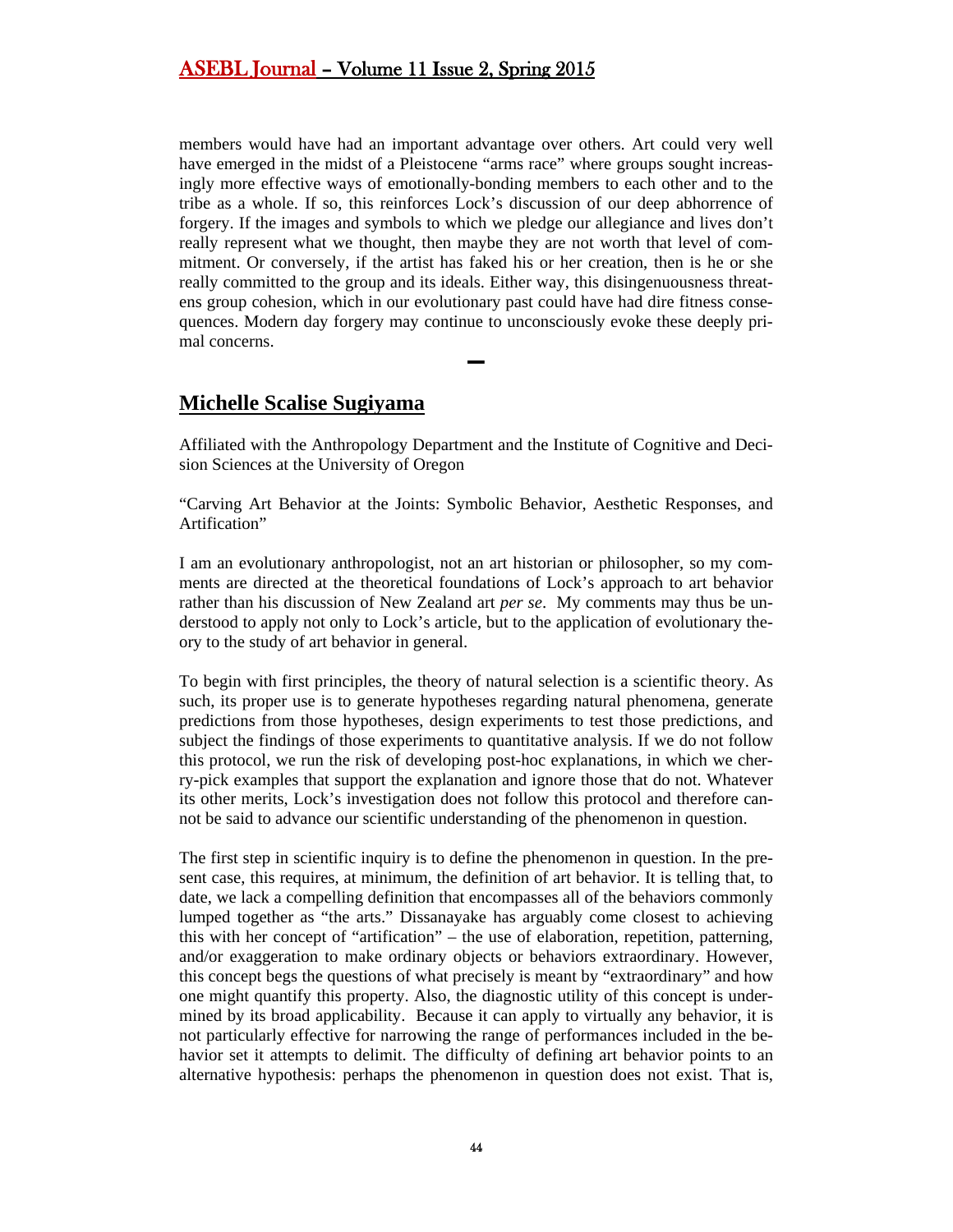members would have had an important advantage over others. Art could very well have emerged in the midst of a Pleistocene "arms race" where groups sought increasingly more effective ways of emotionally-bonding members to each other and to the tribe as a whole. If so, this reinforces Lock's discussion of our deep abhorrence of forgery. If the images and symbols to which we pledge our allegiance and lives don't really represent what we thought, then maybe they are not worth that level of commitment. Or conversely, if the artist has faked his or her creation, then is he or she really committed to the group and its ideals. Either way, this disingenuousness threatens group cohesion, which in our evolutionary past could have had dire fitness consequences. Modern day forgery may continue to unconsciously evoke these deeply primal concerns.

—

## Michelle Scalise Sugiyama

Affiliated with the Anthropology Department and the Institute of Cognitive and Decision Sciences at the University of Oregon

"Carving Art Behavior at the Joints: Symbolic Behavior, Aesthetic Responses, and Artification"

I am an evolutionary anthropologist, not an art historian or philosopher, so my comments are directed at the theoretical foundations of Lock's approach to art behavior rather than his discussion of New Zealand art *per se*. My comments may thus be understood to apply not only to Lock's article, but to the application of evolutionary theory to the study of art behavior in general.

To begin with first principles, the theory of natural selection is a scientific theory. As such, its proper use is to generate hypotheses regarding natural phenomena, generate predictions from those hypotheses, design experiments to test those predictions, and subject the findings of those experiments to quantitative analysis. If we do not follow this protocol, we run the risk of developing post-hoc explanations, in which we cherry-pick examples that support the explanation and ignore those that do not. Whatever its other merits, Lock's investigation does not follow this protocol and therefore cannot be said to advance our scientific understanding of the phenomenon in question.

The first step in scientific inquiry is to define the phenomenon in question. In the present case, this requires, at minimum, the definition of art behavior. It is telling that, to date, we lack a compelling definition that encompasses all of the behaviors commonly lumped together as "the arts." Dissanayake has arguably come closest to achieving this with her concept of "artification" – the use of elaboration, repetition, patterning, and/or exaggeration to make ordinary objects or behaviors extraordinary. However, this concept begs the questions of what precisely is meant by "extraordinary" and how one might quantify this property. Also, the diagnostic utility of this concept is undermined by its broad applicability. Because it can apply to virtually any behavior, it is not particularly effective for narrowing the range of performances included in the behavior set it attempts to delimit. The difficulty of defining art behavior points to an alternative hypothesis: perhaps the phenomenon in question does not exist. That is,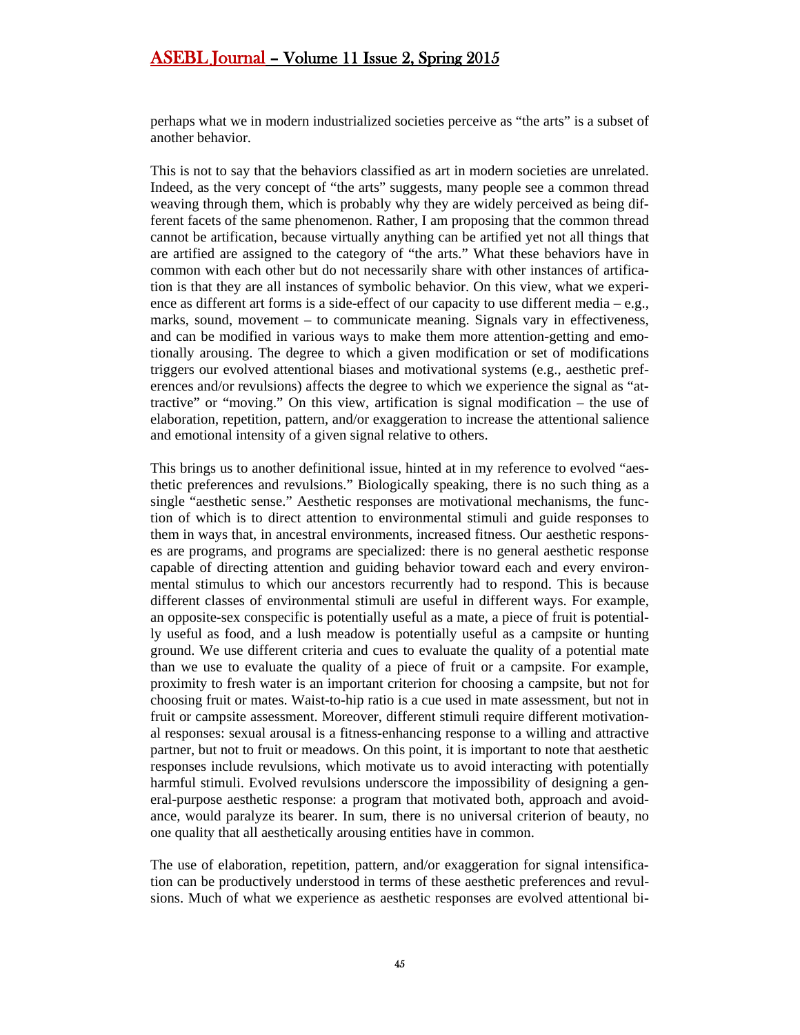perhaps what we in modern industrialized societies perceive as "the arts" is a subset of another behavior.

This is not to say that the behaviors classified as art in modern societies are unrelated. Indeed, as the very concept of "the arts" suggests, many people see a common thread weaving through them, which is probably why they are widely perceived as being different facets of the same phenomenon. Rather, I am proposing that the common thread cannot be artification, because virtually anything can be artified yet not all things that are artified are assigned to the category of "the arts." What these behaviors have in common with each other but do not necessarily share with other instances of artification is that they are all instances of symbolic behavior. On this view, what we experience as different art forms is a side-effect of our capacity to use different media – e.g., marks, sound, movement – to communicate meaning. Signals vary in effectiveness, and can be modified in various ways to make them more attention-getting and emotionally arousing. The degree to which a given modification or set of modifications triggers our evolved attentional biases and motivational systems (e.g., aesthetic preferences and/or revulsions) affects the degree to which we experience the signal as "attractive" or "moving." On this view, artification is signal modification – the use of elaboration, repetition, pattern, and/or exaggeration to increase the attentional salience and emotional intensity of a given signal relative to others.

This brings us to another definitional issue, hinted at in my reference to evolved "aesthetic preferences and revulsions." Biologically speaking, there is no such thing as a single "aesthetic sense." Aesthetic responses are motivational mechanisms, the function of which is to direct attention to environmental stimuli and guide responses to them in ways that, in ancestral environments, increased fitness. Our aesthetic responses are programs, and programs are specialized: there is no general aesthetic response capable of directing attention and guiding behavior toward each and every environmental stimulus to which our ancestors recurrently had to respond. This is because different classes of environmental stimuli are useful in different ways. For example, an opposite-sex conspecific is potentially useful as a mate, a piece of fruit is potentially useful as food, and a lush meadow is potentially useful as a campsite or hunting ground. We use different criteria and cues to evaluate the quality of a potential mate than we use to evaluate the quality of a piece of fruit or a campsite. For example, proximity to fresh water is an important criterion for choosing a campsite, but not for choosing fruit or mates. Waist-to-hip ratio is a cue used in mate assessment, but not in fruit or campsite assessment. Moreover, different stimuli require different motivational responses: sexual arousal is a fitness-enhancing response to a willing and attractive partner, but not to fruit or meadows. On this point, it is important to note that aesthetic responses include revulsions, which motivate us to avoid interacting with potentially harmful stimuli. Evolved revulsions underscore the impossibility of designing a general-purpose aesthetic response: a program that motivated both, approach and avoidance, would paralyze its bearer. In sum, there is no universal criterion of beauty, no one quality that all aesthetically arousing entities have in common.

The use of elaboration, repetition, pattern, and/or exaggeration for signal intensification can be productively understood in terms of these aesthetic preferences and revulsions. Much of what we experience as aesthetic responses are evolved attentional bi-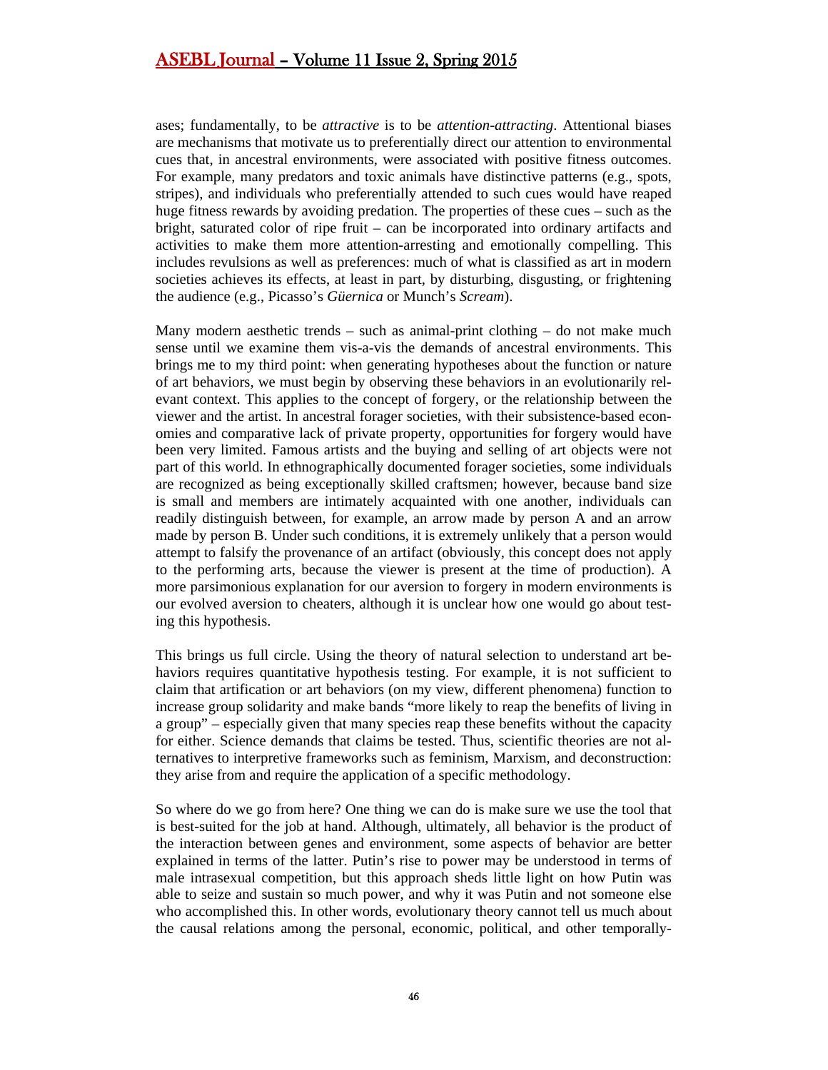ases; fundamentally, to be *attractive* is to be *attention-attracting*. Attentional biases are mechanisms that motivate us to preferentially direct our attention to environmental cues that, in ancestral environments, were associated with positive fitness outcomes. For example, many predators and toxic animals have distinctive patterns (e.g., spots, stripes), and individuals who preferentially attended to such cues would have reaped huge fitness rewards by avoiding predation. The properties of these cues – such as the bright, saturated color of ripe fruit – can be incorporated into ordinary artifacts and activities to make them more attention-arresting and emotionally compelling. This includes revulsions as well as preferences: much of what is classified as art in modern societies achieves its effects, at least in part, by disturbing, disgusting, or frightening the audience (e.g., Picasso's *Güernica* or Munch's *Scream*).

Many modern aesthetic trends – such as animal-print clothing – do not make much sense until we examine them vis-a-vis the demands of ancestral environments. This brings me to my third point: when generating hypotheses about the function or nature of art behaviors, we must begin by observing these behaviors in an evolutionarily relevant context. This applies to the concept of forgery, or the relationship between the viewer and the artist. In ancestral forager societies, with their subsistence-based economies and comparative lack of private property, opportunities for forgery would have been very limited. Famous artists and the buying and selling of art objects were not part of this world. In ethnographically documented forager societies, some individuals are recognized as being exceptionally skilled craftsmen; however, because band size is small and members are intimately acquainted with one another, individuals can readily distinguish between, for example, an arrow made by person A and an arrow made by person B. Under such conditions, it is extremely unlikely that a person would attempt to falsify the provenance of an artifact (obviously, this concept does not apply to the performing arts, because the viewer is present at the time of production). A more parsimonious explanation for our aversion to forgery in modern environments is our evolved aversion to cheaters, although it is unclear how one would go about testing this hypothesis.

This brings us full circle. Using the theory of natural selection to understand art behaviors requires quantitative hypothesis testing. For example, it is not sufficient to claim that artification or art behaviors (on my view, different phenomena) function to increase group solidarity and make bands "more likely to reap the benefits of living in a group" – especially given that many species reap these benefits without the capacity for either. Science demands that claims be tested. Thus, scientific theories are not alternatives to interpretive frameworks such as feminism, Marxism, and deconstruction: they arise from and require the application of a specific methodology.

So where do we go from here? One thing we can do is make sure we use the tool that is best-suited for the job at hand. Although, ultimately, all behavior is the product of the interaction between genes and environment, some aspects of behavior are better explained in terms of the latter. Putin's rise to power may be understood in terms of male intrasexual competition, but this approach sheds little light on how Putin was able to seize and sustain so much power, and why it was Putin and not someone else who accomplished this. In other words, evolutionary theory cannot tell us much about the causal relations among the personal, economic, political, and other temporally-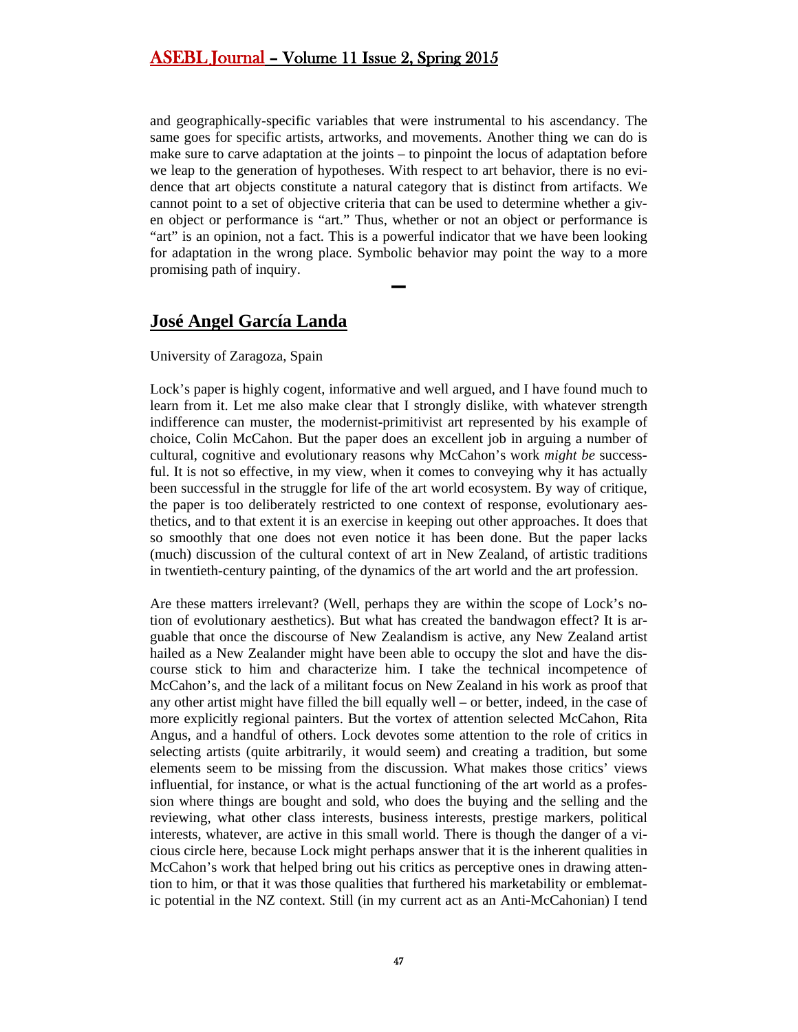and geographically-specific variables that were instrumental to his ascendancy. The same goes for specific artists, artworks, and movements. Another thing we can do is make sure to carve adaptation at the joints – to pinpoint the locus of adaptation before we leap to the generation of hypotheses. With respect to art behavior, there is no evidence that art objects constitute a natural category that is distinct from artifacts. We cannot point to a set of objective criteria that can be used to determine whether a given object or performance is "art." Thus, whether or not an object or performance is "art" is an opinion, not a fact. This is a powerful indicator that we have been looking for adaptation in the wrong place. Symbolic behavior may point the way to a more promising path of inquiry.

—

## José Angel García Landa

University of Zaragoza, Spain

Lock's paper is highly cogent, informative and well argued, and I have found much to learn from it. Let me also make clear that I strongly dislike, with whatever strength indifference can muster, the modernist-primitivist art represented by his example of choice, Colin McCahon. But the paper does an excellent job in arguing a number of cultural, cognitive and evolutionary reasons why McCahon's work *might be* successful. It is not so effective, in my view, when it comes to conveying why it has actually been successful in the struggle for life of the art world ecosystem. By way of critique, the paper is too deliberately restricted to one context of response, evolutionary aesthetics, and to that extent it is an exercise in keeping out other approaches. It does that so smoothly that one does not even notice it has been done. But the paper lacks (much) discussion of the cultural context of art in New Zealand, of artistic traditions in twentieth-century painting, of the dynamics of the art world and the art profession.

Are these matters irrelevant? (Well, perhaps they are within the scope of Lock's notion of evolutionary aesthetics). But what has created the bandwagon effect? It is arguable that once the discourse of New Zealandism is active, any New Zealand artist hailed as a New Zealander might have been able to occupy the slot and have the discourse stick to him and characterize him. I take the technical incompetence of McCahon's, and the lack of a militant focus on New Zealand in his work as proof that any other artist might have filled the bill equally well – or better, indeed, in the case of more explicitly regional painters. But the vortex of attention selected McCahon, Rita Angus, and a handful of others. Lock devotes some attention to the role of critics in selecting artists (quite arbitrarily, it would seem) and creating a tradition, but some elements seem to be missing from the discussion. What makes those critics' views influential, for instance, or what is the actual functioning of the art world as a profession where things are bought and sold, who does the buying and the selling and the reviewing, what other class interests, business interests, prestige markers, political interests, whatever, are active in this small world. There is though the danger of a vicious circle here, because Lock might perhaps answer that it is the inherent qualities in McCahon's work that helped bring out his critics as perceptive ones in drawing attention to him, or that it was those qualities that furthered his marketability or emblematic potential in the NZ context. Still (in my current act as an Anti-McCahonian) I tend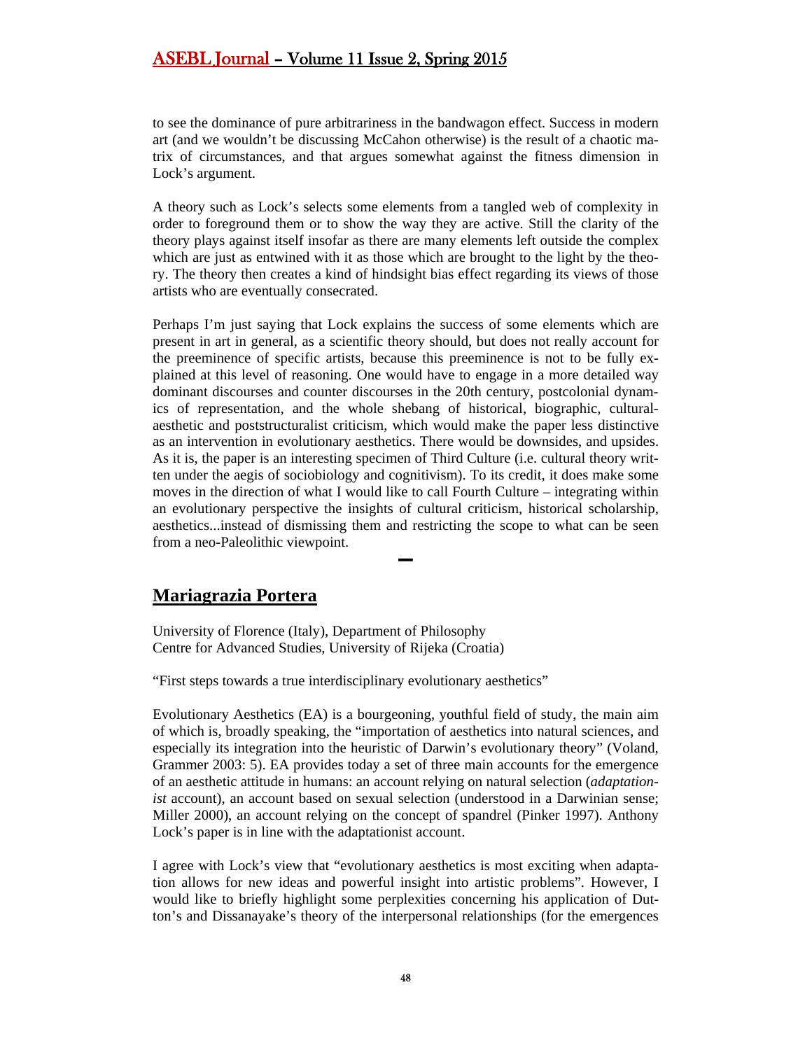to see the dominance of pure arbitrariness in the bandwagon effect. Success in modern art (and we wouldn't be discussing McCahon otherwise) is the result of a chaotic matrix of circumstances, and that argues somewhat against the fitness dimension in Lock's argument.

A theory such as Lock's selects some elements from a tangled web of complexity in order to foreground them or to show the way they are active. Still the clarity of the theory plays against itself insofar as there are many elements left outside the complex which are just as entwined with it as those which are brought to the light by the theory. The theory then creates a kind of hindsight bias effect regarding its views of those artists who are eventually consecrated.

Perhaps I'm just saying that Lock explains the success of some elements which are present in art in general, as a scientific theory should, but does not really account for the preeminence of specific artists, because this preeminence is not to be fully explained at this level of reasoning. One would have to engage in a more detailed way dominant discourses and counter discourses in the 20th century, postcolonial dynamics of representation, and the whole shebang of historical, biographic, cultural-aesthetic and poststructuralist criticism, which would make the paper less distinctive as an intervention in evolutionary aesthetics. There would be downsides, and upsides. As it is, the paper is an interesting specimen of Third Culture (i.e. cultural theory written under the aegis of sociobiology and cognitivism). To its credit, it does make some moves in the direction of what I would like to call Fourth Culture – integrating within an evolutionary perspective the insights of cultural criticism, historical scholarship, aesthetics...instead of dismissing them and restricting the scope to what can be seen from a neo-Paleolithic viewpoint.

–

## Mariagrazia Portera

University of Florence (Italy), Department of Philosophy
Centre for Advanced Studies, University of Rijeka (Croatia)

"First steps towards a true interdisciplinary evolutionary aesthetics"

Evolutionary Aesthetics (EA) is a bourgeoning, youthful field of study, the main aim of which is, broadly speaking, the "importation of aesthetics into natural sciences, and especially its integration into the heuristic of Darwin's evolutionary theory" (Voland, Grammer 2003: 5). EA provides today a set of three main accounts for the emergence of an aesthetic attitude in humans: an account relying on natural selection (*adaptationist* account), an account based on sexual selection (understood in a Darwinian sense; Miller 2000), an account relying on the concept of spandrel (Pinker 1997). Anthony Lock's paper is in line with the adaptationist account.

I agree with Lock's view that "evolutionary aesthetics is most exciting when adaptation allows for new ideas and powerful insight into artistic problems". However, I would like to briefly highlight some perplexities concerning his application of Dutton's and Dissanayake's theory of the interpersonal relationships (for the emergences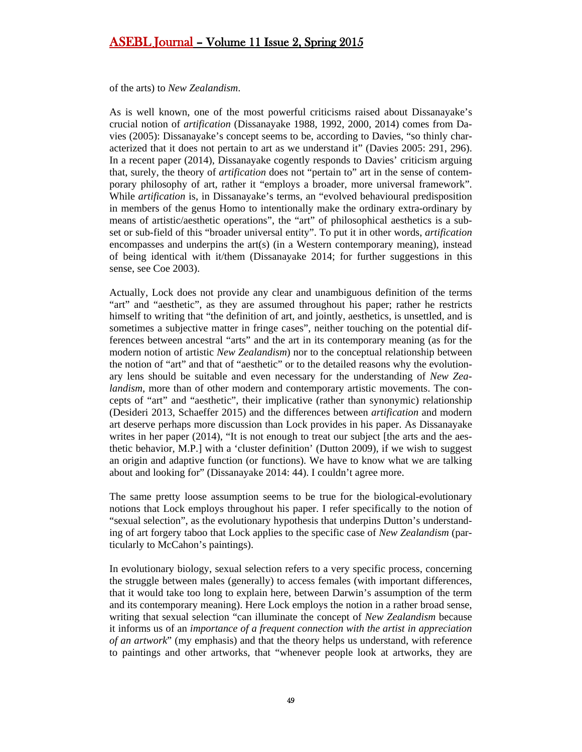of the arts) to *New Zealandism*.

As is well known, one of the most powerful criticisms raised about Dissanayake's crucial notion of *artification* (Dissanayake 1988, 1992, 2000, 2014) comes from Davies (2005): Dissanayake's concept seems to be, according to Davies, "so thinly characterized that it does not pertain to art as we understand it" (Davies 2005: 291, 296). In a recent paper (2014), Dissanayake cogently responds to Davies' criticism arguing that, surely, the theory of *artification* does not "pertain to" art in the sense of contemporary philosophy of art, rather it "employs a broader, more universal framework". While *artification* is, in Dissanayake's terms, an "evolved behavioural predisposition in members of the genus Homo to intentionally make the ordinary extra-ordinary by means of artistic/aesthetic operations", the "art" of philosophical aesthetics is a subset or sub-field of this "broader universal entity". To put it in other words, *artification* encompasses and underpins the art(s) (in a Western contemporary meaning), instead of being identical with it/them (Dissanayake 2014; for further suggestions in this sense, see Coe 2003).

Actually, Lock does not provide any clear and unambiguous definition of the terms "art" and "aesthetic", as they are assumed throughout his paper; rather he restricts himself to writing that "the definition of art, and jointly, aesthetics, is unsettled, and is sometimes a subjective matter in fringe cases", neither touching on the potential differences between ancestral "arts" and the art in its contemporary meaning (as for the modern notion of artistic *New Zealandism*) nor to the conceptual relationship between the notion of "art" and that of "aesthetic" or to the detailed reasons why the evolutionary lens should be suitable and even necessary for the understanding of *New Zealandism*, more than of other modern and contemporary artistic movements. The concepts of "art" and "aesthetic", their implicative (rather than synonymic) relationship (Desideri 2013, Schaeffer 2015) and the differences between *artification* and modern art deserve perhaps more discussion than Lock provides in his paper. As Dissanayake writes in her paper (2014), "It is not enough to treat our subject [the arts and the aesthetic behavior, M.P.] with a 'cluster definition' (Dutton 2009), if we wish to suggest an origin and adaptive function (or functions). We have to know what we are talking about and looking for" (Dissanayake 2014: 44). I couldn't agree more.

The same pretty loose assumption seems to be true for the biological-evolutionary notions that Lock employs throughout his paper. I refer specifically to the notion of "sexual selection", as the evolutionary hypothesis that underpins Dutton's understanding of art forgery taboo that Lock applies to the specific case of *New Zealandism* (particularly to McCahon's paintings).

In evolutionary biology, sexual selection refers to a very specific process, concerning the struggle between males (generally) to access females (with important differences, that it would take too long to explain here, between Darwin's assumption of the term and its contemporary meaning). Here Lock employs the notion in a rather broad sense, writing that sexual selection "can illuminate the concept of *New Zealandism* because it informs us of an *importance of a frequent connection with the artist in appreciation of an artwork*" (my emphasis) and that the theory helps us understand, with reference to paintings and other artworks, that "whenever people look at artworks, they are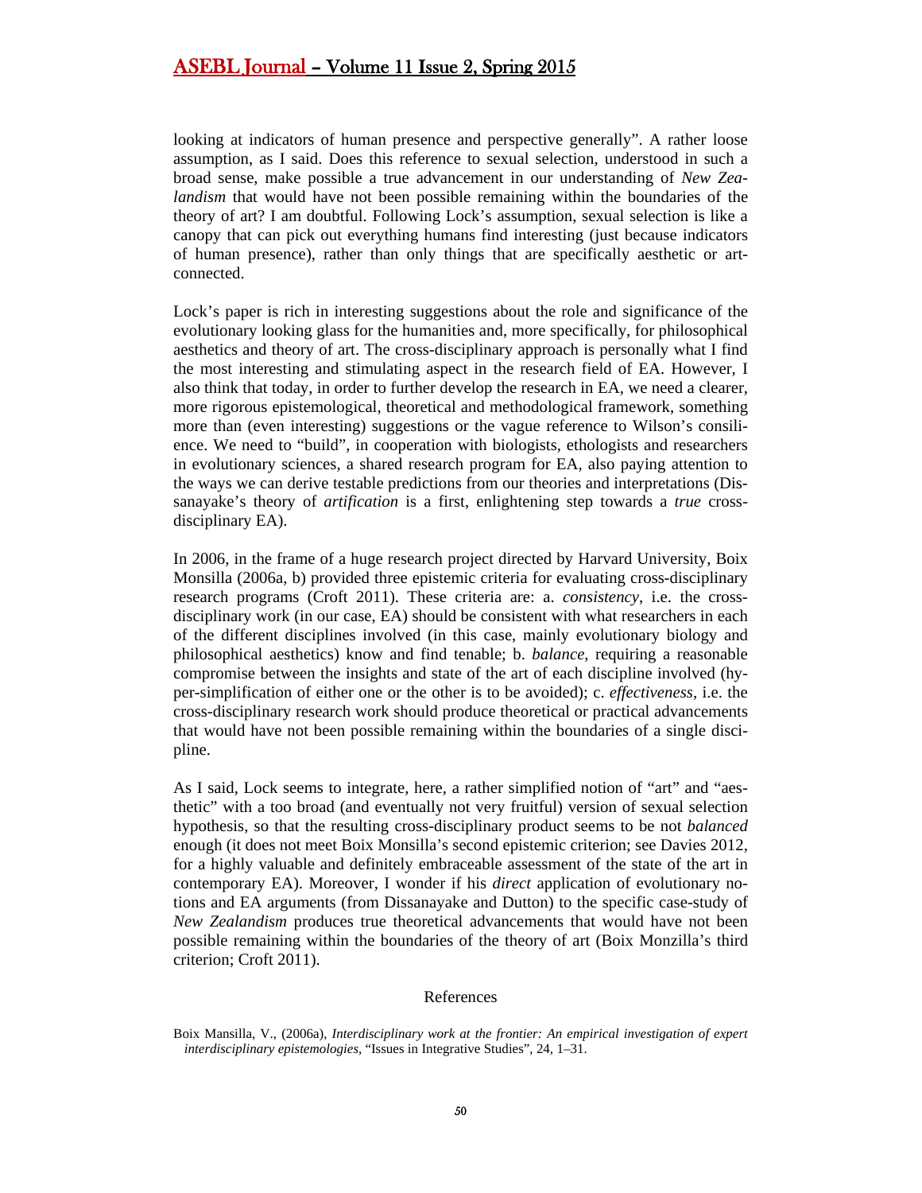looking at indicators of human presence and perspective generally". A rather loose assumption, as I said. Does this reference to sexual selection, understood in such a broad sense, make possible a true advancement in our understanding of *New Zealandism* that would have not been possible remaining within the boundaries of the theory of art? I am doubtful. Following Lock's assumption, sexual selection is like a canopy that can pick out everything humans find interesting (just because indicators of human presence), rather than only things that are specifically aesthetic or art-connected.

Lock's paper is rich in interesting suggestions about the role and significance of the evolutionary looking glass for the humanities and, more specifically, for philosophical aesthetics and theory of art. The cross-disciplinary approach is personally what I find the most interesting and stimulating aspect in the research field of EA. However, I also think that today, in order to further develop the research in EA, we need a clearer, more rigorous epistemological, theoretical and methodological framework, something more than (even interesting) suggestions or the vague reference to Wilson's consilience. We need to "build", in cooperation with biologists, ethologists and researchers in evolutionary sciences, a shared research program for EA, also paying attention to the ways we can derive testable predictions from our theories and interpretations (Dissanayake's theory of *artification* is a first, enlightening step towards a *true* cross-disciplinary EA).

In 2006, in the frame of a huge research project directed by Harvard University, Boix Monsilla (2006a, b) provided three epistemic criteria for evaluating cross-disciplinary research programs (Croft 2011). These criteria are: a. *consistency*, i.e. the cross-disciplinary work (in our case, EA) should be consistent with what researchers in each of the different disciplines involved (in this case, mainly evolutionary biology and philosophical aesthetics) know and find tenable; b. *balance*, requiring a reasonable compromise between the insights and state of the art of each discipline involved (hyper-simplification of either one or the other is to be avoided); c. *effectiveness*, i.e. the cross-disciplinary research work should produce theoretical or practical advancements that would have not been possible remaining within the boundaries of a single discipline.

As I said, Lock seems to integrate, here, a rather simplified notion of "art" and "aesthetic" with a too broad (and eventually not very fruitful) version of sexual selection hypothesis, so that the resulting cross-disciplinary product seems to be not *balanced* enough (it does not meet Boix Monsilla's second epistemic criterion; see Davies 2012, for a highly valuable and definitely embraceable assessment of the state of the art in contemporary EA). Moreover, I wonder if his *direct* application of evolutionary notions and EA arguments (from Dissanayake and Dutton) to the specific case-study of *New Zealandism* produces true theoretical advancements that would have not been possible remaining within the boundaries of the theory of art (Boix Monzilla's third criterion; Croft 2011).

## References

Boix Mansilla, V., (2006a), *Interdisciplinary work at the frontier: An empirical investigation of expert interdisciplinary epistemologies*, "Issues in Integrative Studies", 24, 1–31.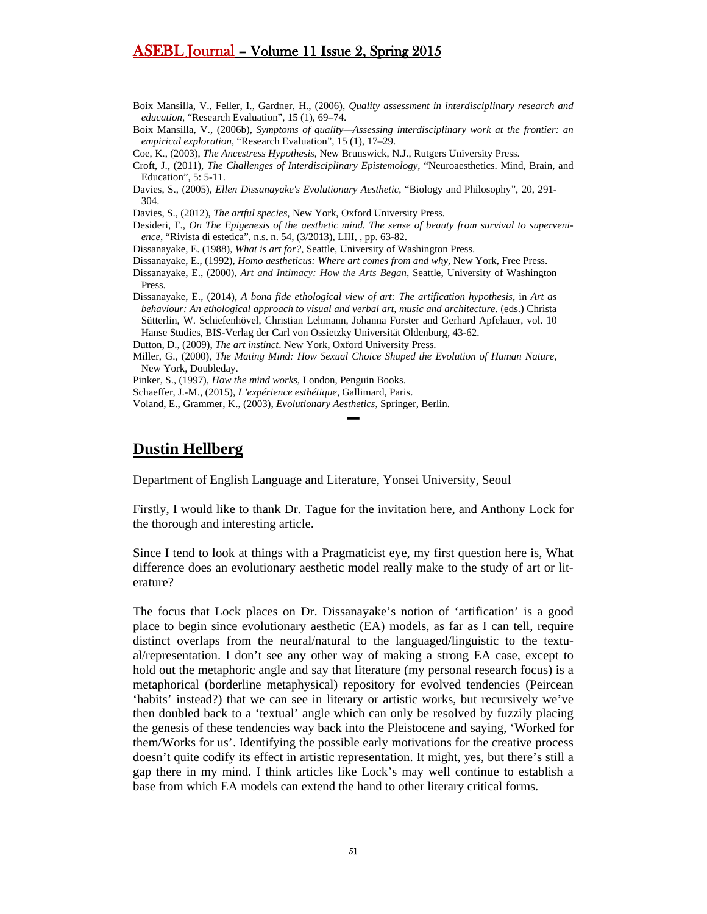Boix Mansilla, V., Feller, I., Gardner, H., (2006), *Quality assessment in interdisciplinary research and education*, "Research Evaluation", 15 (1), 69–74.

Boix Mansilla, V., (2006b), *Symptoms of quality—Assessing interdisciplinary work at the frontier: an empirical exploration*, "Research Evaluation", 15 (1), 17–29.

Coe, K., (2003), *The Ancestress Hypothesis*, New Brunswick, N.J., Rutgers University Press.

Croft, J., (2011), *The Challenges of Interdisciplinary Epistemology*, "Neuroaesthetics. Mind, Brain, and Education", 5: 5-11.

Davies, S., (2005), *Ellen Dissanayake's Evolutionary Aesthetic*, "Biology and Philosophy", 20, 291-304.

Davies, S., (2012), *The artful species*, New York, Oxford University Press.

Desideri, F., *On The Epigenesis of the aesthetic mind. The sense of beauty from survival to supervenience*, "Rivista di estetica", n.s. n. 54, (3/2013), LIII, , pp. 63-82.

Dissanayake, E. (1988), *What is art for?*, Seattle, University of Washington Press.

Dissanayake, E., (1992), *Homo aestheticus: Where art comes from and why*, New York, Free Press.

Dissanayake, E., (2000), *Art and Intimacy: How the Arts Began*, Seattle, University of Washington Press.

Dissanayake, E., (2014), *A bona fide ethological view of art: The artification hypothesis*, in *Art as behaviour: An ethological approach to visual and verbal art, music and architecture*. (eds.) Christa Sütterlin, W. Schiefenhövel, Christian Lehmann, Johanna Forster and Gerhard Apfelauer, vol. 10 Hanse Studies, BIS-Verlag der Carl von Ossietzky Universität Oldenburg, 43-62.

Dutton, D., (2009), *The art instinct*. New York, Oxford University Press.

Miller, G., (2000), *The Mating Mind: How Sexual Choice Shaped the Evolution of Human Nature*, New York, Doubleday.

Pinker, S., (1997), *How the mind works*, London, Penguin Books.

Schaeffer, J.-M., (2015), *L'expérience esthétique*, Gallimard, Paris.

Voland, E., Grammer, K., (2003), *Evolutionary Aesthetics*, Springer, Berlin.

## Dustin Hellberg

Department of English Language and Literature, Yonsei University, Seoul

Firstly, I would like to thank Dr. Tague for the invitation here, and Anthony Lock for the thorough and interesting article.

Since I tend to look at things with a Pragmaticist eye, my first question here is, What difference does an evolutionary aesthetic model really make to the study of art or literature?

The focus that Lock places on Dr. Dissanayake's notion of 'artification' is a good place to begin since evolutionary aesthetic (EA) models, as far as I can tell, require distinct overlaps from the neural/natural to the languaged/linguistic to the textual/representation. I don't see any other way of making a strong EA case, except to hold out the metaphoric angle and say that literature (my personal research focus) is a metaphorical (borderline metaphysical) repository for evolved tendencies (Peircean 'habits' instead?) that we can see in literary or artistic works, but recursively we've then doubled back to a 'textual' angle which can only be resolved by fuzzily placing the genesis of these tendencies way back into the Pleistocene and saying, 'Worked for them/Works for us'. Identifying the possible early motivations for the creative process doesn't quite codify its effect in artistic representation. It might, yes, but there's still a gap there in my mind. I think articles like Lock's may well continue to establish a base from which EA models can extend the hand to other literary critical forms.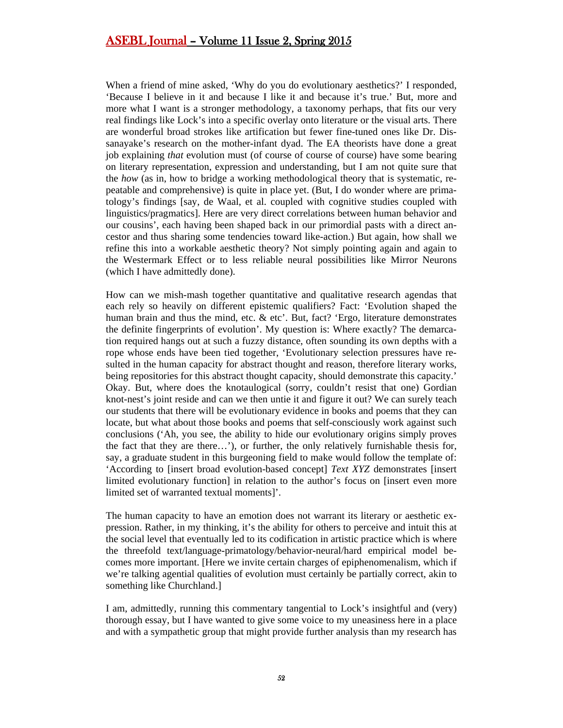When a friend of mine asked, 'Why do you do evolutionary aesthetics?' I responded, 'Because I believe in it and because I like it and because it's true.' But, more and more what I want is a stronger methodology, a taxonomy perhaps, that fits our very real findings like Lock's into a specific overlay onto literature or the visual arts. There are wonderful broad strokes like artification but fewer fine-tuned ones like Dr. Dissanayake's research on the mother-infant dyad. The EA theorists have done a great job explaining *that* evolution must (of course of course of course) have some bearing on literary representation, expression and understanding, but I am not quite sure that the *how* (as in, how to bridge a working methodological theory that is systematic, repeatable and comprehensive) is quite in place yet. (But, I do wonder where are primatology's findings [say, de Waal, et al. coupled with cognitive studies coupled with linguistics/pragmatics]. Here are very direct correlations between human behavior and our cousins', each having been shaped back in our primordial pasts with a direct ancestor and thus sharing some tendencies toward like-action.) But again, how shall we refine this into a workable aesthetic theory? Not simply pointing again and again to the Westermark Effect or to less reliable neural possibilities like Mirror Neurons (which I have admittedly done).

How can we mish-mash together quantitative and qualitative research agendas that each rely so heavily on different epistemic qualifiers? Fact: 'Evolution shaped the human brain and thus the mind, etc. & etc'. But, fact? 'Ergo, literature demonstrates the definite fingerprints of evolution'. My question is: Where exactly? The demarcation required hangs out at such a fuzzy distance, often sounding its own depths with a rope whose ends have been tied together, 'Evolutionary selection pressures have resulted in the human capacity for abstract thought and reason, therefore literary works, being repositories for this abstract thought capacity, should demonstrate this capacity.' Okay. But, where does the knotaulogical (sorry, couldn't resist that one) Gordian knot-nest's joint reside and can we then untie it and figure it out? We can surely teach our students that there will be evolutionary evidence in books and poems that they can locate, but what about those books and poems that self-consciously work against such conclusions ('Ah, you see, the ability to hide our evolutionary origins simply proves the fact that they are there…'), or further, the only relatively furnishable thesis for, say, a graduate student in this burgeoning field to make would follow the template of: 'According to [insert broad evolution-based concept] *Text XYZ* demonstrates [insert limited evolutionary function] in relation to the author's focus on [insert even more limited set of warranted textual moments]'.

The human capacity to have an emotion does not warrant its literary or aesthetic expression. Rather, in my thinking, it's the ability for others to perceive and intuit this at the social level that eventually led to its codification in artistic practice which is where the threefold text/language-primatology/behavior-neural/hard empirical model becomes more important. [Here we invite certain charges of epiphenomenalism, which if we're talking agential qualities of evolution must certainly be partially correct, akin to something like Churchland.]

I am, admittedly, running this commentary tangential to Lock's insightful and (very) thorough essay, but I have wanted to give some voice to my uneasiness here in a place and with a sympathetic group that might provide further analysis than my research has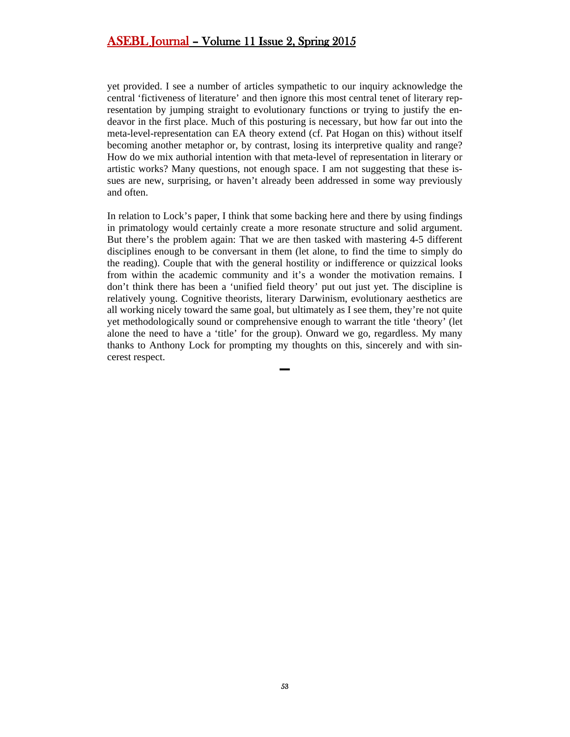yet provided. I see a number of articles sympathetic to our inquiry acknowledge the central 'fictiveness of literature' and then ignore this most central tenet of literary representation by jumping straight to evolutionary functions or trying to justify the endeavor in the first place. Much of this posturing is necessary, but how far out into the meta-level-representation can EA theory extend (cf. Pat Hogan on this) without itself becoming another metaphor or, by contrast, losing its interpretive quality and range? How do we mix authorial intention with that meta-level of representation in literary or artistic works? Many questions, not enough space. I am not suggesting that these issues are new, surprising, or haven't already been addressed in some way previously and often.

In relation to Lock's paper, I think that some backing here and there by using findings in primatology would certainly create a more resonate structure and solid argument. But there's the problem again: That we are then tasked with mastering 4-5 different disciplines enough to be conversant in them (let alone, to find the time to simply do the reading). Couple that with the general hostility or indifference or quizzical looks from within the academic community and it's a wonder the motivation remains. I don't think there has been a 'unified field theory' put out just yet. The discipline is relatively young. Cognitive theorists, literary Darwinism, evolutionary aesthetics are all working nicely toward the same goal, but ultimately as I see them, they're not quite yet methodologically sound or comprehensive enough to warrant the title 'theory' (let alone the need to have a 'title' for the group). Onward we go, regardless. My many thanks to Anthony Lock for prompting my thoughts on this, sincerely and with sincerest respect.

—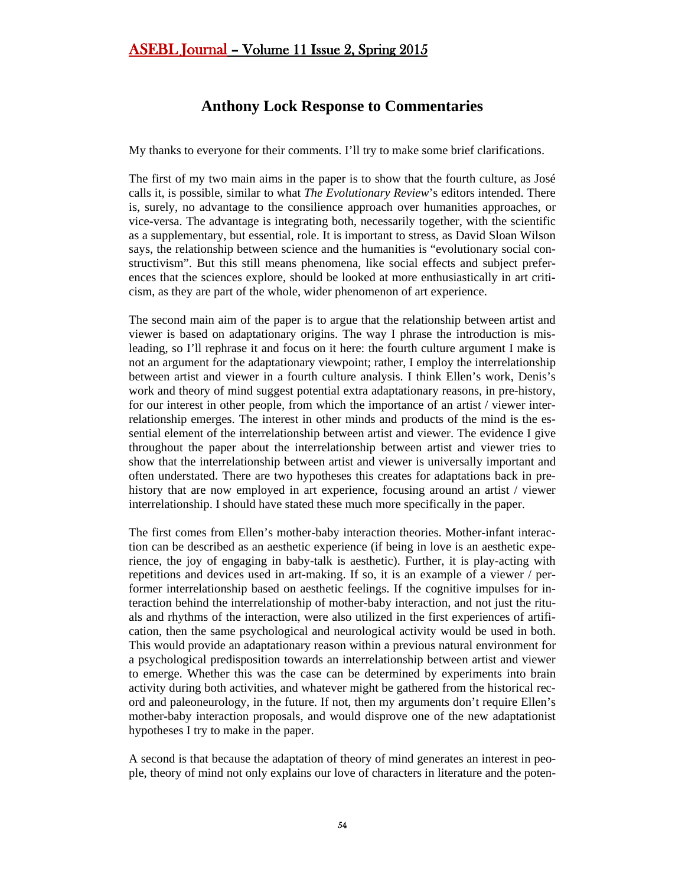## Anthony Lock Response to Commentaries

My thanks to everyone for their comments. I'll try to make some brief clarifications.

The first of my two main aims in the paper is to show that the fourth culture, as José calls it, is possible, similar to what *The Evolutionary Review*'s editors intended. There is, surely, no advantage to the consilience approach over humanities approaches, or vice-versa. The advantage is integrating both, necessarily together, with the scientific as a supplementary, but essential, role. It is important to stress, as David Sloan Wilson says, the relationship between science and the humanities is "evolutionary social constructivism". But this still means phenomena, like social effects and subject preferences that the sciences explore, should be looked at more enthusiastically in art criticism, as they are part of the whole, wider phenomenon of art experience.

The second main aim of the paper is to argue that the relationship between artist and viewer is based on adaptationary origins. The way I phrase the introduction is misleading, so I'll rephrase it and focus on it here: the fourth culture argument I make is not an argument for the adaptationary viewpoint; rather, I employ the interrelationship between artist and viewer in a fourth culture analysis. I think Ellen's work, Denis's work and theory of mind suggest potential extra adaptationary reasons, in pre-history, for our interest in other people, from which the importance of an artist / viewer interrelationship emerges. The interest in other minds and products of the mind is the essential element of the interrelationship between artist and viewer. The evidence I give throughout the paper about the interrelationship between artist and viewer tries to show that the interrelationship between artist and viewer is universally important and often understated. There are two hypotheses this creates for adaptations back in prehistory that are now employed in art experience, focusing around an artist / viewer interrelationship. I should have stated these much more specifically in the paper.

The first comes from Ellen's mother-baby interaction theories. Mother-infant interaction can be described as an aesthetic experience (if being in love is an aesthetic experience, the joy of engaging in baby-talk is aesthetic). Further, it is play-acting with repetitions and devices used in art-making. If so, it is an example of a viewer / performer interrelationship based on aesthetic feelings. If the cognitive impulses for interaction behind the interrelationship of mother-baby interaction, and not just the rituals and rhythms of the interaction, were also utilized in the first experiences of artification, then the same psychological and neurological activity would be used in both. This would provide an adaptationary reason within a previous natural environment for a psychological predisposition towards an interrelationship between artist and viewer to emerge. Whether this was the case can be determined by experiments into brain activity during both activities, and whatever might be gathered from the historical record and paleoneurology, in the future. If not, then my arguments don't require Ellen's mother-baby interaction proposals, and would disprove one of the new adaptationist hypotheses I try to make in the paper.

A second is that because the adaptation of theory of mind generates an interest in people, theory of mind not only explains our love of characters in literature and the poten-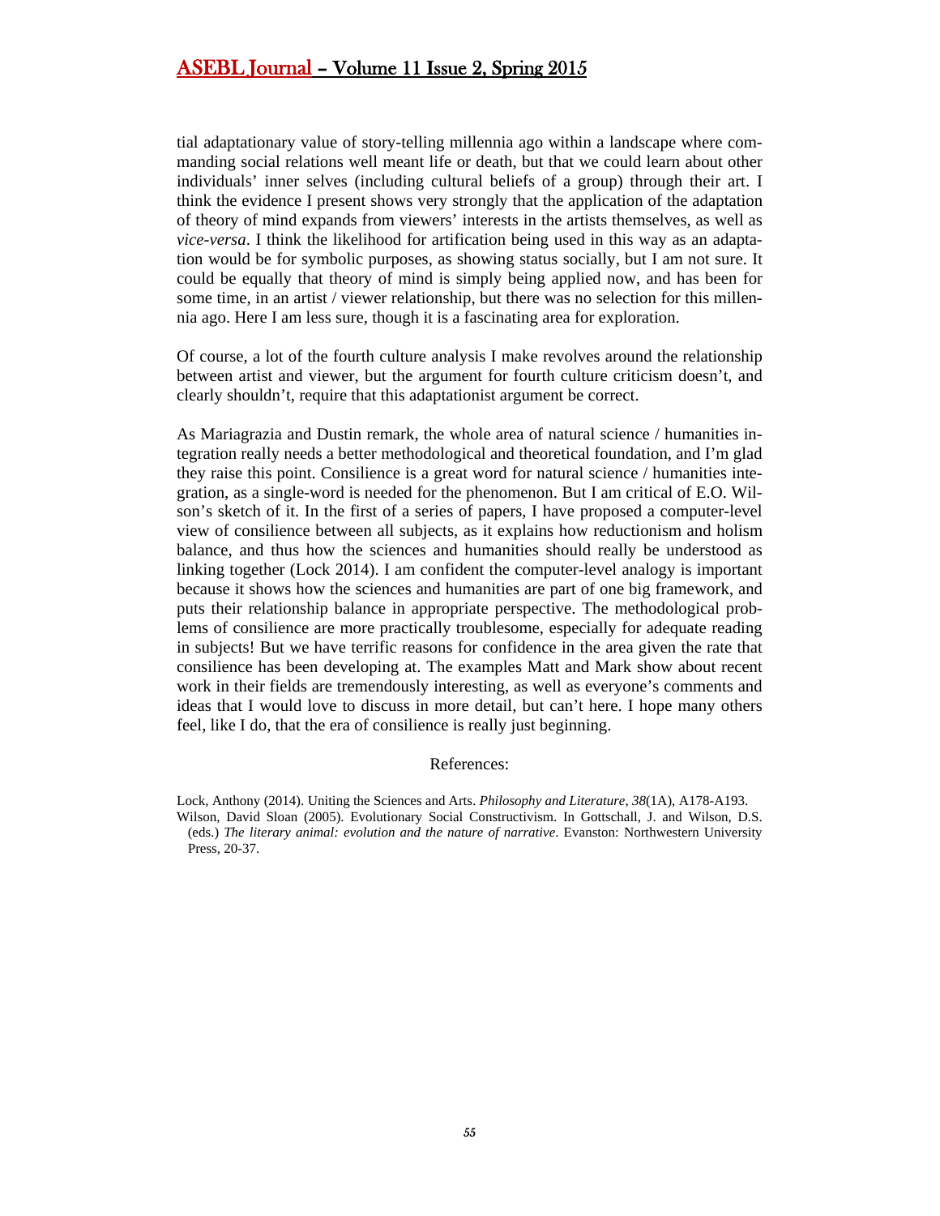tial adaptationary value of story-telling millennia ago within a landscape where commanding social relations well meant life or death, but that we could learn about other individuals' inner selves (including cultural beliefs of a group) through their art. I think the evidence I present shows very strongly that the application of the adaptation of theory of mind expands from viewers' interests in the artists themselves, as well as *vice-versa*. I think the likelihood for artification being used in this way as an adaptation would be for symbolic purposes, as showing status socially, but I am not sure. It could be equally that theory of mind is simply being applied now, and has been for some time, in an artist / viewer relationship, but there was no selection for this millennia ago. Here I am less sure, though it is a fascinating area for exploration.

Of course, a lot of the fourth culture analysis I make revolves around the relationship between artist and viewer, but the argument for fourth culture criticism doesn't, and clearly shouldn't, require that this adaptationist argument be correct.

As Mariagrazia and Dustin remark, the whole area of natural science / humanities integration really needs a better methodological and theoretical foundation, and I'm glad they raise this point. Consilience is a great word for natural science / humanities integration, as a single-word is needed for the phenomenon. But I am critical of E.O. Wilson's sketch of it. In the first of a series of papers, I have proposed a computer-level view of consilience between all subjects, as it explains how reductionism and holism balance, and thus how the sciences and humanities should really be understood as linking together (Lock 2014). I am confident the computer-level analogy is important because it shows how the sciences and humanities are part of one big framework, and puts their relationship balance in appropriate perspective. The methodological problems of consilience are more practically troublesome, especially for adequate reading in subjects! But we have terrific reasons for confidence in the area given the rate that consilience has been developing at. The examples Matt and Mark show about recent work in their fields are tremendously interesting, as well as everyone's comments and ideas that I would love to discuss in more detail, but can't here. I hope many others feel, like I do, that the era of consilience is really just beginning.

## References:

Lock, Anthony (2014). Uniting the Sciences and Arts. *Philosophy and Literature, 38*(1A), A178-A193.

Wilson, David Sloan (2005). Evolutionary Social Constructivism. In Gottschall, J. and Wilson, D.S. (eds.) *The literary animal: evolution and the nature of narrative*. Evanston: Northwestern University Press, 20-37.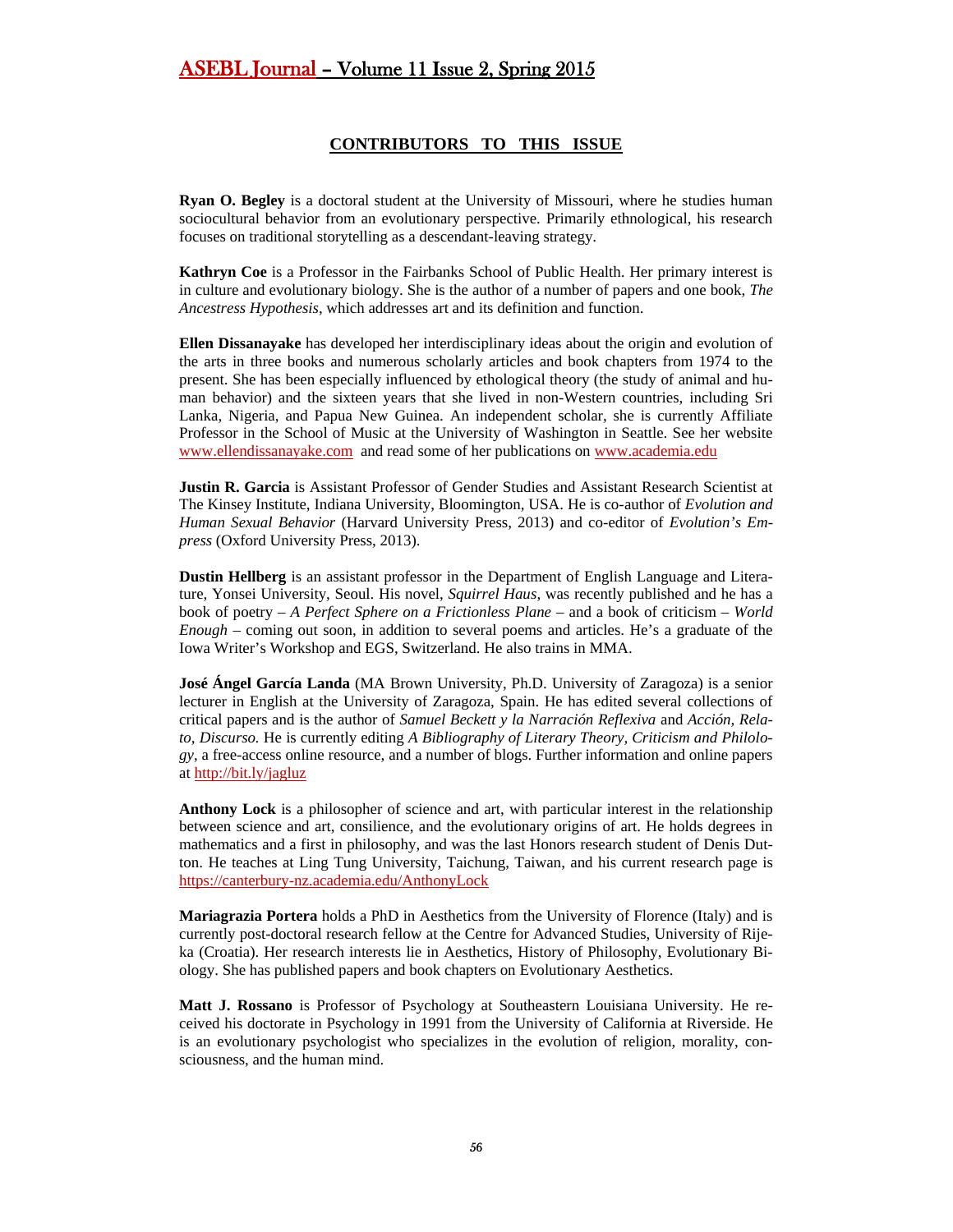## CONTRIBUTORS TO THIS ISSUE

**Ryan O. Begley** is a doctoral student at the University of Missouri, where he studies human sociocultural behavior from an evolutionary perspective. Primarily ethnological, his research focuses on traditional storytelling as a descendant-leaving strategy.

**Kathryn Coe** is a Professor in the Fairbanks School of Public Health. Her primary interest is in culture and evolutionary biology. She is the author of a number of papers and one book, *The Ancestress Hypothesis*, which addresses art and its definition and function.

**Ellen Dissanayake** has developed her interdisciplinary ideas about the origin and evolution of the arts in three books and numerous scholarly articles and book chapters from 1974 to the present. She has been especially influenced by ethological theory (the study of animal and human behavior) and the sixteen years that she lived in non-Western countries, including Sri Lanka, Nigeria, and Papua New Guinea. An independent scholar, she is currently Affiliate Professor in the School of Music at the University of Washington in Seattle. See her website www.ellendissanayake.com and read some of her publications on www.academia.edu

**Justin R. Garcia** is Assistant Professor of Gender Studies and Assistant Research Scientist at The Kinsey Institute, Indiana University, Bloomington, USA. He is co-author of *Evolution and Human Sexual Behavior* (Harvard University Press, 2013) and co-editor of *Evolution's Empress* (Oxford University Press, 2013).

**Dustin Hellberg** is an assistant professor in the Department of English Language and Literature, Yonsei University, Seoul. His novel, *Squirrel Haus*, was recently published and he has a book of poetry – *A Perfect Sphere on a Frictionless Plane* – and a book of criticism – *World Enough* – coming out soon, in addition to several poems and articles. He's a graduate of the Iowa Writer's Workshop and EGS, Switzerland. He also trains in MMA.

**José Ángel García Landa** (MA Brown University, Ph.D. University of Zaragoza) is a senior lecturer in English at the University of Zaragoza, Spain. He has edited several collections of critical papers and is the author of *Samuel Beckett y la Narración Reflexiva* and *Acción, Relato, Discurso.* He is currently editing *A Bibliography of Literary Theory, Criticism and Philology*, a free-access online resource, and a number of blogs. Further information and online papers at http://bit.ly/jagluz

**Anthony Lock** is a philosopher of science and art, with particular interest in the relationship between science and art, consilience, and the evolutionary origins of art. He holds degrees in mathematics and a first in philosophy, and was the last Honors research student of Denis Dutton. He teaches at Ling Tung University, Taichung, Taiwan, and his current research page is https://canterbury-nz.academia.edu/AnthonyLock

**Mariagrazia Portera** holds a PhD in Aesthetics from the University of Florence (Italy) and is currently post-doctoral research fellow at the Centre for Advanced Studies, University of Rijeka (Croatia). Her research interests lie in Aesthetics, History of Philosophy, Evolutionary Biology. She has published papers and book chapters on Evolutionary Aesthetics.

**Matt J. Rossano** is Professor of Psychology at Southeastern Louisiana University. He received his doctorate in Psychology in 1991 from the University of California at Riverside. He is an evolutionary psychologist who specializes in the evolution of religion, morality, consciousness, and the human mind.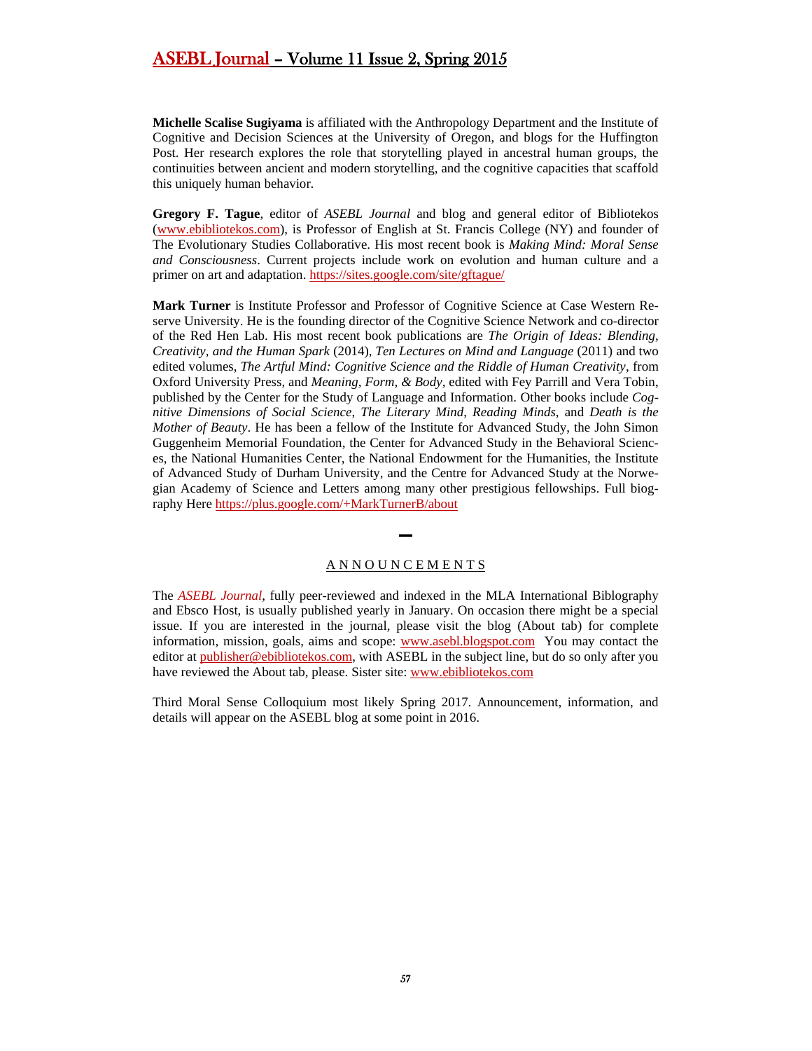**Michelle Scalise Sugiyama** is affiliated with the Anthropology Department and the Institute of Cognitive and Decision Sciences at the University of Oregon, and blogs for the Huffington Post. Her research explores the role that storytelling played in ancestral human groups, the continuities between ancient and modern storytelling, and the cognitive capacities that scaffold this uniquely human behavior.

**Gregory F. Tague**, editor of *ASEBL Journal* and blog and general editor of Bibliotekos (www.ebibliotekos.com), is Professor of English at St. Francis College (NY) and founder of The Evolutionary Studies Collaborative. His most recent book is *Making Mind: Moral Sense and Consciousness*. Current projects include work on evolution and human culture and a primer on art and adaptation. https://sites.google.com/site/gftague/

**Mark Turner** is Institute Professor and Professor of Cognitive Science at Case Western Reserve University. He is the founding director of the Cognitive Science Network and co-director of the Red Hen Lab. His most recent book publications are *The Origin of Ideas: Blending, Creativity, and the Human Spark* (2014), *Ten Lectures on Mind and Language* (2011) and two edited volumes, *The Artful Mind: Cognitive Science and the Riddle of Human Creativity*, from Oxford University Press, and *Meaning, Form, & Body*, edited with Fey Parrill and Vera Tobin, published by the Center for the Study of Language and Information. Other books include *Cognitive Dimensions of Social Science*, *The Literary Mind*, *Reading Minds*, and *Death is the Mother of Beauty*. He has been a fellow of the Institute for Advanced Study, the John Simon Guggenheim Memorial Foundation, the Center for Advanced Study in the Behavioral Sciences, the National Humanities Center, the National Endowment for the Humanities, the Institute of Advanced Study of Durham University, and the Centre for Advanced Study at the Norwegian Academy of Science and Letters among many other prestigious fellowships. Full biography Here https://plus.google.com/+MarkTurnerB/about

—

## ANNOUNCEMENTS

The *ASEBL Journal*, fully peer-reviewed and indexed in the MLA International Biblography and Ebsco Host, is usually published yearly in January. On occasion there might be a special issue. If you are interested in the journal, please visit the blog (About tab) for complete information, mission, goals, aims and scope: www.asebl.blogspot.com You may contact the editor at publisher@ebibliotekos.com, with ASEBL in the subject line, but do so only after you have reviewed the About tab, please. Sister site: www.ebibliotekos.com

Third Moral Sense Colloquium most likely Spring 2017. Announcement, information, and details will appear on the ASEBL blog at some point in 2016.